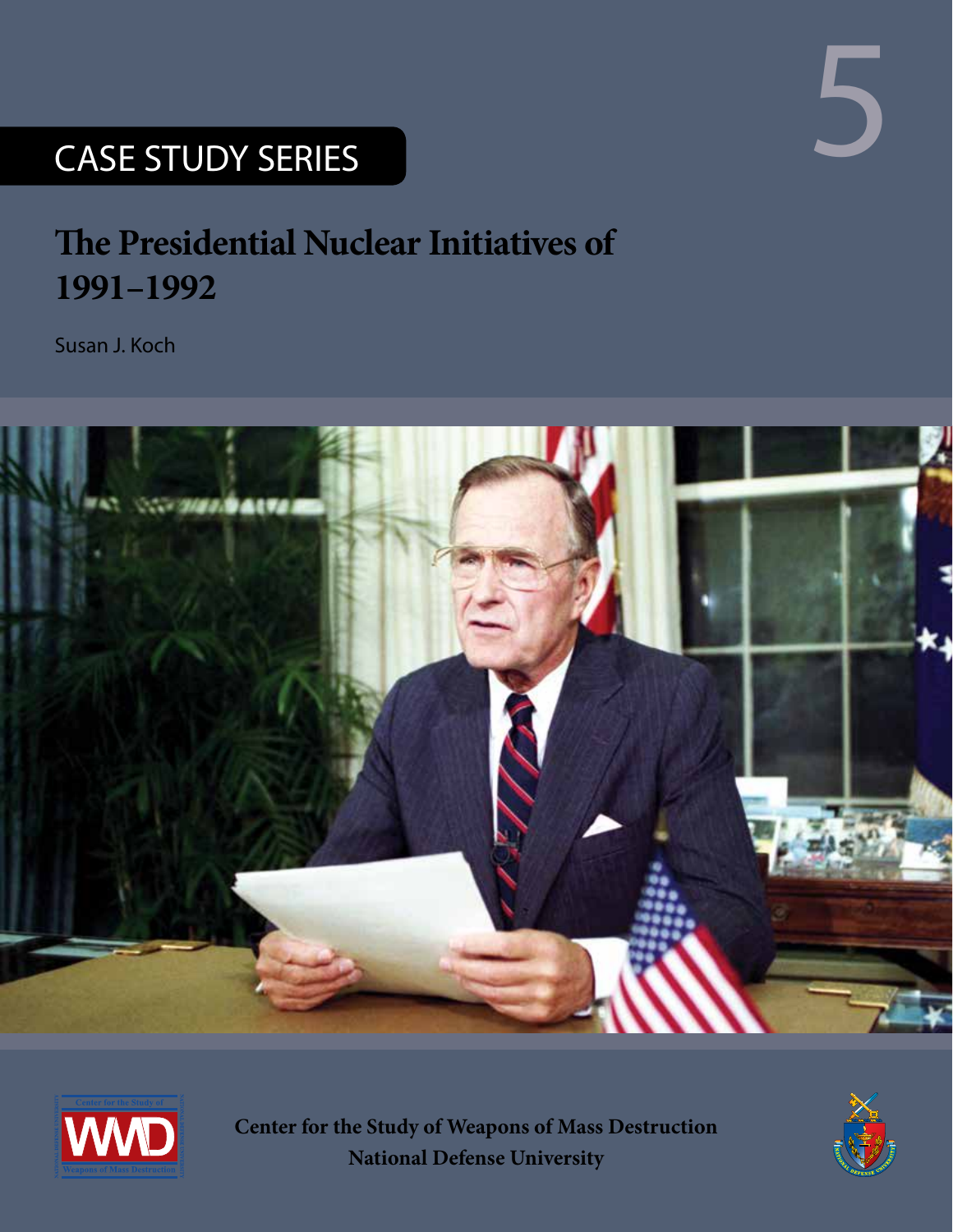5

CASE STUDY SERIES

# The Presidential Nuclear Initiatives of 1991–1992

Susan J. Koch

**Center for the Study of Weapons of Mass Destruction**
**National Defense University**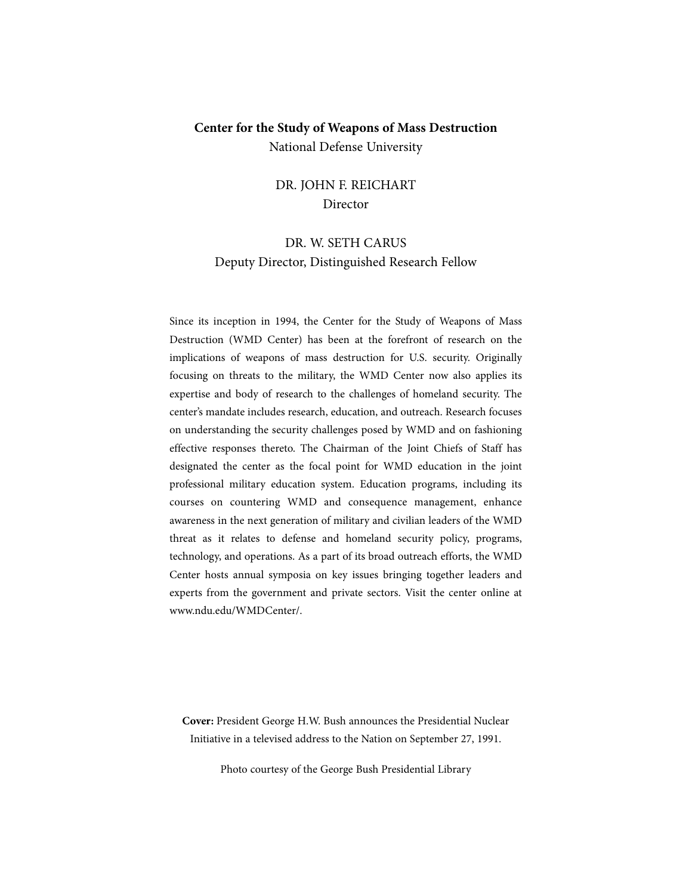**Center for the Study of Weapons of Mass Destruction**
National Defense University

DR. JOHN F. REICHART
Director

DR. W. SETH CARUS
Deputy Director, Distinguished Research Fellow

Since its inception in 1994, the Center for the Study of Weapons of Mass Destruction (WMD Center) has been at the forefront of research on the implications of weapons of mass destruction for U.S. security. Originally focusing on threats to the military, the WMD Center now also applies its expertise and body of research to the challenges of homeland security. The center's mandate includes research, education, and outreach. Research focuses on understanding the security challenges posed by WMD and on fashioning effective responses thereto. The Chairman of the Joint Chiefs of Staff has designated the center as the focal point for WMD education in the joint professional military education system. Education programs, including its courses on countering WMD and consequence management, enhance awareness in the next generation of military and civilian leaders of the WMD threat as it relates to defense and homeland security policy, programs, technology, and operations. As a part of its broad outreach efforts, the WMD Center hosts annual symposia on key issues bringing together leaders and experts from the government and private sectors. Visit the center online at www.ndu.edu/WMDCenter/.

**Cover:** President George H.W. Bush announces the Presidential Nuclear Initiative in a televised address to the Nation on September 27, 1991.

Photo courtesy of the George Bush Presidential Library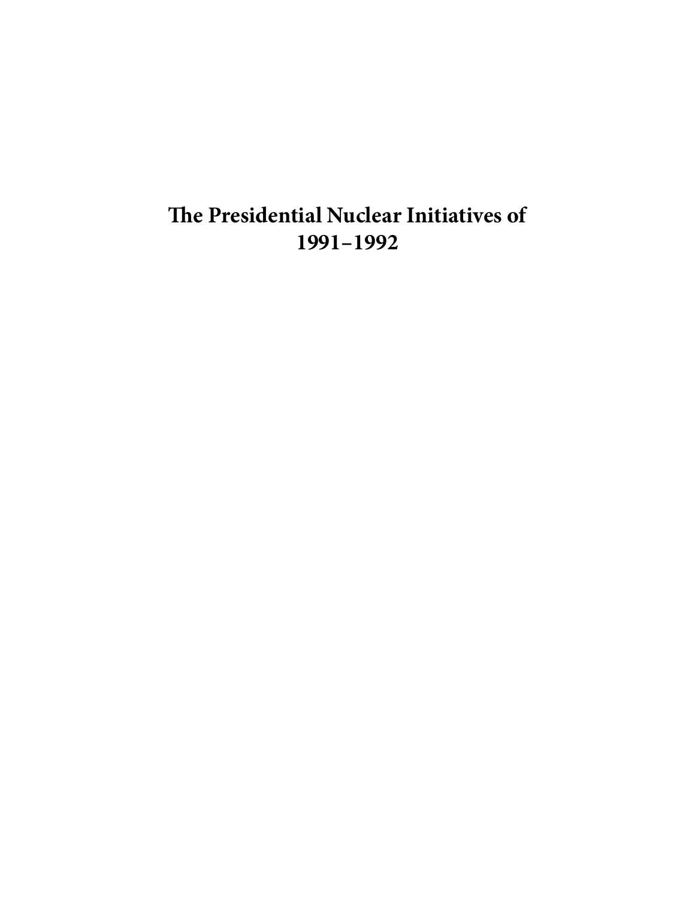# The Presidential Nuclear Initiatives of 1991–1992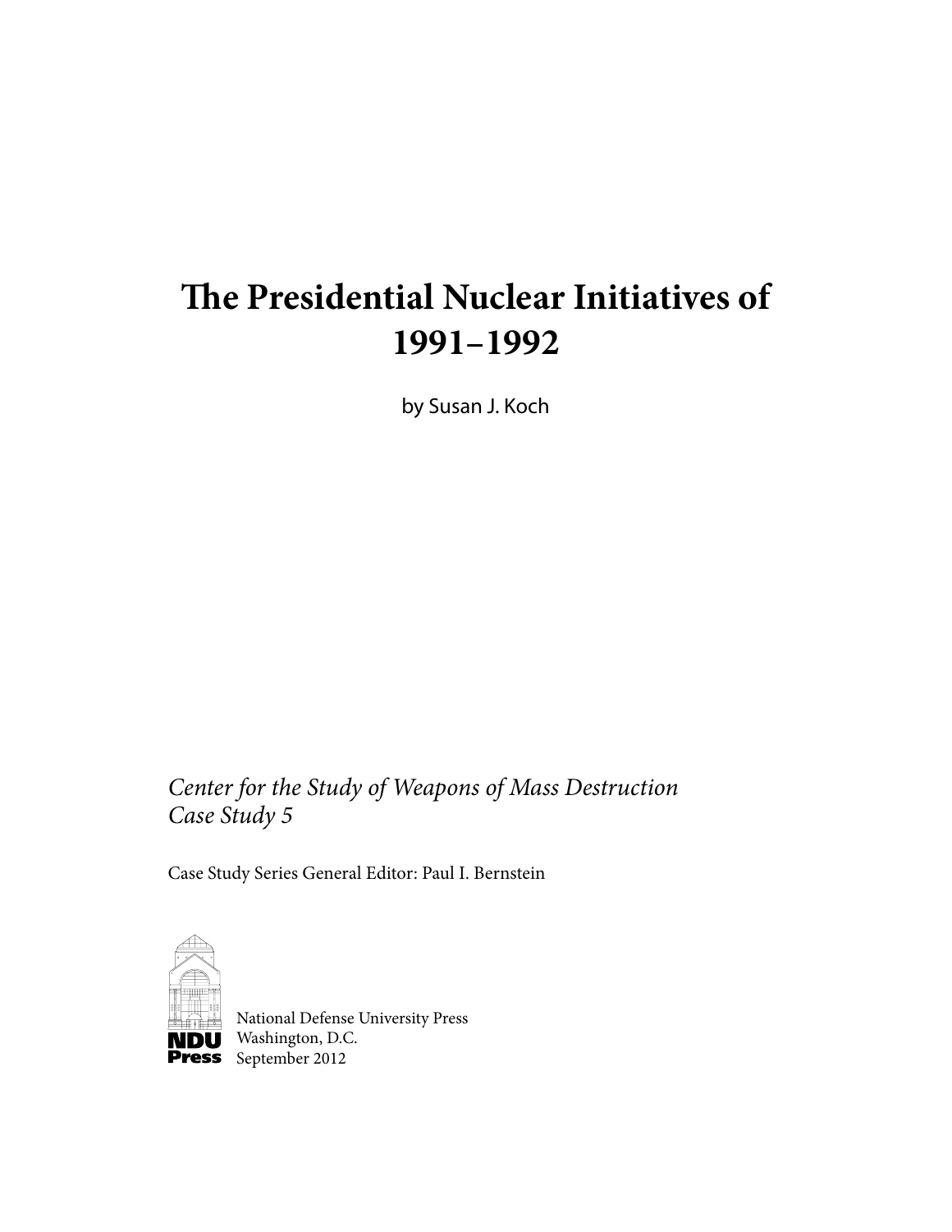# The Presidential Nuclear Initiatives of 1991–1992

by Susan J. Koch

*Center for the Study of Weapons of Mass Destruction*
*Case Study 5*

Case Study Series General Editor: Paul I. Bernstein

National Defense University Press
Washington, D.C.
September 2012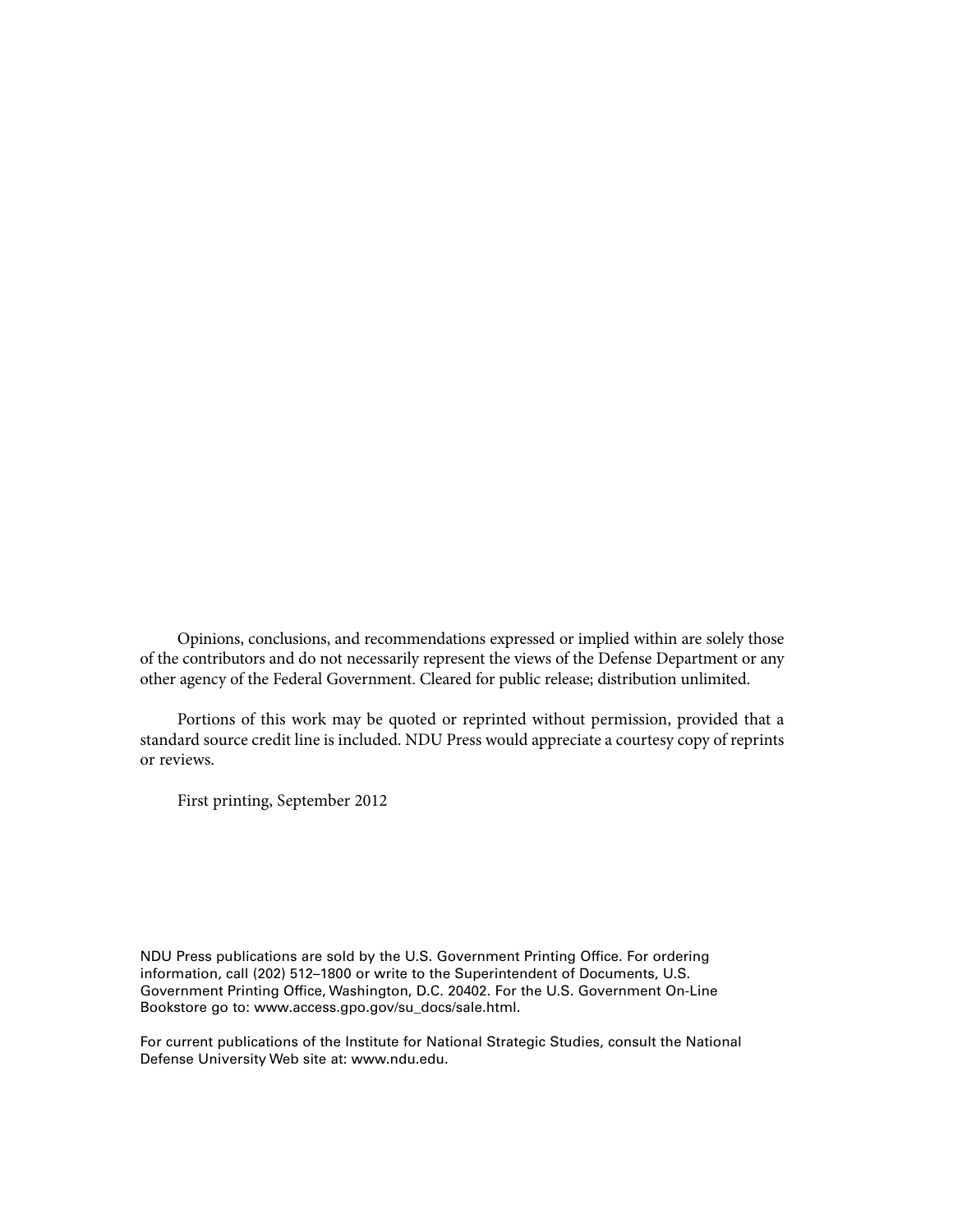Opinions, conclusions, and recommendations expressed or implied within are solely those of the contributors and do not necessarily represent the views of the Defense Department or any other agency of the Federal Government. Cleared for public release; distribution unlimited.

Portions of this work may be quoted or reprinted without permission, provided that a standard source credit line is included. NDU Press would appreciate a courtesy copy of reprints or reviews.

First printing, September 2012

NDU Press publications are sold by the U.S. Government Printing Office. For ordering information, call (202) 512–1800 or write to the Superintendent of Documents, U.S. Government Printing Office, Washington, D.C. 20402. For the U.S. Government On-Line Bookstore go to: www.access.gpo.gov/su_docs/sale.html.

For current publications of the Institute for National Strategic Studies, consult the National Defense University Web site at: www.ndu.edu.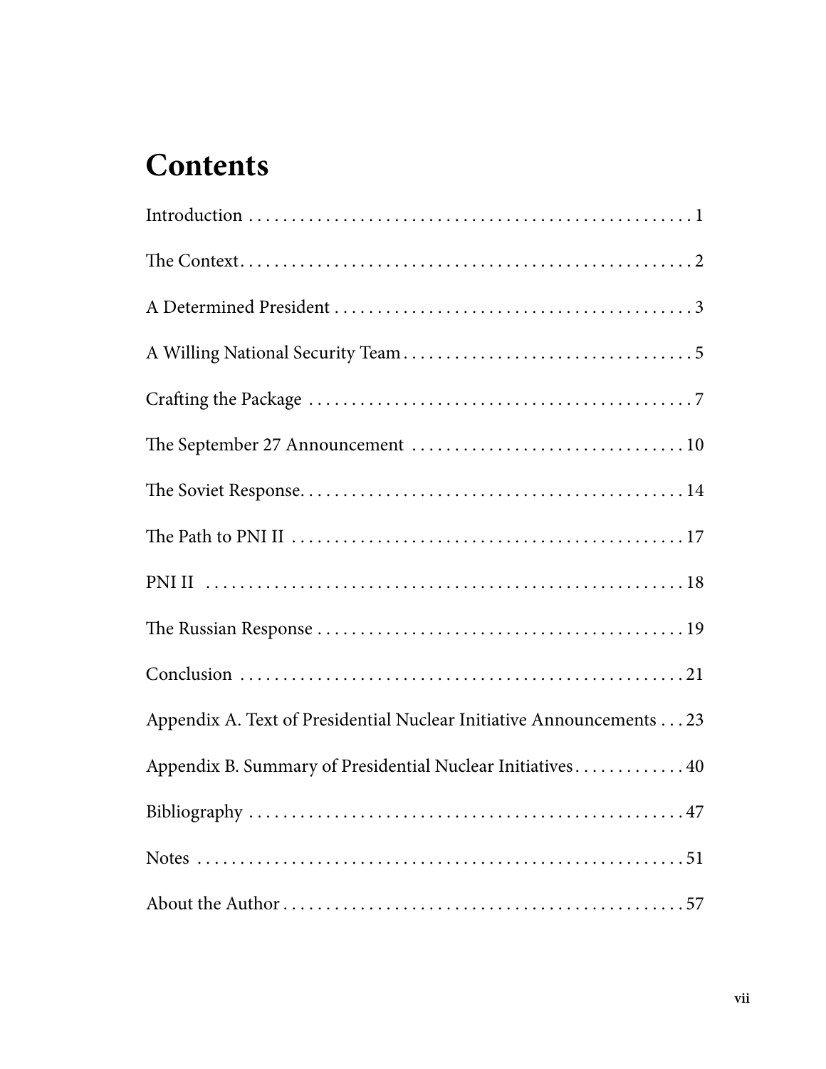# Contents

Introduction . . . . . . . . . . . . . . . . . . . . . . . . . . . . . . . . . . . . . . . . . . . . . . . . . . . . . 1

The Context . . . . . . . . . . . . . . . . . . . . . . . . . . . . . . . . . . . . . . . . . . . . . . . . . . . . . 2

A Determined President . . . . . . . . . . . . . . . . . . . . . . . . . . . . . . . . . . . . . . . . . . . 3

A Willing National Security Team . . . . . . . . . . . . . . . . . . . . . . . . . . . . . . . . . . 5

Crafting the Package . . . . . . . . . . . . . . . . . . . . . . . . . . . . . . . . . . . . . . . . . . . . . . 7

The September 27 Announcement . . . . . . . . . . . . . . . . . . . . . . . . . . . . . . . . . 10

The Soviet Response . . . . . . . . . . . . . . . . . . . . . . . . . . . . . . . . . . . . . . . . . . . . . 14

The Path to PNI II . . . . . . . . . . . . . . . . . . . . . . . . . . . . . . . . . . . . . . . . . . . . . . . 17

PNI II . . . . . . . . . . . . . . . . . . . . . . . . . . . . . . . . . . . . . . . . . . . . . . . . . . . . . . . . 18

The Russian Response . . . . . . . . . . . . . . . . . . . . . . . . . . . . . . . . . . . . . . . . . . . . 19

Conclusion . . . . . . . . . . . . . . . . . . . . . . . . . . . . . . . . . . . . . . . . . . . . . . . . . . . . 21

Appendix A. Text of Presidential Nuclear Initiative Announcements . . . 23

Appendix B. Summary of Presidential Nuclear Initiatives . . . . . . . . . . . . . 40

Bibliography . . . . . . . . . . . . . . . . . . . . . . . . . . . . . . . . . . . . . . . . . . . . . . . . . . . 47

Notes . . . . . . . . . . . . . . . . . . . . . . . . . . . . . . . . . . . . . . . . . . . . . . . . . . . . . . . . . 51

About the Author . . . . . . . . . . . . . . . . . . . . . . . . . . . . . . . . . . . . . . . . . . . . . . . 57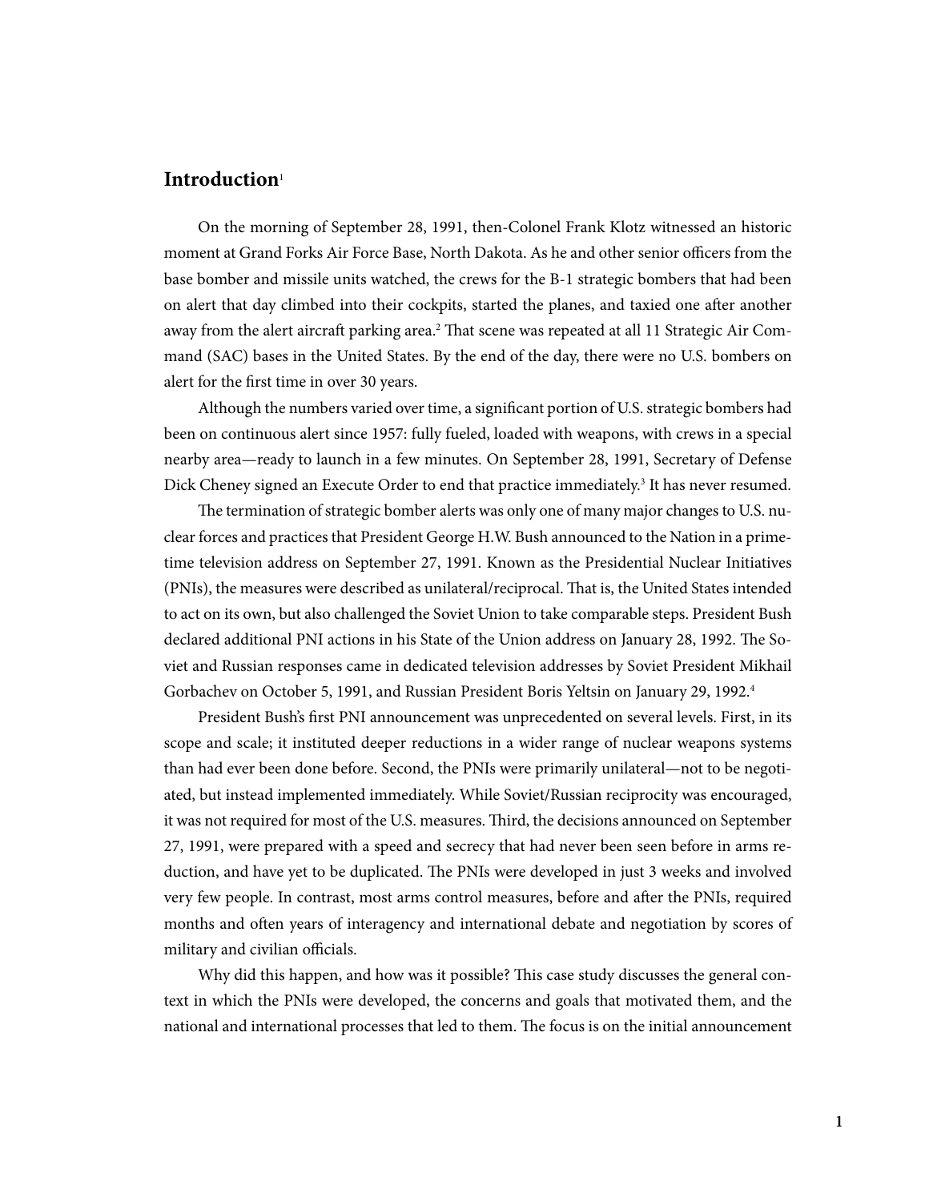## Introduction[1]

On the morning of September 28, 1991, then-Colonel Frank Klotz witnessed an historic moment at Grand Forks Air Force Base, North Dakota. As he and other senior officers from the base bomber and missile units watched, the crews for the B-1 strategic bombers that had been on alert that day climbed into their cockpits, started the planes, and taxied one after another away from the alert aircraft parking area.[2] That scene was repeated at all 11 Strategic Air Command (SAC) bases in the United States. By the end of the day, there were no U.S. bombers on alert for the first time in over 30 years.

Although the numbers varied over time, a significant portion of U.S. strategic bombers had been on continuous alert since 1957: fully fueled, loaded with weapons, with crews in a special nearby area—ready to launch in a few minutes. On September 28, 1991, Secretary of Defense Dick Cheney signed an Execute Order to end that practice immediately.[3] It has never resumed.

The termination of strategic bomber alerts was only one of many major changes to U.S. nuclear forces and practices that President George H.W. Bush announced to the Nation in a prime-time television address on September 27, 1991. Known as the Presidential Nuclear Initiatives (PNIs), the measures were described as unilateral/reciprocal. That is, the United States intended to act on its own, but also challenged the Soviet Union to take comparable steps. President Bush declared additional PNI actions in his State of the Union address on January 28, 1992. The Soviet and Russian responses came in dedicated television addresses by Soviet President Mikhail Gorbachev on October 5, 1991, and Russian President Boris Yeltsin on January 29, 1992.[4]

President Bush's first PNI announcement was unprecedented on several levels. First, in its scope and scale; it instituted deeper reductions in a wider range of nuclear weapons systems than had ever been done before. Second, the PNIs were primarily unilateral—not to be negotiated, but instead implemented immediately. While Soviet/Russian reciprocity was encouraged, it was not required for most of the U.S. measures. Third, the decisions announced on September 27, 1991, were prepared with a speed and secrecy that had never been seen before in arms reduction, and have yet to be duplicated. The PNIs were developed in just 3 weeks and involved very few people. In contrast, most arms control measures, before and after the PNIs, required months and often years of interagency and international debate and negotiation by scores of military and civilian officials.

Why did this happen, and how was it possible? This case study discusses the general context in which the PNIs were developed, the concerns and goals that motivated them, and the national and international processes that led to them. The focus is on the initial announcement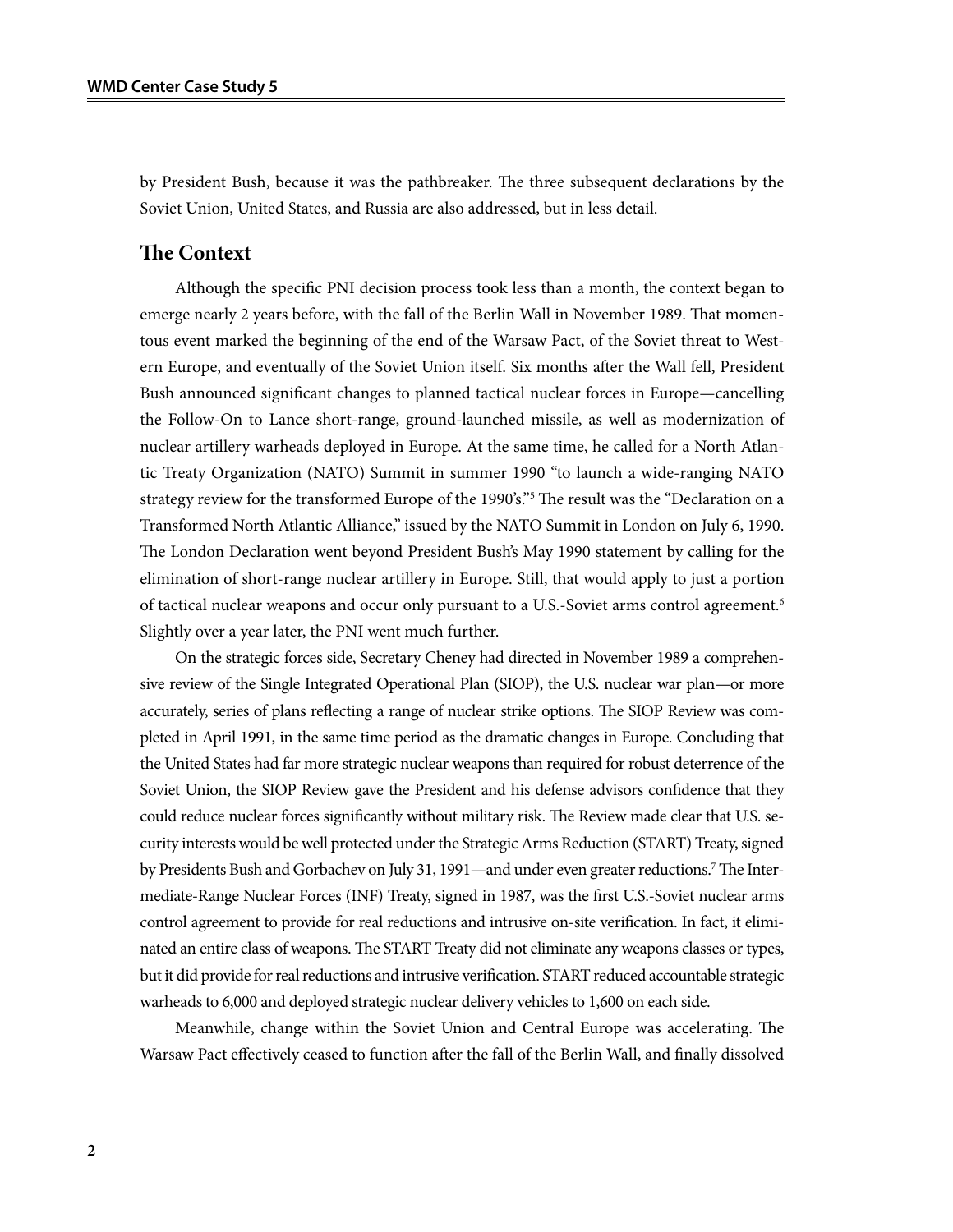by President Bush, because it was the pathbreaker. The three subsequent declarations by the Soviet Union, United States, and Russia are also addressed, but in less detail.

## The Context

Although the specific PNI decision process took less than a month, the context began to emerge nearly 2 years before, with the fall of the Berlin Wall in November 1989. That momentous event marked the beginning of the end of the Warsaw Pact, of the Soviet threat to Western Europe, and eventually of the Soviet Union itself. Six months after the Wall fell, President Bush announced significant changes to planned tactical nuclear forces in Europe—cancelling the Follow-On to Lance short-range, ground-launched missile, as well as modernization of nuclear artillery warheads deployed in Europe. At the same time, he called for a North Atlantic Treaty Organization (NATO) Summit in summer 1990 "to launch a wide-ranging NATO strategy review for the transformed Europe of the 1990's."[5] The result was the "Declaration on a Transformed North Atlantic Alliance," issued by the NATO Summit in London on July 6, 1990. The London Declaration went beyond President Bush's May 1990 statement by calling for the elimination of short-range nuclear artillery in Europe. Still, that would apply to just a portion of tactical nuclear weapons and occur only pursuant to a U.S.-Soviet arms control agreement.[6] Slightly over a year later, the PNI went much further.

On the strategic forces side, Secretary Cheney had directed in November 1989 a comprehensive review of the Single Integrated Operational Plan (SIOP), the U.S. nuclear war plan—or more accurately, series of plans reflecting a range of nuclear strike options. The SIOP Review was completed in April 1991, in the same time period as the dramatic changes in Europe. Concluding that the United States had far more strategic nuclear weapons than required for robust deterrence of the Soviet Union, the SIOP Review gave the President and his defense advisors confidence that they could reduce nuclear forces significantly without military risk. The Review made clear that U.S. security interests would be well protected under the Strategic Arms Reduction (START) Treaty, signed by Presidents Bush and Gorbachev on July 31, 1991—and under even greater reductions.[7] The Intermediate-Range Nuclear Forces (INF) Treaty, signed in 1987, was the first U.S.-Soviet nuclear arms control agreement to provide for real reductions and intrusive on-site verification. In fact, it eliminated an entire class of weapons. The START Treaty did not eliminate any weapons classes or types, but it did provide for real reductions and intrusive verification. START reduced accountable strategic warheads to 6,000 and deployed strategic nuclear delivery vehicles to 1,600 on each side.

Meanwhile, change within the Soviet Union and Central Europe was accelerating. The Warsaw Pact effectively ceased to function after the fall of the Berlin Wall, and finally dissolved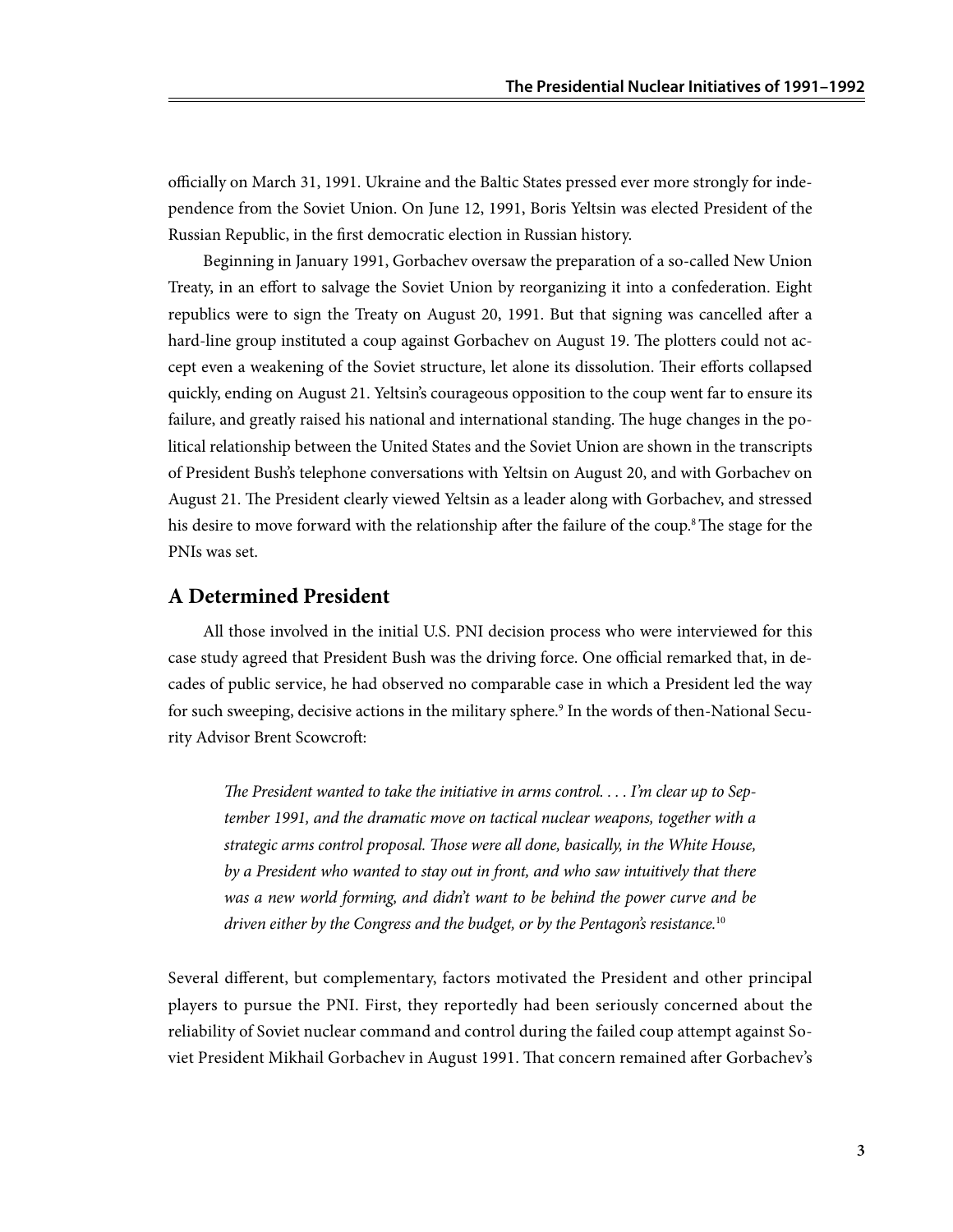officially on March 31, 1991. Ukraine and the Baltic States pressed ever more strongly for independence from the Soviet Union. On June 12, 1991, Boris Yeltsin was elected President of the Russian Republic, in the first democratic election in Russian history.

Beginning in January 1991, Gorbachev oversaw the preparation of a so-called New Union Treaty, in an effort to salvage the Soviet Union by reorganizing it into a confederation. Eight republics were to sign the Treaty on August 20, 1991. But that signing was cancelled after a hard-line group instituted a coup against Gorbachev on August 19. The plotters could not accept even a weakening of the Soviet structure, let alone its dissolution. Their efforts collapsed quickly, ending on August 21. Yeltsin's courageous opposition to the coup went far to ensure its failure, and greatly raised his national and international standing. The huge changes in the political relationship between the United States and the Soviet Union are shown in the transcripts of President Bush's telephone conversations with Yeltsin on August 20, and with Gorbachev on August 21. The President clearly viewed Yeltsin as a leader along with Gorbachev, and stressed his desire to move forward with the relationship after the failure of the coup.[8] The stage for the PNIs was set.

## A Determined President

All those involved in the initial U.S. PNI decision process who were interviewed for this case study agreed that President Bush was the driving force. One official remarked that, in decades of public service, he had observed no comparable case in which a President led the way for such sweeping, decisive actions in the military sphere.[9] In the words of then-National Security Advisor Brent Scowcroft:

> *The President wanted to take the initiative in arms control. . . . I'm clear up to September 1991, and the dramatic move on tactical nuclear weapons, together with a strategic arms control proposal. Those were all done, basically, in the White House, by a President who wanted to stay out in front, and who saw intuitively that there was a new world forming, and didn't want to be behind the power curve and be driven either by the Congress and the budget, or by the Pentagon's resistance.*[10]

Several different, but complementary, factors motivated the President and other principal players to pursue the PNI. First, they reportedly had been seriously concerned about the reliability of Soviet nuclear command and control during the failed coup attempt against Soviet President Mikhail Gorbachev in August 1991. That concern remained after Gorbachev's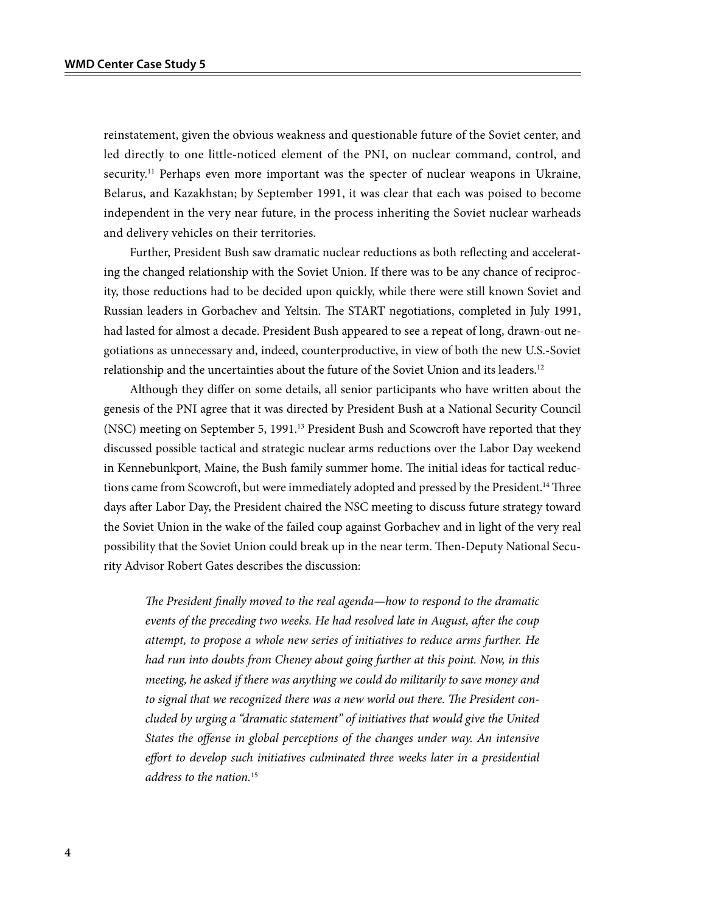reinstatement, given the obvious weakness and questionable future of the Soviet center, and led directly to one little-noticed element of the PNI, on nuclear command, control, and security.[11] Perhaps even more important was the specter of nuclear weapons in Ukraine, Belarus, and Kazakhstan; by September 1991, it was clear that each was poised to become independent in the very near future, in the process inheriting the Soviet nuclear warheads and delivery vehicles on their territories.

Further, President Bush saw dramatic nuclear reductions as both reflecting and accelerating the changed relationship with the Soviet Union. If there was to be any chance of reciprocity, those reductions had to be decided upon quickly, while there were still known Soviet and Russian leaders in Gorbachev and Yeltsin. The START negotiations, completed in July 1991, had lasted for almost a decade. President Bush appeared to see a repeat of long, drawn-out negotiations as unnecessary and, indeed, counterproductive, in view of both the new U.S.-Soviet relationship and the uncertainties about the future of the Soviet Union and its leaders.[12]

Although they differ on some details, all senior participants who have written about the genesis of the PNI agree that it was directed by President Bush at a National Security Council (NSC) meeting on September 5, 1991.[13] President Bush and Scowcroft have reported that they discussed possible tactical and strategic nuclear arms reductions over the Labor Day weekend in Kennebunkport, Maine, the Bush family summer home. The initial ideas for tactical reductions came from Scowcroft, but were immediately adopted and pressed by the President.[14] Three days after Labor Day, the President chaired the NSC meeting to discuss future strategy toward the Soviet Union in the wake of the failed coup against Gorbachev and in light of the very real possibility that the Soviet Union could break up in the near term. Then-Deputy National Security Advisor Robert Gates describes the discussion:

> *The President finally moved to the real agenda—how to respond to the dramatic events of the preceding two weeks. He had resolved late in August, after the coup attempt, to propose a whole new series of initiatives to reduce arms further. He had run into doubts from Cheney about going further at this point. Now, in this meeting, he asked if there was anything we could do militarily to save money and to signal that we recognized there was a new world out there. The President concluded by urging a "dramatic statement" of initiatives that would give the United States the offense in global perceptions of the changes under way. An intensive effort to develop such initiatives culminated three weeks later in a presidential address to the nation.*[15]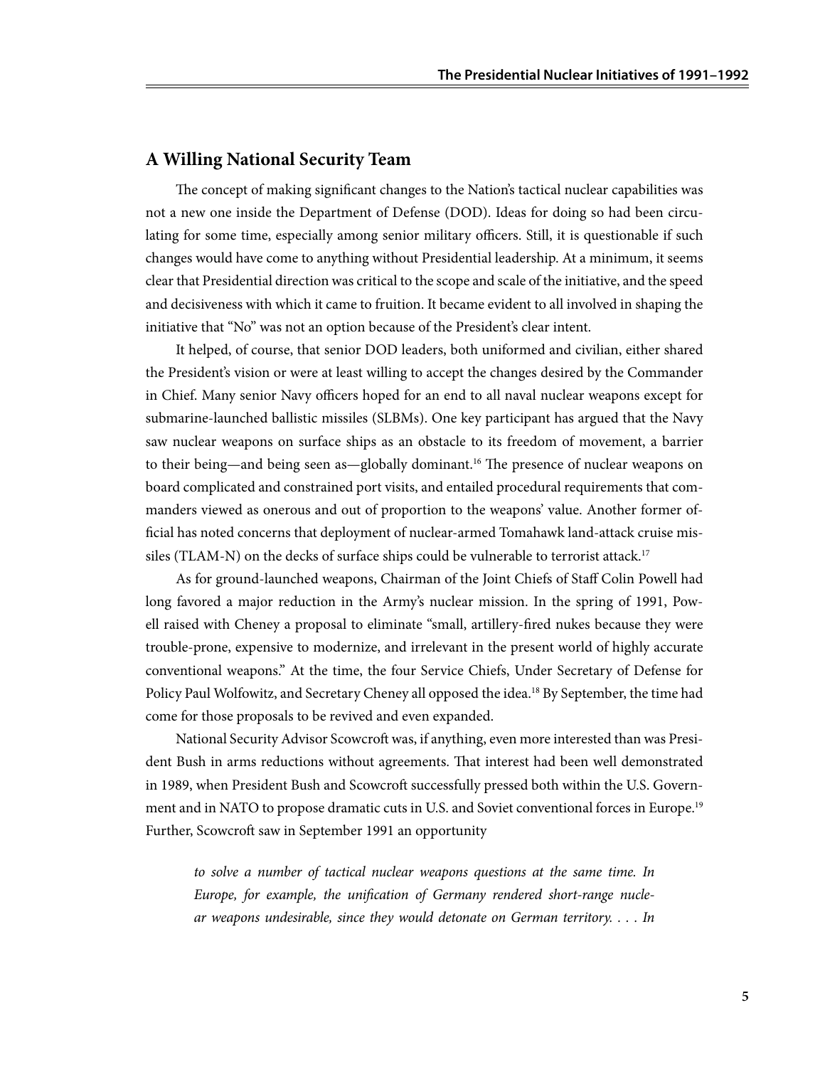## A Willing National Security Team

The concept of making significant changes to the Nation's tactical nuclear capabilities was not a new one inside the Department of Defense (DOD). Ideas for doing so had been circulating for some time, especially among senior military officers. Still, it is questionable if such changes would have come to anything without Presidential leadership. At a minimum, it seems clear that Presidential direction was critical to the scope and scale of the initiative, and the speed and decisiveness with which it came to fruition. It became evident to all involved in shaping the initiative that "No" was not an option because of the President's clear intent.

It helped, of course, that senior DOD leaders, both uniformed and civilian, either shared the President's vision or were at least willing to accept the changes desired by the Commander in Chief. Many senior Navy officers hoped for an end to all naval nuclear weapons except for submarine-launched ballistic missiles (SLBMs). One key participant has argued that the Navy saw nuclear weapons on surface ships as an obstacle to its freedom of movement, a barrier to their being—and being seen as—globally dominant.[16] The presence of nuclear weapons on board complicated and constrained port visits, and entailed procedural requirements that commanders viewed as onerous and out of proportion to the weapons' value. Another former official has noted concerns that deployment of nuclear-armed Tomahawk land-attack cruise missiles (TLAM-N) on the decks of surface ships could be vulnerable to terrorist attack.[17]

As for ground-launched weapons, Chairman of the Joint Chiefs of Staff Colin Powell had long favored a major reduction in the Army's nuclear mission. In the spring of 1991, Powell raised with Cheney a proposal to eliminate "small, artillery-fired nukes because they were trouble-prone, expensive to modernize, and irrelevant in the present world of highly accurate conventional weapons." At the time, the four Service Chiefs, Under Secretary of Defense for Policy Paul Wolfowitz, and Secretary Cheney all opposed the idea.[18] By September, the time had come for those proposals to be revived and even expanded.

National Security Advisor Scowcroft was, if anything, even more interested than was President Bush in arms reductions without agreements. That interest had been well demonstrated in 1989, when President Bush and Scowcroft successfully pressed both within the U.S. Government and in NATO to propose dramatic cuts in U.S. and Soviet conventional forces in Europe.[19] Further, Scowcroft saw in September 1991 an opportunity

> *to solve a number of tactical nuclear weapons questions at the same time. In Europe, for example, the unification of Germany rendered short-range nuclear weapons undesirable, since they would detonate on German territory. . . . In*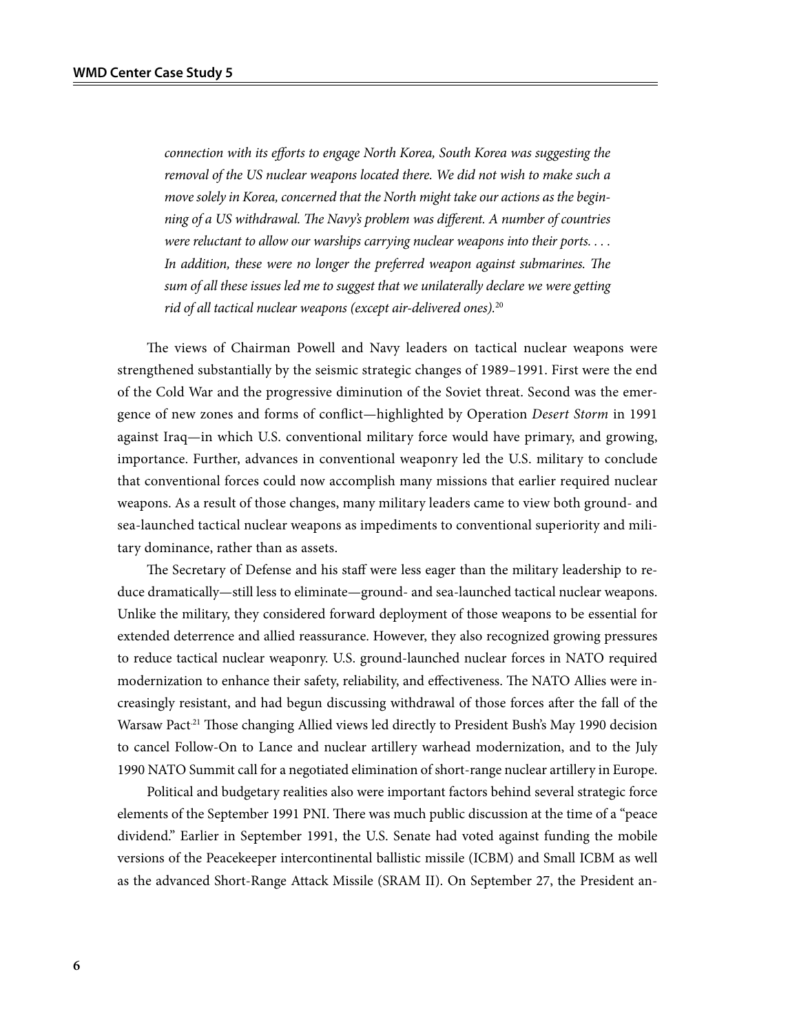*connection with its efforts to engage North Korea, South Korea was suggesting the removal of the US nuclear weapons located there. We did not wish to make such a move solely in Korea, concerned that the North might take our actions as the beginning of a US withdrawal. The Navy's problem was different. A number of countries were reluctant to allow our warships carrying nuclear weapons into their ports. . . . In addition, these were no longer the preferred weapon against submarines. The sum of all these issues led me to suggest that we unilaterally declare we were getting rid of all tactical nuclear weapons (except air-delivered ones).*[20]

The views of Chairman Powell and Navy leaders on tactical nuclear weapons were strengthened substantially by the seismic strategic changes of 1989–1991. First were the end of the Cold War and the progressive diminution of the Soviet threat. Second was the emergence of new zones and forms of conflict—highlighted by Operation *Desert Storm* in 1991 against Iraq—in which U.S. conventional military force would have primary, and growing, importance. Further, advances in conventional weaponry led the U.S. military to conclude that conventional forces could now accomplish many missions that earlier required nuclear weapons. As a result of those changes, many military leaders came to view both ground- and sea-launched tactical nuclear weapons as impediments to conventional superiority and military dominance, rather than as assets.

The Secretary of Defense and his staff were less eager than the military leadership to reduce dramatically—still less to eliminate—ground- and sea-launched tactical nuclear weapons. Unlike the military, they considered forward deployment of those weapons to be essential for extended deterrence and allied reassurance. However, they also recognized growing pressures to reduce tactical nuclear weaponry. U.S. ground-launched nuclear forces in NATO required modernization to enhance their safety, reliability, and effectiveness. The NATO Allies were increasingly resistant, and had begun discussing withdrawal of those forces after the fall of the Warsaw Pact[21] Those changing Allied views led directly to President Bush's May 1990 decision to cancel Follow-On to Lance and nuclear artillery warhead modernization, and to the July 1990 NATO Summit call for a negotiated elimination of short-range nuclear artillery in Europe.

Political and budgetary realities also were important factors behind several strategic force elements of the September 1991 PNI. There was much public discussion at the time of a "peace dividend." Earlier in September 1991, the U.S. Senate had voted against funding the mobile versions of the Peacekeeper intercontinental ballistic missile (ICBM) and Small ICBM as well as the advanced Short-Range Attack Missile (SRAM II). On September 27, the President an-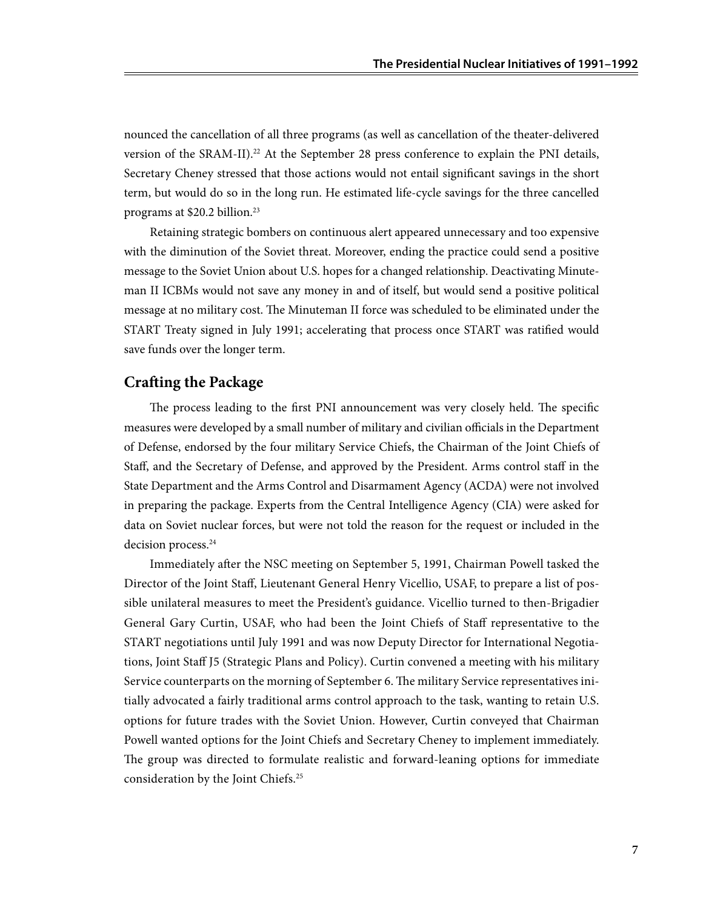nounced the cancellation of all three programs (as well as cancellation of the theater-delivered version of the SRAM-II).[22] At the September 28 press conference to explain the PNI details, Secretary Cheney stressed that those actions would not entail significant savings in the short term, but would do so in the long run. He estimated life-cycle savings for the three cancelled programs at $20.2 billion.[23]

Retaining strategic bombers on continuous alert appeared unnecessary and too expensive with the diminution of the Soviet threat. Moreover, ending the practice could send a positive message to the Soviet Union about U.S. hopes for a changed relationship. Deactivating Minuteman II ICBMs would not save any money in and of itself, but would send a positive political message at no military cost. The Minuteman II force was scheduled to be eliminated under the START Treaty signed in July 1991; accelerating that process once START was ratified would save funds over the longer term.

## Crafting the Package

The process leading to the first PNI announcement was very closely held. The specific measures were developed by a small number of military and civilian officials in the Department of Defense, endorsed by the four military Service Chiefs, the Chairman of the Joint Chiefs of Staff, and the Secretary of Defense, and approved by the President. Arms control staff in the State Department and the Arms Control and Disarmament Agency (ACDA) were not involved in preparing the package. Experts from the Central Intelligence Agency (CIA) were asked for data on Soviet nuclear forces, but were not told the reason for the request or included in the decision process.[24]

Immediately after the NSC meeting on September 5, 1991, Chairman Powell tasked the Director of the Joint Staff, Lieutenant General Henry Vicellio, USAF, to prepare a list of possible unilateral measures to meet the President's guidance. Vicellio turned to then-Brigadier General Gary Curtin, USAF, who had been the Joint Chiefs of Staff representative to the START negotiations until July 1991 and was now Deputy Director for International Negotiations, Joint Staff J5 (Strategic Plans and Policy). Curtin convened a meeting with his military Service counterparts on the morning of September 6. The military Service representatives initially advocated a fairly traditional arms control approach to the task, wanting to retain U.S. options for future trades with the Soviet Union. However, Curtin conveyed that Chairman Powell wanted options for the Joint Chiefs and Secretary Cheney to implement immediately. The group was directed to formulate realistic and forward-leaning options for immediate consideration by the Joint Chiefs.[25]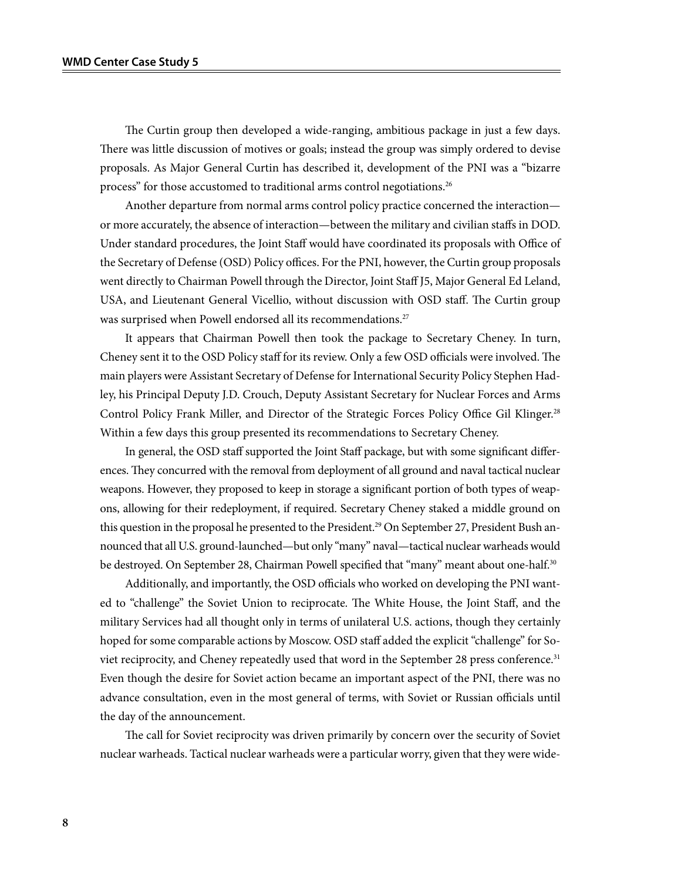The Curtin group then developed a wide-ranging, ambitious package in just a few days. There was little discussion of motives or goals; instead the group was simply ordered to devise proposals. As Major General Curtin has described it, development of the PNI was a "bizarre process" for those accustomed to traditional arms control negotiations.[26]

Another departure from normal arms control policy practice concerned the interaction—or more accurately, the absence of interaction—between the military and civilian staffs in DOD. Under standard procedures, the Joint Staff would have coordinated its proposals with Office of the Secretary of Defense (OSD) Policy offices. For the PNI, however, the Curtin group proposals went directly to Chairman Powell through the Director, Joint Staff J5, Major General Ed Leland, USA, and Lieutenant General Vicellio, without discussion with OSD staff. The Curtin group was surprised when Powell endorsed all its recommendations.[27]

It appears that Chairman Powell then took the package to Secretary Cheney. In turn, Cheney sent it to the OSD Policy staff for its review. Only a few OSD officials were involved. The main players were Assistant Secretary of Defense for International Security Policy Stephen Hadley, his Principal Deputy J.D. Crouch, Deputy Assistant Secretary for Nuclear Forces and Arms Control Policy Frank Miller, and Director of the Strategic Forces Policy Office Gil Klinger.[28] Within a few days this group presented its recommendations to Secretary Cheney.

In general, the OSD staff supported the Joint Staff package, but with some significant differences. They concurred with the removal from deployment of all ground and naval tactical nuclear weapons. However, they proposed to keep in storage a significant portion of both types of weapons, allowing for their redeployment, if required. Secretary Cheney staked a middle ground on this question in the proposal he presented to the President.[29] On September 27, President Bush announced that all U.S. ground-launched—but only "many" naval—tactical nuclear warheads would be destroyed. On September 28, Chairman Powell specified that "many" meant about one-half.[30]

Additionally, and importantly, the OSD officials who worked on developing the PNI wanted to "challenge" the Soviet Union to reciprocate. The White House, the Joint Staff, and the military Services had all thought only in terms of unilateral U.S. actions, though they certainly hoped for some comparable actions by Moscow. OSD staff added the explicit "challenge" for Soviet reciprocity, and Cheney repeatedly used that word in the September 28 press conference.[31] Even though the desire for Soviet action became an important aspect of the PNI, there was no advance consultation, even in the most general of terms, with Soviet or Russian officials until the day of the announcement.

The call for Soviet reciprocity was driven primarily by concern over the security of Soviet nuclear warheads. Tactical nuclear warheads were a particular worry, given that they were wide-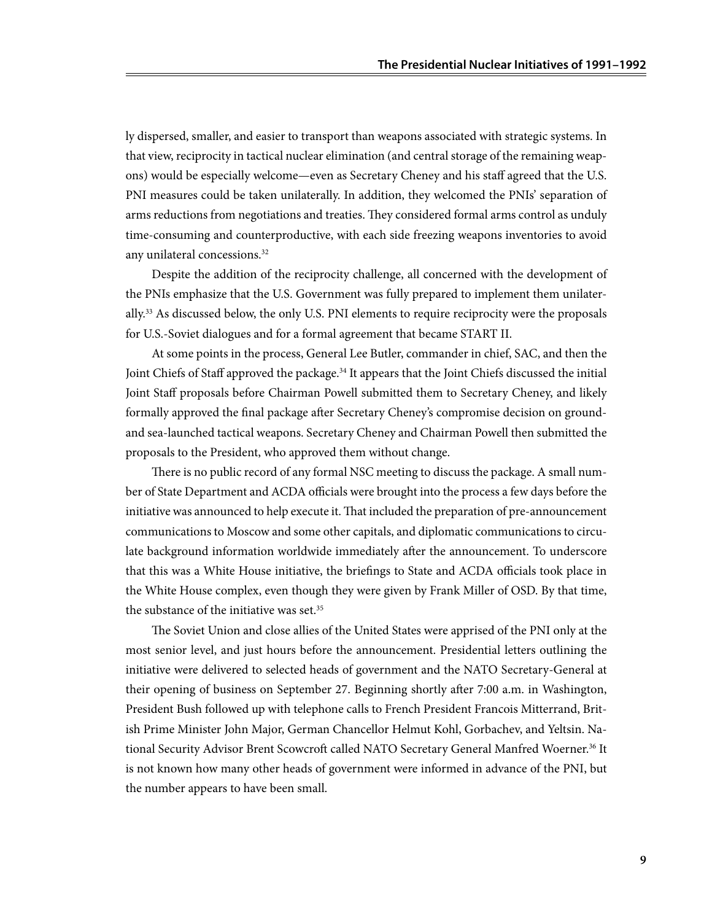ly dispersed, smaller, and easier to transport than weapons associated with strategic systems. In that view, reciprocity in tactical nuclear elimination (and central storage of the remaining weapons) would be especially welcome—even as Secretary Cheney and his staff agreed that the U.S. PNI measures could be taken unilaterally. In addition, they welcomed the PNIs' separation of arms reductions from negotiations and treaties. They considered formal arms control as unduly time-consuming and counterproductive, with each side freezing weapons inventories to avoid any unilateral concessions.[32]

Despite the addition of the reciprocity challenge, all concerned with the development of the PNIs emphasize that the U.S. Government was fully prepared to implement them unilaterally.[33] As discussed below, the only U.S. PNI elements to require reciprocity were the proposals for U.S.-Soviet dialogues and for a formal agreement that became START II.

At some points in the process, General Lee Butler, commander in chief, SAC, and then the Joint Chiefs of Staff approved the package.[34] It appears that the Joint Chiefs discussed the initial Joint Staff proposals before Chairman Powell submitted them to Secretary Cheney, and likely formally approved the final package after Secretary Cheney's compromise decision on ground- and sea-launched tactical weapons. Secretary Cheney and Chairman Powell then submitted the proposals to the President, who approved them without change.

There is no public record of any formal NSC meeting to discuss the package. A small number of State Department and ACDA officials were brought into the process a few days before the initiative was announced to help execute it. That included the preparation of pre-announcement communications to Moscow and some other capitals, and diplomatic communications to circulate background information worldwide immediately after the announcement. To underscore that this was a White House initiative, the briefings to State and ACDA officials took place in the White House complex, even though they were given by Frank Miller of OSD. By that time, the substance of the initiative was set.[35]

The Soviet Union and close allies of the United States were apprised of the PNI only at the most senior level, and just hours before the announcement. Presidential letters outlining the initiative were delivered to selected heads of government and the NATO Secretary-General at their opening of business on September 27. Beginning shortly after 7:00 a.m. in Washington, President Bush followed up with telephone calls to French President Francois Mitterrand, British Prime Minister John Major, German Chancellor Helmut Kohl, Gorbachev, and Yeltsin. National Security Advisor Brent Scowcroft called NATO Secretary General Manfred Woerner.[36] It is not known how many other heads of government were informed in advance of the PNI, but the number appears to have been small.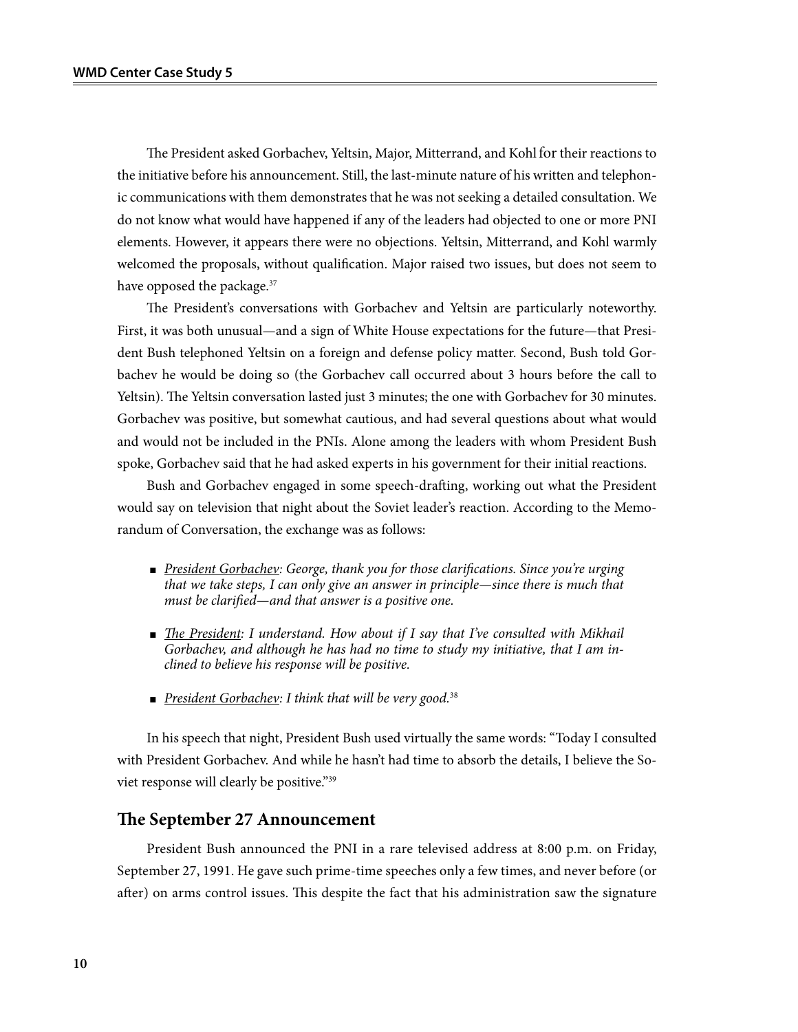The President asked Gorbachev, Yeltsin, Major, Mitterrand, and Kohl for their reactions to the initiative before his announcement. Still, the last-minute nature of his written and telephonic communications with them demonstrates that he was not seeking a detailed consultation. We do not know what would have happened if any of the leaders had objected to one or more PNI elements. However, it appears there were no objections. Yeltsin, Mitterrand, and Kohl warmly welcomed the proposals, without qualification. Major raised two issues, but does not seem to have opposed the package.[37]

The President's conversations with Gorbachev and Yeltsin are particularly noteworthy. First, it was both unusual—and a sign of White House expectations for the future—that President Bush telephoned Yeltsin on a foreign and defense policy matter. Second, Bush told Gorbachev he would be doing so (the Gorbachev call occurred about 3 hours before the call to Yeltsin). The Yeltsin conversation lasted just 3 minutes; the one with Gorbachev for 30 minutes. Gorbachev was positive, but somewhat cautious, and had several questions about what would and would not be included in the PNIs. Alone among the leaders with whom President Bush spoke, Gorbachev said that he had asked experts in his government for their initial reactions.

Bush and Gorbachev engaged in some speech-drafting, working out what the President would say on television that night about the Soviet leader's reaction. According to the Memorandum of Conversation, the exchange was as follows:

- *President Gorbachev: George, thank you for those clarifications. Since you're urging that we take steps, I can only give an answer in principle—since there is much that must be clarified—and that answer is a positive one.*
- *The President: I understand. How about if I say that I've consulted with Mikhail Gorbachev, and although he has had no time to study my initiative, that I am inclined to believe his response will be positive.*
- *President Gorbachev: I think that will be very good.*[38]

In his speech that night, President Bush used virtually the same words: "Today I consulted with President Gorbachev. And while he hasn't had time to absorb the details, I believe the Soviet response will clearly be positive."[39]

## The September 27 Announcement

President Bush announced the PNI in a rare televised address at 8:00 p.m. on Friday, September 27, 1991. He gave such prime-time speeches only a few times, and never before (or after) on arms control issues. This despite the fact that his administration saw the signature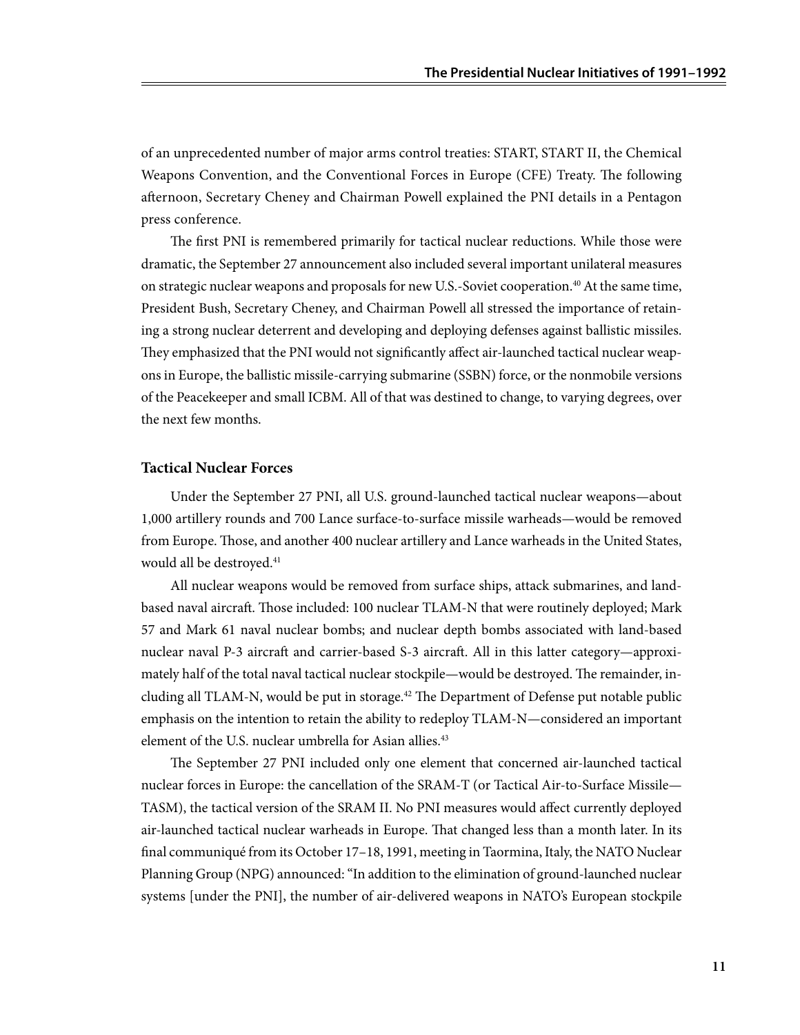of an unprecedented number of major arms control treaties: START, START II, the Chemical Weapons Convention, and the Conventional Forces in Europe (CFE) Treaty. The following afternoon, Secretary Cheney and Chairman Powell explained the PNI details in a Pentagon press conference.

The first PNI is remembered primarily for tactical nuclear reductions. While those were dramatic, the September 27 announcement also included several important unilateral measures on strategic nuclear weapons and proposals for new U.S.-Soviet cooperation.[40] At the same time, President Bush, Secretary Cheney, and Chairman Powell all stressed the importance of retaining a strong nuclear deterrent and developing and deploying defenses against ballistic missiles. They emphasized that the PNI would not significantly affect air-launched tactical nuclear weapons in Europe, the ballistic missile-carrying submarine (SSBN) force, or the nonmobile versions of the Peacekeeper and small ICBM. All of that was destined to change, to varying degrees, over the next few months.

### Tactical Nuclear Forces

Under the September 27 PNI, all U.S. ground-launched tactical nuclear weapons—about 1,000 artillery rounds and 700 Lance surface-to-surface missile warheads—would be removed from Europe. Those, and another 400 nuclear artillery and Lance warheads in the United States, would all be destroyed.[41]

All nuclear weapons would be removed from surface ships, attack submarines, and land-based naval aircraft. Those included: 100 nuclear TLAM-N that were routinely deployed; Mark 57 and Mark 61 naval nuclear bombs; and nuclear depth bombs associated with land-based nuclear naval P-3 aircraft and carrier-based S-3 aircraft. All in this latter category—approximately half of the total naval tactical nuclear stockpile—would be destroyed. The remainder, including all TLAM-N, would be put in storage.[42] The Department of Defense put notable public emphasis on the intention to retain the ability to redeploy TLAM-N—considered an important element of the U.S. nuclear umbrella for Asian allies.[43]

The September 27 PNI included only one element that concerned air-launched tactical nuclear forces in Europe: the cancellation of the SRAM-T (or Tactical Air-to-Surface Missile—TASM), the tactical version of the SRAM II. No PNI measures would affect currently deployed air-launched tactical nuclear warheads in Europe. That changed less than a month later. In its final communiqué from its October 17–18, 1991, meeting in Taormina, Italy, the NATO Nuclear Planning Group (NPG) announced: "In addition to the elimination of ground-launched nuclear systems [under the PNI], the number of air-delivered weapons in NATO's European stockpile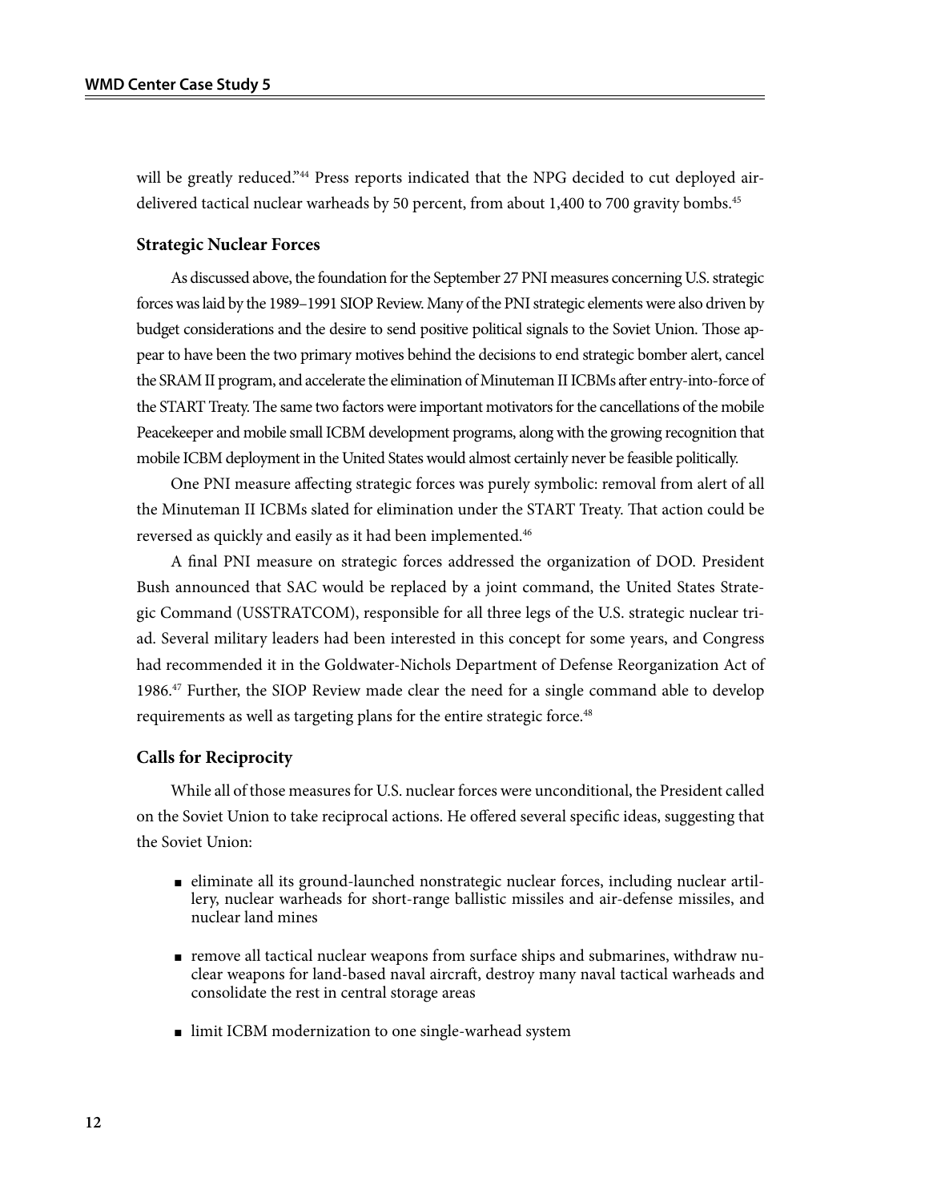will be greatly reduced."[44] Press reports indicated that the NPG decided to cut deployed air-delivered tactical nuclear warheads by 50 percent, from about 1,400 to 700 gravity bombs.[45]

### Strategic Nuclear Forces

As discussed above, the foundation for the September 27 PNI measures concerning U.S. strategic forces was laid by the 1989–1991 SIOP Review. Many of the PNI strategic elements were also driven by budget considerations and the desire to send positive political signals to the Soviet Union. Those appear to have been the two primary motives behind the decisions to end strategic bomber alert, cancel the SRAM II program, and accelerate the elimination of Minuteman II ICBMs after entry-into-force of the START Treaty. The same two factors were important motivators for the cancellations of the mobile Peacekeeper and mobile small ICBM development programs, along with the growing recognition that mobile ICBM deployment in the United States would almost certainly never be feasible politically.

One PNI measure affecting strategic forces was purely symbolic: removal from alert of all the Minuteman II ICBMs slated for elimination under the START Treaty. That action could be reversed as quickly and easily as it had been implemented.[46]

A final PNI measure on strategic forces addressed the organization of DOD. President Bush announced that SAC would be replaced by a joint command, the United States Strategic Command (USSTRATCOM), responsible for all three legs of the U.S. strategic nuclear triad. Several military leaders had been interested in this concept for some years, and Congress had recommended it in the Goldwater-Nichols Department of Defense Reorganization Act of 1986.[47] Further, the SIOP Review made clear the need for a single command able to develop requirements as well as targeting plans for the entire strategic force.[48]

### Calls for Reciprocity

While all of those measures for U.S. nuclear forces were unconditional, the President called on the Soviet Union to take reciprocal actions. He offered several specific ideas, suggesting that the Soviet Union:

- eliminate all its ground-launched nonstrategic nuclear forces, including nuclear artillery, nuclear warheads for short-range ballistic missiles and air-defense missiles, and nuclear land mines
- remove all tactical nuclear weapons from surface ships and submarines, withdraw nuclear weapons for land-based naval aircraft, destroy many naval tactical warheads and consolidate the rest in central storage areas
- limit ICBM modernization to one single-warhead system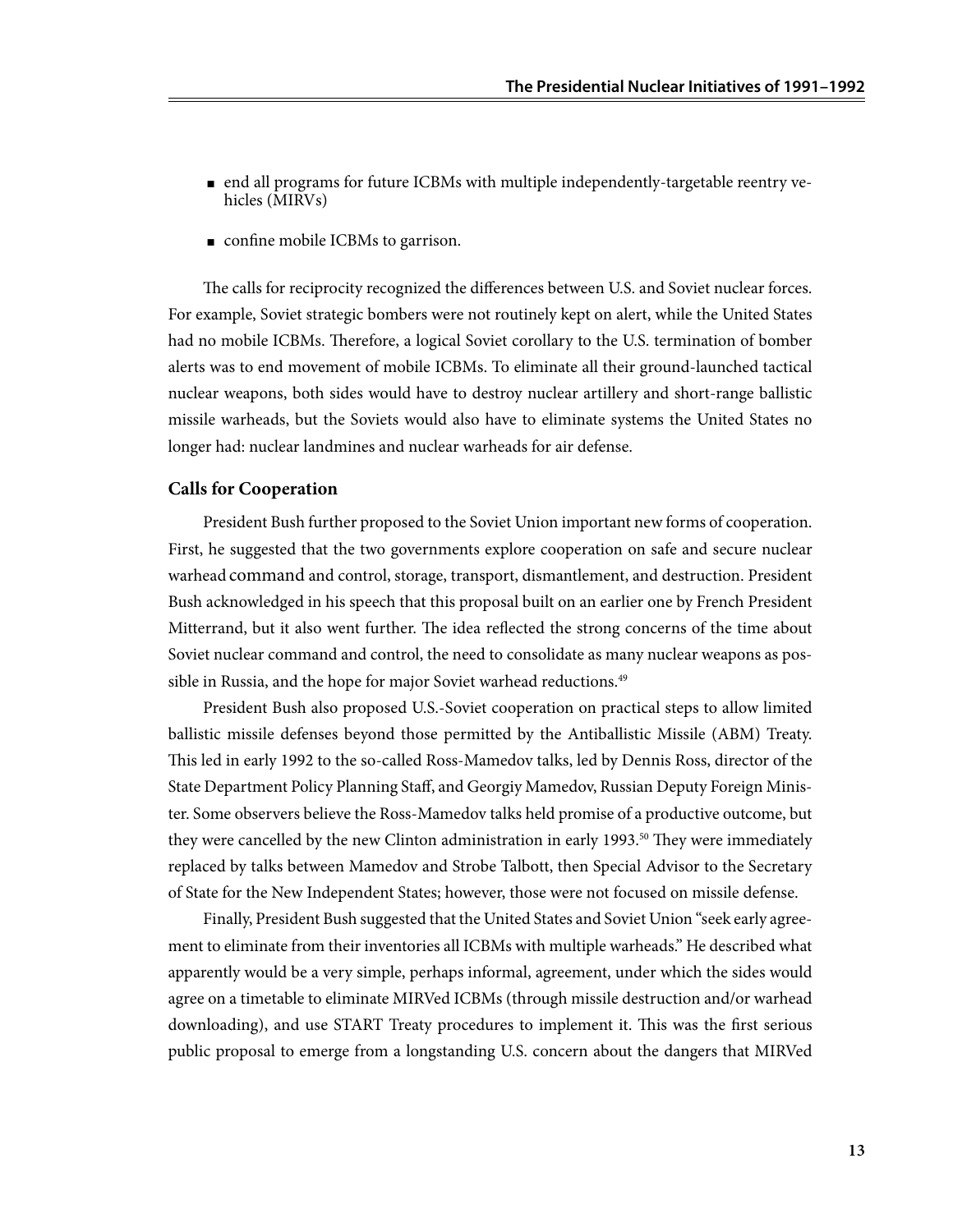- end all programs for future ICBMs with multiple independently-targetable reentry vehicles (MIRVs)
- confine mobile ICBMs to garrison.

The calls for reciprocity recognized the differences between U.S. and Soviet nuclear forces. For example, Soviet strategic bombers were not routinely kept on alert, while the United States had no mobile ICBMs. Therefore, a logical Soviet corollary to the U.S. termination of bomber alerts was to end movement of mobile ICBMs. To eliminate all their ground-launched tactical nuclear weapons, both sides would have to destroy nuclear artillery and short-range ballistic missile warheads, but the Soviets would also have to eliminate systems the United States no longer had: nuclear landmines and nuclear warheads for air defense.

### Calls for Cooperation

President Bush further proposed to the Soviet Union important new forms of cooperation. First, he suggested that the two governments explore cooperation on safe and secure nuclear warhead command and control, storage, transport, dismantlement, and destruction. President Bush acknowledged in his speech that this proposal built on an earlier one by French President Mitterrand, but it also went further. The idea reflected the strong concerns of the time about Soviet nuclear command and control, the need to consolidate as many nuclear weapons as possible in Russia, and the hope for major Soviet warhead reductions.[49]

President Bush also proposed U.S.-Soviet cooperation on practical steps to allow limited ballistic missile defenses beyond those permitted by the Antiballistic Missile (ABM) Treaty. This led in early 1992 to the so-called Ross-Mamedov talks, led by Dennis Ross, director of the State Department Policy Planning Staff, and Georgiy Mamedov, Russian Deputy Foreign Minister. Some observers believe the Ross-Mamedov talks held promise of a productive outcome, but they were cancelled by the new Clinton administration in early 1993.[50] They were immediately replaced by talks between Mamedov and Strobe Talbott, then Special Advisor to the Secretary of State for the New Independent States; however, those were not focused on missile defense.

Finally, President Bush suggested that the United States and Soviet Union "seek early agreement to eliminate from their inventories all ICBMs with multiple warheads." He described what apparently would be a very simple, perhaps informal, agreement, under which the sides would agree on a timetable to eliminate MIRVed ICBMs (through missile destruction and/or warhead downloading), and use START Treaty procedures to implement it. This was the first serious public proposal to emerge from a longstanding U.S. concern about the dangers that MIRVed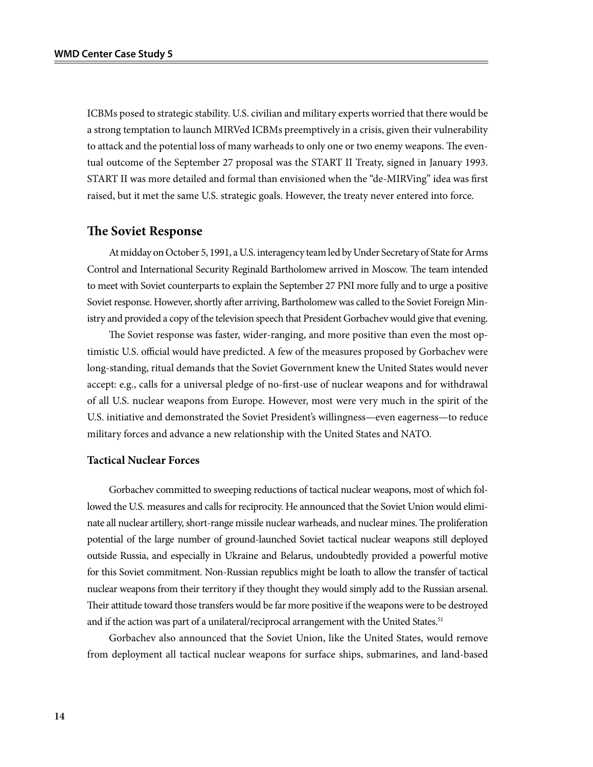ICBMs posed to strategic stability. U.S. civilian and military experts worried that there would be a strong temptation to launch MIRVed ICBMs preemptively in a crisis, given their vulnerability to attack and the potential loss of many warheads to only one or two enemy weapons. The eventual outcome of the September 27 proposal was the START II Treaty, signed in January 1993. START II was more detailed and formal than envisioned when the "de-MIRVing" idea was first raised, but it met the same U.S. strategic goals. However, the treaty never entered into force.

## The Soviet Response

At midday on October 5, 1991, a U.S. interagency team led by Under Secretary of State for Arms Control and International Security Reginald Bartholomew arrived in Moscow. The team intended to meet with Soviet counterparts to explain the September 27 PNI more fully and to urge a positive Soviet response. However, shortly after arriving, Bartholomew was called to the Soviet Foreign Ministry and provided a copy of the television speech that President Gorbachev would give that evening.

The Soviet response was faster, wider-ranging, and more positive than even the most optimistic U.S. official would have predicted. A few of the measures proposed by Gorbachev were long-standing, ritual demands that the Soviet Government knew the United States would never accept: e.g., calls for a universal pledge of no-first-use of nuclear weapons and for withdrawal of all U.S. nuclear weapons from Europe. However, most were very much in the spirit of the U.S. initiative and demonstrated the Soviet President's willingness—even eagerness—to reduce military forces and advance a new relationship with the United States and NATO.

### Tactical Nuclear Forces

Gorbachev committed to sweeping reductions of tactical nuclear weapons, most of which followed the U.S. measures and calls for reciprocity. He announced that the Soviet Union would eliminate all nuclear artillery, short-range missile nuclear warheads, and nuclear mines. The proliferation potential of the large number of ground-launched Soviet tactical nuclear weapons still deployed outside Russia, and especially in Ukraine and Belarus, undoubtedly provided a powerful motive for this Soviet commitment. Non-Russian republics might be loath to allow the transfer of tactical nuclear weapons from their territory if they thought they would simply add to the Russian arsenal. Their attitude toward those transfers would be far more positive if the weapons were to be destroyed and if the action was part of a unilateral/reciprocal arrangement with the United States.[51]

Gorbachev also announced that the Soviet Union, like the United States, would remove from deployment all tactical nuclear weapons for surface ships, submarines, and land-based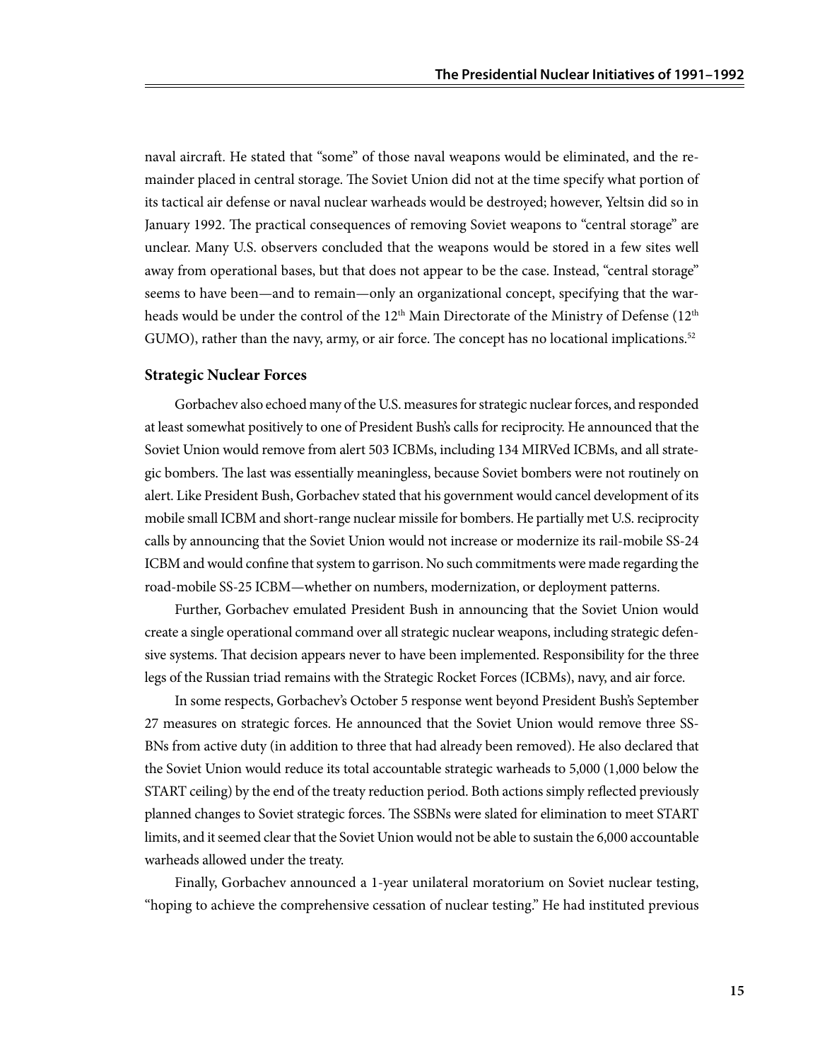naval aircraft. He stated that "some" of those naval weapons would be eliminated, and the remainder placed in central storage. The Soviet Union did not at the time specify what portion of its tactical air defense or naval nuclear warheads would be destroyed; however, Yeltsin did so in January 1992. The practical consequences of removing Soviet weapons to "central storage" are unclear. Many U.S. observers concluded that the weapons would be stored in a few sites well away from operational bases, but that does not appear to be the case. Instead, "central storage" seems to have been—and to remain—only an organizational concept, specifying that the warheads would be under the control of the 12th Main Directorate of the Ministry of Defense (12th GUMO), rather than the navy, army, or air force. The concept has no locational implications.[52]

### Strategic Nuclear Forces

Gorbachev also echoed many of the U.S. measures for strategic nuclear forces, and responded at least somewhat positively to one of President Bush's calls for reciprocity. He announced that the Soviet Union would remove from alert 503 ICBMs, including 134 MIRVed ICBMs, and all strategic bombers. The last was essentially meaningless, because Soviet bombers were not routinely on alert. Like President Bush, Gorbachev stated that his government would cancel development of its mobile small ICBM and short-range nuclear missile for bombers. He partially met U.S. reciprocity calls by announcing that the Soviet Union would not increase or modernize its rail-mobile SS-24 ICBM and would confine that system to garrison. No such commitments were made regarding the road-mobile SS-25 ICBM—whether on numbers, modernization, or deployment patterns.

Further, Gorbachev emulated President Bush in announcing that the Soviet Union would create a single operational command over all strategic nuclear weapons, including strategic defensive systems. That decision appears never to have been implemented. Responsibility for the three legs of the Russian triad remains with the Strategic Rocket Forces (ICBMs), navy, and air force.

In some respects, Gorbachev's October 5 response went beyond President Bush's September 27 measures on strategic forces. He announced that the Soviet Union would remove three SSBNs from active duty (in addition to three that had already been removed). He also declared that the Soviet Union would reduce its total accountable strategic warheads to 5,000 (1,000 below the START ceiling) by the end of the treaty reduction period. Both actions simply reflected previously planned changes to Soviet strategic forces. The SSBNs were slated for elimination to meet START limits, and it seemed clear that the Soviet Union would not be able to sustain the 6,000 accountable warheads allowed under the treaty.

Finally, Gorbachev announced a 1-year unilateral moratorium on Soviet nuclear testing, "hoping to achieve the comprehensive cessation of nuclear testing." He had instituted previous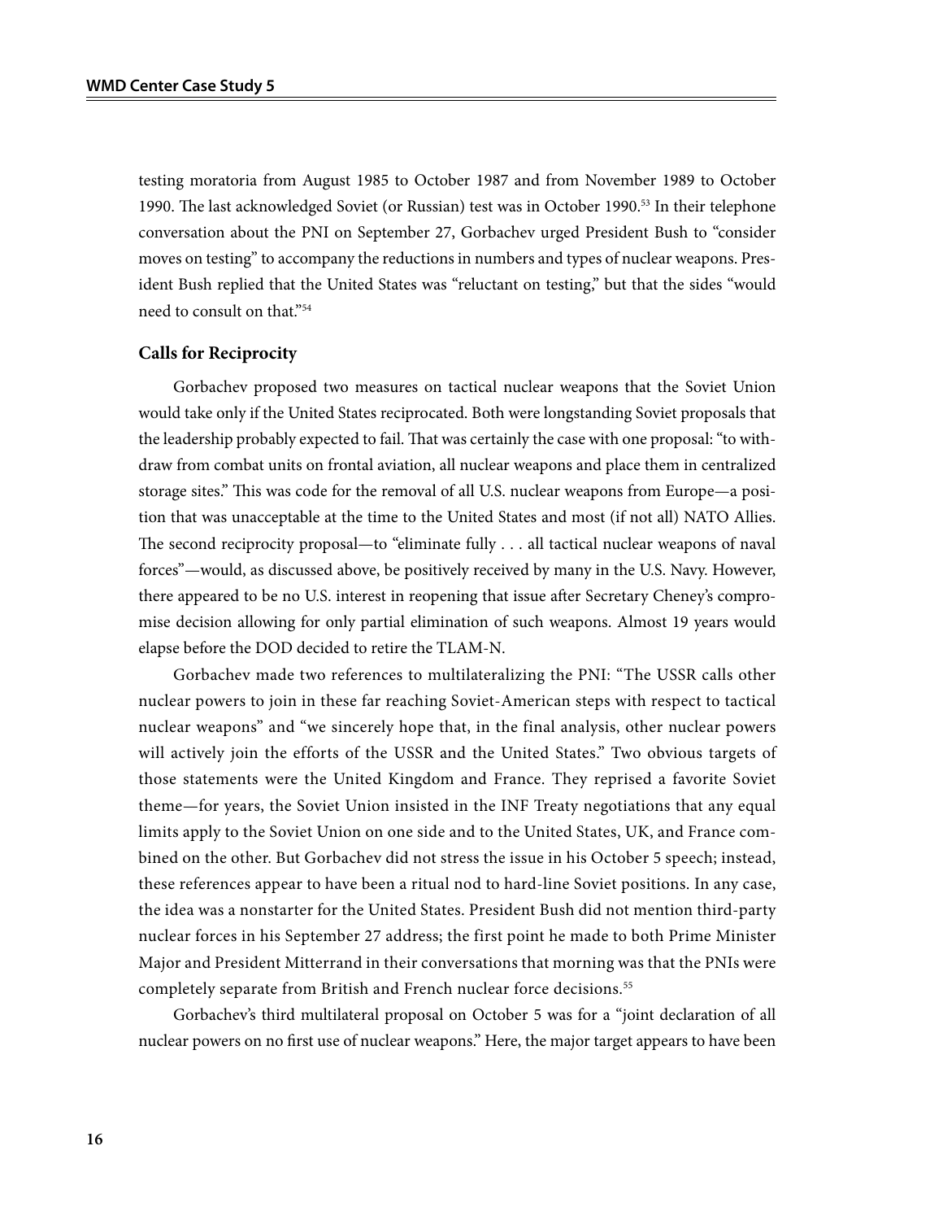testing moratoria from August 1985 to October 1987 and from November 1989 to October 1990. The last acknowledged Soviet (or Russian) test was in October 1990.[53] In their telephone conversation about the PNI on September 27, Gorbachev urged President Bush to "consider moves on testing" to accompany the reductions in numbers and types of nuclear weapons. President Bush replied that the United States was "reluctant on testing," but that the sides "would need to consult on that."[54]

### Calls for Reciprocity

Gorbachev proposed two measures on tactical nuclear weapons that the Soviet Union would take only if the United States reciprocated. Both were longstanding Soviet proposals that the leadership probably expected to fail. That was certainly the case with one proposal: "to withdraw from combat units on frontal aviation, all nuclear weapons and place them in centralized storage sites." This was code for the removal of all U.S. nuclear weapons from Europe—a position that was unacceptable at the time to the United States and most (if not all) NATO Allies. The second reciprocity proposal—to "eliminate fully . . . all tactical nuclear weapons of naval forces"—would, as discussed above, be positively received by many in the U.S. Navy. However, there appeared to be no U.S. interest in reopening that issue after Secretary Cheney's compromise decision allowing for only partial elimination of such weapons. Almost 19 years would elapse before the DOD decided to retire the TLAM-N.

Gorbachev made two references to multilateralizing the PNI: "The USSR calls other nuclear powers to join in these far reaching Soviet-American steps with respect to tactical nuclear weapons" and "we sincerely hope that, in the final analysis, other nuclear powers will actively join the efforts of the USSR and the United States." Two obvious targets of those statements were the United Kingdom and France. They reprised a favorite Soviet theme—for years, the Soviet Union insisted in the INF Treaty negotiations that any equal limits apply to the Soviet Union on one side and to the United States, UK, and France combined on the other. But Gorbachev did not stress the issue in his October 5 speech; instead, these references appear to have been a ritual nod to hard-line Soviet positions. In any case, the idea was a nonstarter for the United States. President Bush did not mention third-party nuclear forces in his September 27 address; the first point he made to both Prime Minister Major and President Mitterrand in their conversations that morning was that the PNIs were completely separate from British and French nuclear force decisions.[55]

Gorbachev's third multilateral proposal on October 5 was for a "joint declaration of all nuclear powers on no first use of nuclear weapons." Here, the major target appears to have been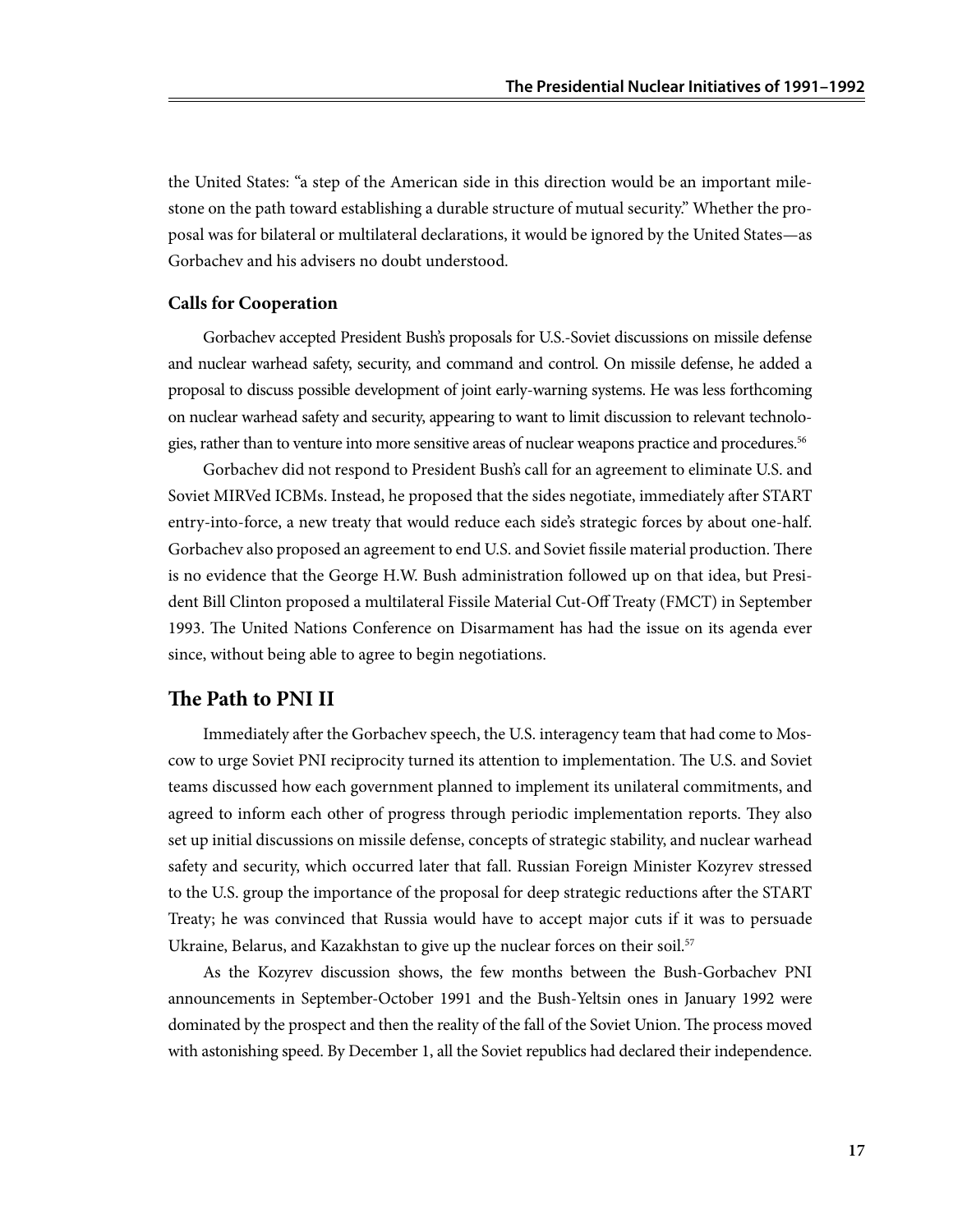the United States: "a step of the American side in this direction would be an important milestone on the path toward establishing a durable structure of mutual security." Whether the proposal was for bilateral or multilateral declarations, it would be ignored by the United States—as Gorbachev and his advisers no doubt understood.

### Calls for Cooperation

Gorbachev accepted President Bush's proposals for U.S.-Soviet discussions on missile defense and nuclear warhead safety, security, and command and control. On missile defense, he added a proposal to discuss possible development of joint early-warning systems. He was less forthcoming on nuclear warhead safety and security, appearing to want to limit discussion to relevant technologies, rather than to venture into more sensitive areas of nuclear weapons practice and procedures.[56]

Gorbachev did not respond to President Bush's call for an agreement to eliminate U.S. and Soviet MIRVed ICBMs. Instead, he proposed that the sides negotiate, immediately after START entry-into-force, a new treaty that would reduce each side's strategic forces by about one-half. Gorbachev also proposed an agreement to end U.S. and Soviet fissile material production. There is no evidence that the George H.W. Bush administration followed up on that idea, but President Bill Clinton proposed a multilateral Fissile Material Cut-Off Treaty (FMCT) in September 1993. The United Nations Conference on Disarmament has had the issue on its agenda ever since, without being able to agree to begin negotiations.

## The Path to PNI II

Immediately after the Gorbachev speech, the U.S. interagency team that had come to Moscow to urge Soviet PNI reciprocity turned its attention to implementation. The U.S. and Soviet teams discussed how each government planned to implement its unilateral commitments, and agreed to inform each other of progress through periodic implementation reports. They also set up initial discussions on missile defense, concepts of strategic stability, and nuclear warhead safety and security, which occurred later that fall. Russian Foreign Minister Kozyrev stressed to the U.S. group the importance of the proposal for deep strategic reductions after the START Treaty; he was convinced that Russia would have to accept major cuts if it was to persuade Ukraine, Belarus, and Kazakhstan to give up the nuclear forces on their soil.[57]

As the Kozyrev discussion shows, the few months between the Bush-Gorbachev PNI announcements in September-October 1991 and the Bush-Yeltsin ones in January 1992 were dominated by the prospect and then the reality of the fall of the Soviet Union. The process moved with astonishing speed. By December 1, all the Soviet republics had declared their independence.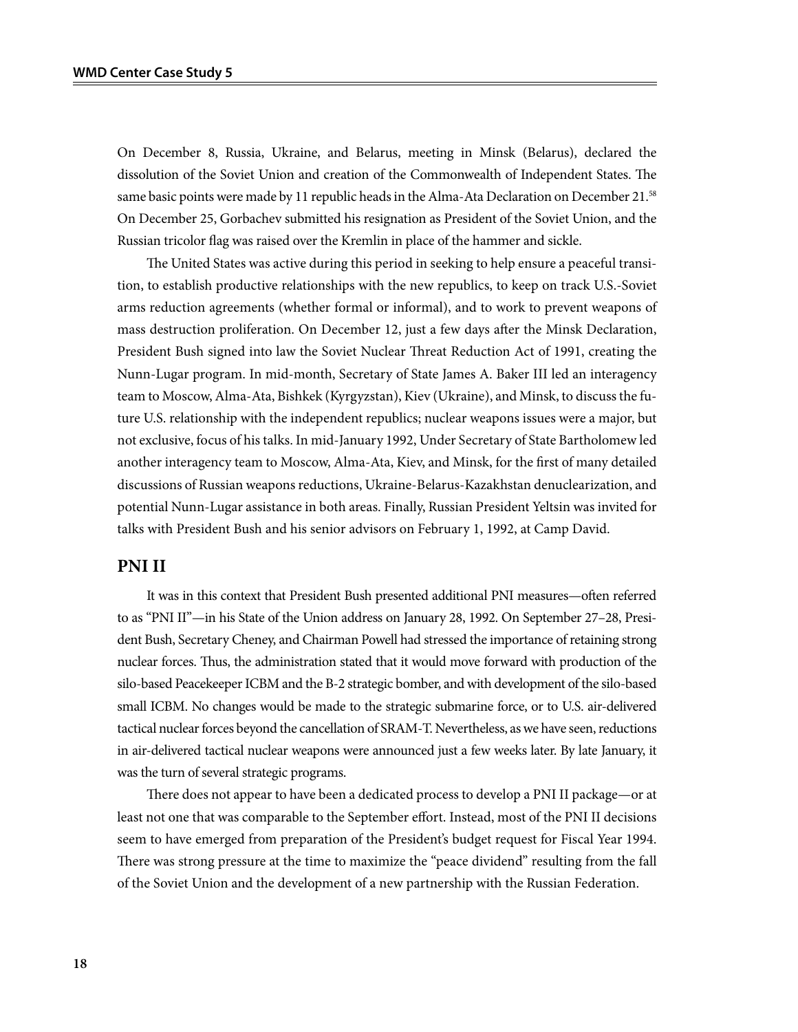On December 8, Russia, Ukraine, and Belarus, meeting in Minsk (Belarus), declared the dissolution of the Soviet Union and creation of the Commonwealth of Independent States. The same basic points were made by 11 republic heads in the Alma-Ata Declaration on December 21.[58] On December 25, Gorbachev submitted his resignation as President of the Soviet Union, and the Russian tricolor flag was raised over the Kremlin in place of the hammer and sickle.

The United States was active during this period in seeking to help ensure a peaceful transition, to establish productive relationships with the new republics, to keep on track U.S.-Soviet arms reduction agreements (whether formal or informal), and to work to prevent weapons of mass destruction proliferation. On December 12, just a few days after the Minsk Declaration, President Bush signed into law the Soviet Nuclear Threat Reduction Act of 1991, creating the Nunn-Lugar program. In mid-month, Secretary of State James A. Baker III led an interagency team to Moscow, Alma-Ata, Bishkek (Kyrgyzstan), Kiev (Ukraine), and Minsk, to discuss the future U.S. relationship with the independent republics; nuclear weapons issues were a major, but not exclusive, focus of his talks. In mid-January 1992, Under Secretary of State Bartholomew led another interagency team to Moscow, Alma-Ata, Kiev, and Minsk, for the first of many detailed discussions of Russian weapons reductions, Ukraine-Belarus-Kazakhstan denuclearization, and potential Nunn-Lugar assistance in both areas. Finally, Russian President Yeltsin was invited for talks with President Bush and his senior advisors on February 1, 1992, at Camp David.

## PNI II

It was in this context that President Bush presented additional PNI measures—often referred to as "PNI II"—in his State of the Union address on January 28, 1992. On September 27–28, President Bush, Secretary Cheney, and Chairman Powell had stressed the importance of retaining strong nuclear forces. Thus, the administration stated that it would move forward with production of the silo-based Peacekeeper ICBM and the B-2 strategic bomber, and with development of the silo-based small ICBM. No changes would be made to the strategic submarine force, or to U.S. air-delivered tactical nuclear forces beyond the cancellation of SRAM-T. Nevertheless, as we have seen, reductions in air-delivered tactical nuclear weapons were announced just a few weeks later. By late January, it was the turn of several strategic programs.

There does not appear to have been a dedicated process to develop a PNI II package—or at least not one that was comparable to the September effort. Instead, most of the PNI II decisions seem to have emerged from preparation of the President's budget request for Fiscal Year 1994. There was strong pressure at the time to maximize the "peace dividend" resulting from the fall of the Soviet Union and the development of a new partnership with the Russian Federation.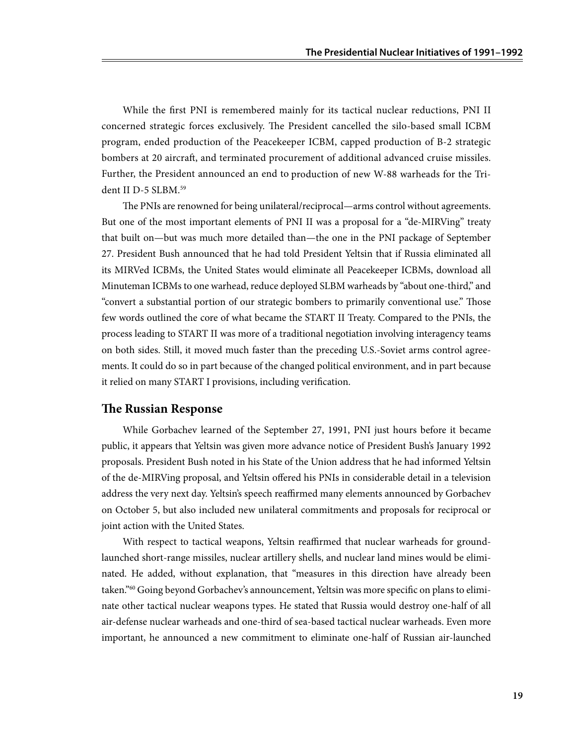While the first PNI is remembered mainly for its tactical nuclear reductions, PNI II concerned strategic forces exclusively. The President cancelled the silo-based small ICBM program, ended production of the Peacekeeper ICBM, capped production of B-2 strategic bombers at 20 aircraft, and terminated procurement of additional advanced cruise missiles. Further, the President announced an end to production of new W-88 warheads for the Trident II D-5 SLBM.[59]

The PNIs are renowned for being unilateral/reciprocal—arms control without agreements. But one of the most important elements of PNI II was a proposal for a "de-MIRVing" treaty that built on—but was much more detailed than—the one in the PNI package of September 27. President Bush announced that he had told President Yeltsin that if Russia eliminated all its MIRVed ICBMs, the United States would eliminate all Peacekeeper ICBMs, download all Minuteman ICBMs to one warhead, reduce deployed SLBM warheads by "about one-third," and "convert a substantial portion of our strategic bombers to primarily conventional use." Those few words outlined the core of what became the START II Treaty. Compared to the PNIs, the process leading to START II was more of a traditional negotiation involving interagency teams on both sides. Still, it moved much faster than the preceding U.S.-Soviet arms control agreements. It could do so in part because of the changed political environment, and in part because it relied on many START I provisions, including verification.

## The Russian Response

While Gorbachev learned of the September 27, 1991, PNI just hours before it became public, it appears that Yeltsin was given more advance notice of President Bush's January 1992 proposals. President Bush noted in his State of the Union address that he had informed Yeltsin of the de-MIRVing proposal, and Yeltsin offered his PNIs in considerable detail in a television address the very next day. Yeltsin's speech reaffirmed many elements announced by Gorbachev on October 5, but also included new unilateral commitments and proposals for reciprocal or joint action with the United States.

With respect to tactical weapons, Yeltsin reaffirmed that nuclear warheads for ground-launched short-range missiles, nuclear artillery shells, and nuclear land mines would be eliminated. He added, without explanation, that "measures in this direction have already been taken."[60] Going beyond Gorbachev's announcement, Yeltsin was more specific on plans to eliminate other tactical nuclear weapons types. He stated that Russia would destroy one-half of all air-defense nuclear warheads and one-third of sea-based tactical nuclear warheads. Even more important, he announced a new commitment to eliminate one-half of Russian air-launched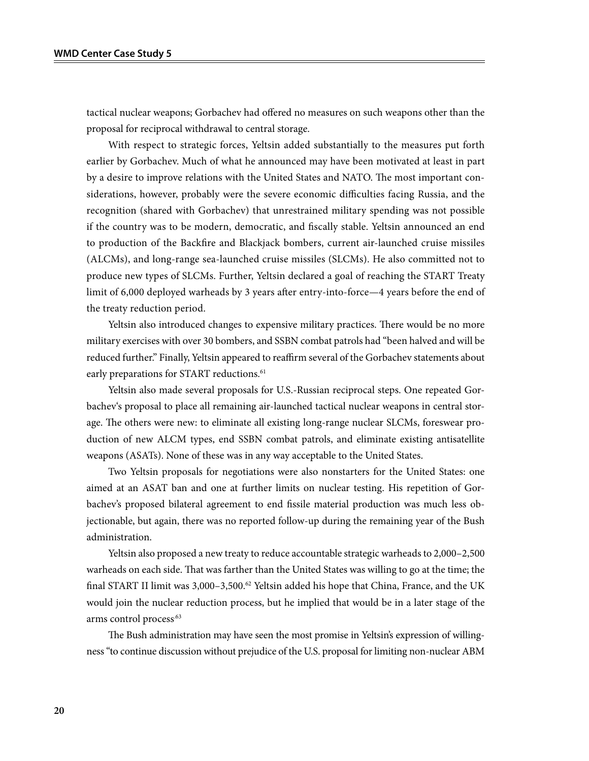tactical nuclear weapons; Gorbachev had offered no measures on such weapons other than the proposal for reciprocal withdrawal to central storage.

With respect to strategic forces, Yeltsin added substantially to the measures put forth earlier by Gorbachev. Much of what he announced may have been motivated at least in part by a desire to improve relations with the United States and NATO. The most important considerations, however, probably were the severe economic difficulties facing Russia, and the recognition (shared with Gorbachev) that unrestrained military spending was not possible if the country was to be modern, democratic, and fiscally stable. Yeltsin announced an end to production of the Backfire and Blackjack bombers, current air-launched cruise missiles (ALCMs), and long-range sea-launched cruise missiles (SLCMs). He also committed not to produce new types of SLCMs. Further, Yeltsin declared a goal of reaching the START Treaty limit of 6,000 deployed warheads by 3 years after entry-into-force—4 years before the end of the treaty reduction period.

Yeltsin also introduced changes to expensive military practices. There would be no more military exercises with over 30 bombers, and SSBN combat patrols had "been halved and will be reduced further." Finally, Yeltsin appeared to reaffirm several of the Gorbachev statements about early preparations for START reductions.[61]

Yeltsin also made several proposals for U.S.-Russian reciprocal steps. One repeated Gorbachev's proposal to place all remaining air-launched tactical nuclear weapons in central storage. The others were new: to eliminate all existing long-range nuclear SLCMs, foreswear production of new ALCM types, end SSBN combat patrols, and eliminate existing antisatellite weapons (ASATs). None of these was in any way acceptable to the United States.

Two Yeltsin proposals for negotiations were also nonstarters for the United States: one aimed at an ASAT ban and one at further limits on nuclear testing. His repetition of Gorbachev's proposed bilateral agreement to end fissile material production was much less objectionable, but again, there was no reported follow-up during the remaining year of the Bush administration.

Yeltsin also proposed a new treaty to reduce accountable strategic warheads to 2,000–2,500 warheads on each side. That was farther than the United States was willing to go at the time; the final START II limit was 3,000–3,500.[62] Yeltsin added his hope that China, France, and the UK would join the nuclear reduction process, but he implied that would be in a later stage of the arms control process.[63]

The Bush administration may have seen the most promise in Yeltsin's expression of willingness "to continue discussion without prejudice of the U.S. proposal for limiting non-nuclear ABM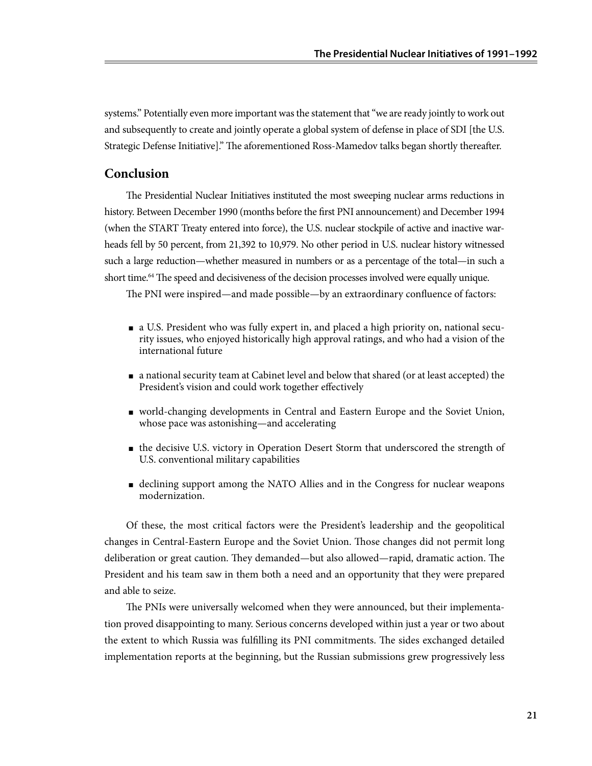systems." Potentially even more important was the statement that "we are ready jointly to work out and subsequently to create and jointly operate a global system of defense in place of SDI [the U.S. Strategic Defense Initiative]." The aforementioned Ross-Mamedov talks began shortly thereafter.

## Conclusion

The Presidential Nuclear Initiatives instituted the most sweeping nuclear arms reductions in history. Between December 1990 (months before the first PNI announcement) and December 1994 (when the START Treaty entered into force), the U.S. nuclear stockpile of active and inactive warheads fell by 50 percent, from 21,392 to 10,979. No other period in U.S. nuclear history witnessed such a large reduction—whether measured in numbers or as a percentage of the total—in such a short time.[64] The speed and decisiveness of the decision processes involved were equally unique.

The PNI were inspired—and made possible—by an extraordinary confluence of factors:

- a U.S. President who was fully expert in, and placed a high priority on, national security issues, who enjoyed historically high approval ratings, and who had a vision of the international future
- a national security team at Cabinet level and below that shared (or at least accepted) the President's vision and could work together effectively
- world-changing developments in Central and Eastern Europe and the Soviet Union, whose pace was astonishing—and accelerating
- the decisive U.S. victory in Operation Desert Storm that underscored the strength of U.S. conventional military capabilities
- declining support among the NATO Allies and in the Congress for nuclear weapons modernization.

Of these, the most critical factors were the President's leadership and the geopolitical changes in Central-Eastern Europe and the Soviet Union. Those changes did not permit long deliberation or great caution. They demanded—but also allowed—rapid, dramatic action. The President and his team saw in them both a need and an opportunity that they were prepared and able to seize.

The PNIs were universally welcomed when they were announced, but their implementation proved disappointing to many. Serious concerns developed within just a year or two about the extent to which Russia was fulfilling its PNI commitments. The sides exchanged detailed implementation reports at the beginning, but the Russian submissions grew progressively less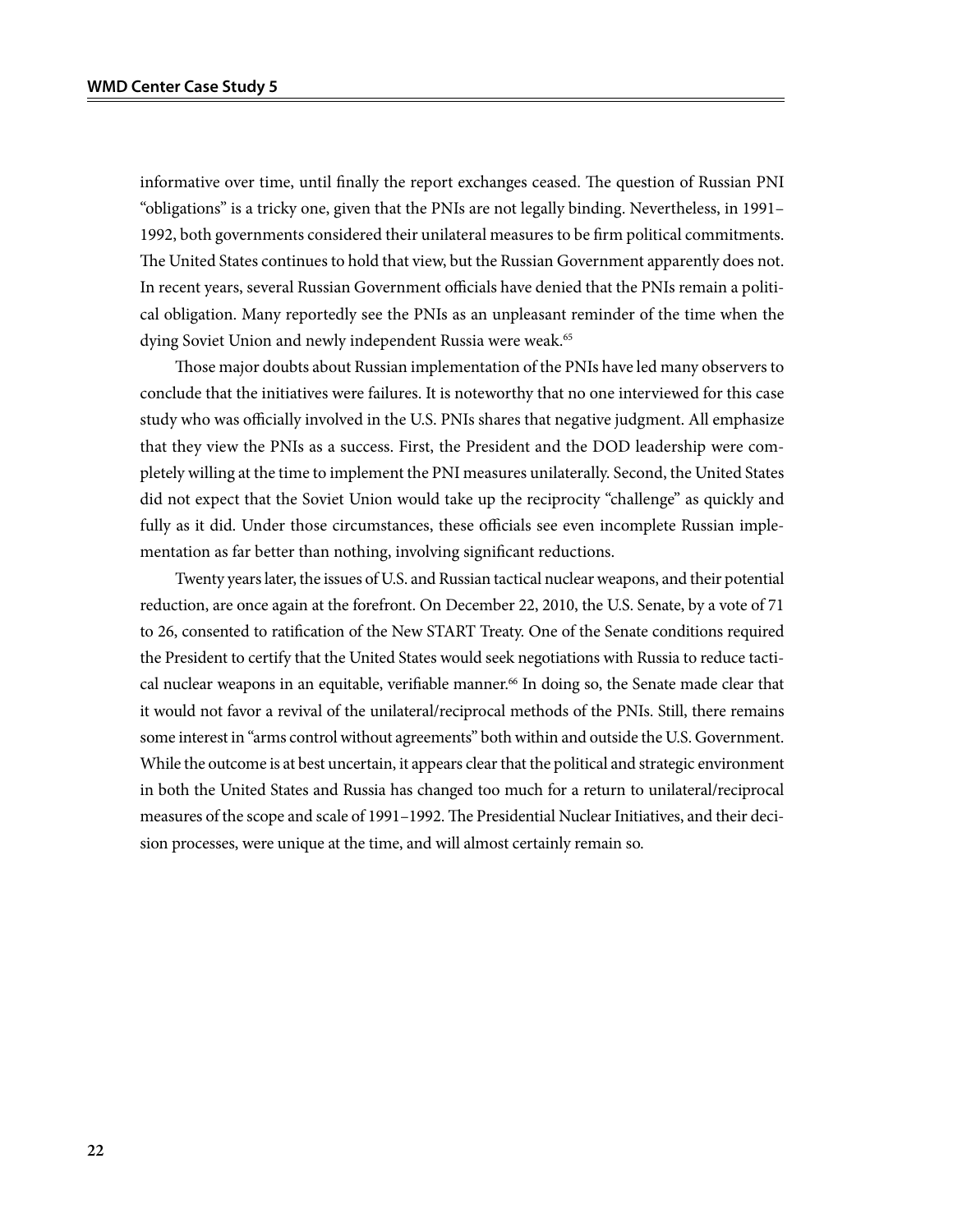informative over time, until finally the report exchanges ceased. The question of Russian PNI "obligations" is a tricky one, given that the PNIs are not legally binding. Nevertheless, in 1991–1992, both governments considered their unilateral measures to be firm political commitments. The United States continues to hold that view, but the Russian Government apparently does not. In recent years, several Russian Government officials have denied that the PNIs remain a political obligation. Many reportedly see the PNIs as an unpleasant reminder of the time when the dying Soviet Union and newly independent Russia were weak.[65]

Those major doubts about Russian implementation of the PNIs have led many observers to conclude that the initiatives were failures. It is noteworthy that no one interviewed for this case study who was officially involved in the U.S. PNIs shares that negative judgment. All emphasize that they view the PNIs as a success. First, the President and the DOD leadership were completely willing at the time to implement the PNI measures unilaterally. Second, the United States did not expect that the Soviet Union would take up the reciprocity "challenge" as quickly and fully as it did. Under those circumstances, these officials see even incomplete Russian implementation as far better than nothing, involving significant reductions.

Twenty years later, the issues of U.S. and Russian tactical nuclear weapons, and their potential reduction, are once again at the forefront. On December 22, 2010, the U.S. Senate, by a vote of 71 to 26, consented to ratification of the New START Treaty. One of the Senate conditions required the President to certify that the United States would seek negotiations with Russia to reduce tactical nuclear weapons in an equitable, verifiable manner.[66] In doing so, the Senate made clear that it would not favor a revival of the unilateral/reciprocal methods of the PNIs. Still, there remains some interest in "arms control without agreements" both within and outside the U.S. Government. While the outcome is at best uncertain, it appears clear that the political and strategic environment in both the United States and Russia has changed too much for a return to unilateral/reciprocal measures of the scope and scale of 1991–1992. The Presidential Nuclear Initiatives, and their decision processes, were unique at the time, and will almost certainly remain so.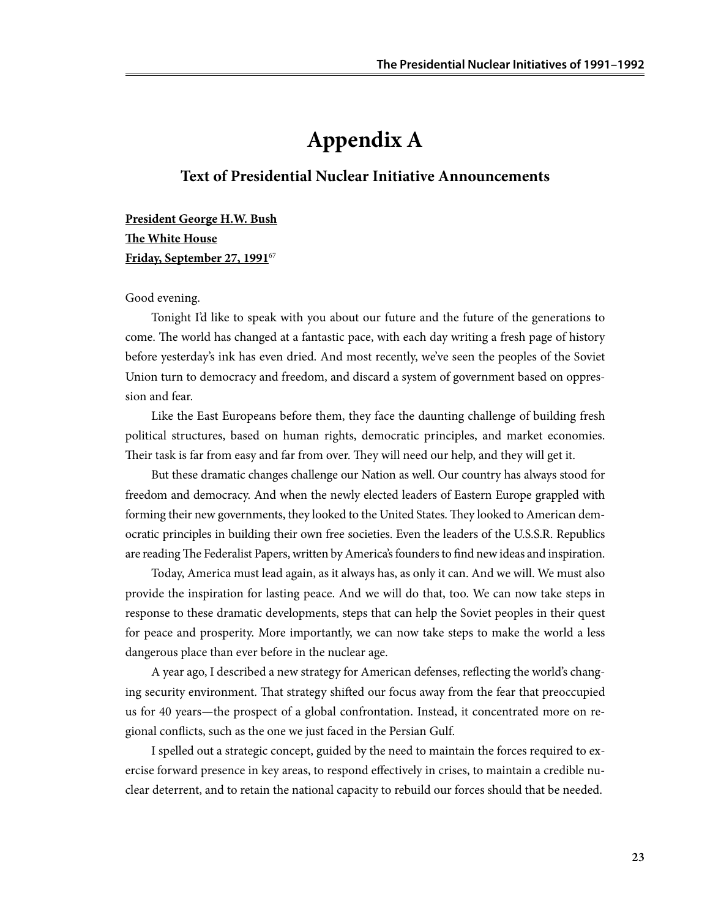# Appendix A

## Text of Presidential Nuclear Initiative Announcements

**President George H.W. Bush**
**The White House**
**Friday, September 27, 1991**[67]

Good evening.

Tonight I'd like to speak with you about our future and the future of the generations to come. The world has changed at a fantastic pace, with each day writing a fresh page of history before yesterday's ink has even dried. And most recently, we've seen the peoples of the Soviet Union turn to democracy and freedom, and discard a system of government based on oppression and fear.

Like the East Europeans before them, they face the daunting challenge of building fresh political structures, based on human rights, democratic principles, and market economies. Their task is far from easy and far from over. They will need our help, and they will get it.

But these dramatic changes challenge our Nation as well. Our country has always stood for freedom and democracy. And when the newly elected leaders of Eastern Europe grappled with forming their new governments, they looked to the United States. They looked to American democratic principles in building their own free societies. Even the leaders of the U.S.S.R. Republics are reading The Federalist Papers, written by America's founders to find new ideas and inspiration.

Today, America must lead again, as it always has, as only it can. And we will. We must also provide the inspiration for lasting peace. And we will do that, too. We can now take steps in response to these dramatic developments, steps that can help the Soviet peoples in their quest for peace and prosperity. More importantly, we can now take steps to make the world a less dangerous place than ever before in the nuclear age.

A year ago, I described a new strategy for American defenses, reflecting the world's changing security environment. That strategy shifted our focus away from the fear that preoccupied us for 40 years—the prospect of a global confrontation. Instead, it concentrated more on regional conflicts, such as the one we just faced in the Persian Gulf.

I spelled out a strategic concept, guided by the need to maintain the forces required to exercise forward presence in key areas, to respond effectively in crises, to maintain a credible nuclear deterrent, and to retain the national capacity to rebuild our forces should that be needed.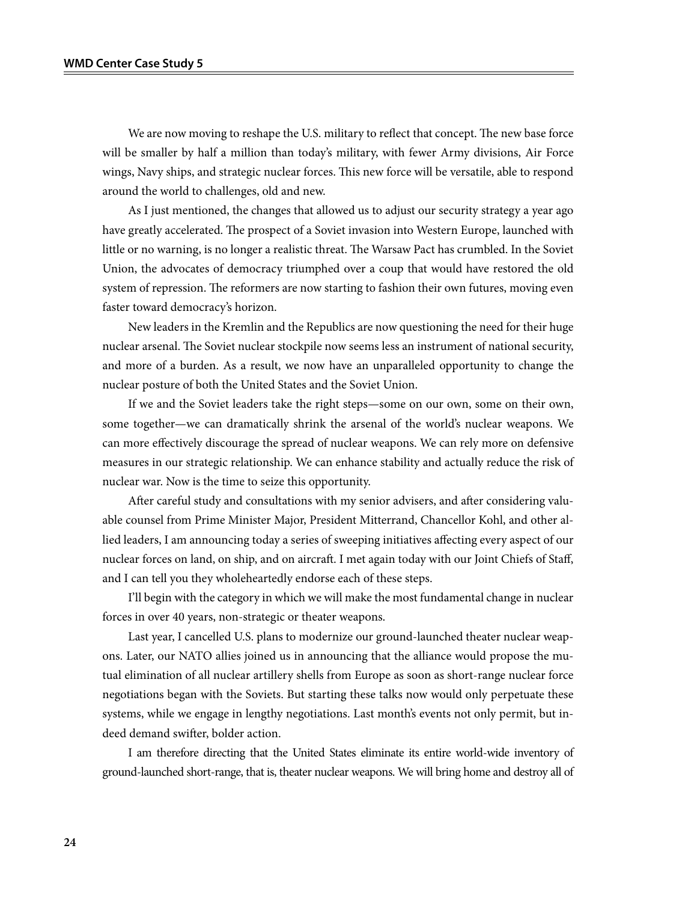We are now moving to reshape the U.S. military to reflect that concept. The new base force will be smaller by half a million than today's military, with fewer Army divisions, Air Force wings, Navy ships, and strategic nuclear forces. This new force will be versatile, able to respond around the world to challenges, old and new.

As I just mentioned, the changes that allowed us to adjust our security strategy a year ago have greatly accelerated. The prospect of a Soviet invasion into Western Europe, launched with little or no warning, is no longer a realistic threat. The Warsaw Pact has crumbled. In the Soviet Union, the advocates of democracy triumphed over a coup that would have restored the old system of repression. The reformers are now starting to fashion their own futures, moving even faster toward democracy's horizon.

New leaders in the Kremlin and the Republics are now questioning the need for their huge nuclear arsenal. The Soviet nuclear stockpile now seems less an instrument of national security, and more of a burden. As a result, we now have an unparalleled opportunity to change the nuclear posture of both the United States and the Soviet Union.

If we and the Soviet leaders take the right steps—some on our own, some on their own, some together—we can dramatically shrink the arsenal of the world's nuclear weapons. We can more effectively discourage the spread of nuclear weapons. We can rely more on defensive measures in our strategic relationship. We can enhance stability and actually reduce the risk of nuclear war. Now is the time to seize this opportunity.

After careful study and consultations with my senior advisers, and after considering valuable counsel from Prime Minister Major, President Mitterrand, Chancellor Kohl, and other allied leaders, I am announcing today a series of sweeping initiatives affecting every aspect of our nuclear forces on land, on ship, and on aircraft. I met again today with our Joint Chiefs of Staff, and I can tell you they wholeheartedly endorse each of these steps.

I'll begin with the category in which we will make the most fundamental change in nuclear forces in over 40 years, non-strategic or theater weapons.

Last year, I cancelled U.S. plans to modernize our ground-launched theater nuclear weapons. Later, our NATO allies joined us in announcing that the alliance would propose the mutual elimination of all nuclear artillery shells from Europe as soon as short-range nuclear force negotiations began with the Soviets. But starting these talks now would only perpetuate these systems, while we engage in lengthy negotiations. Last month's events not only permit, but indeed demand swifter, bolder action.

I am therefore directing that the United States eliminate its entire world-wide inventory of ground-launched short-range, that is, theater nuclear weapons. We will bring home and destroy all of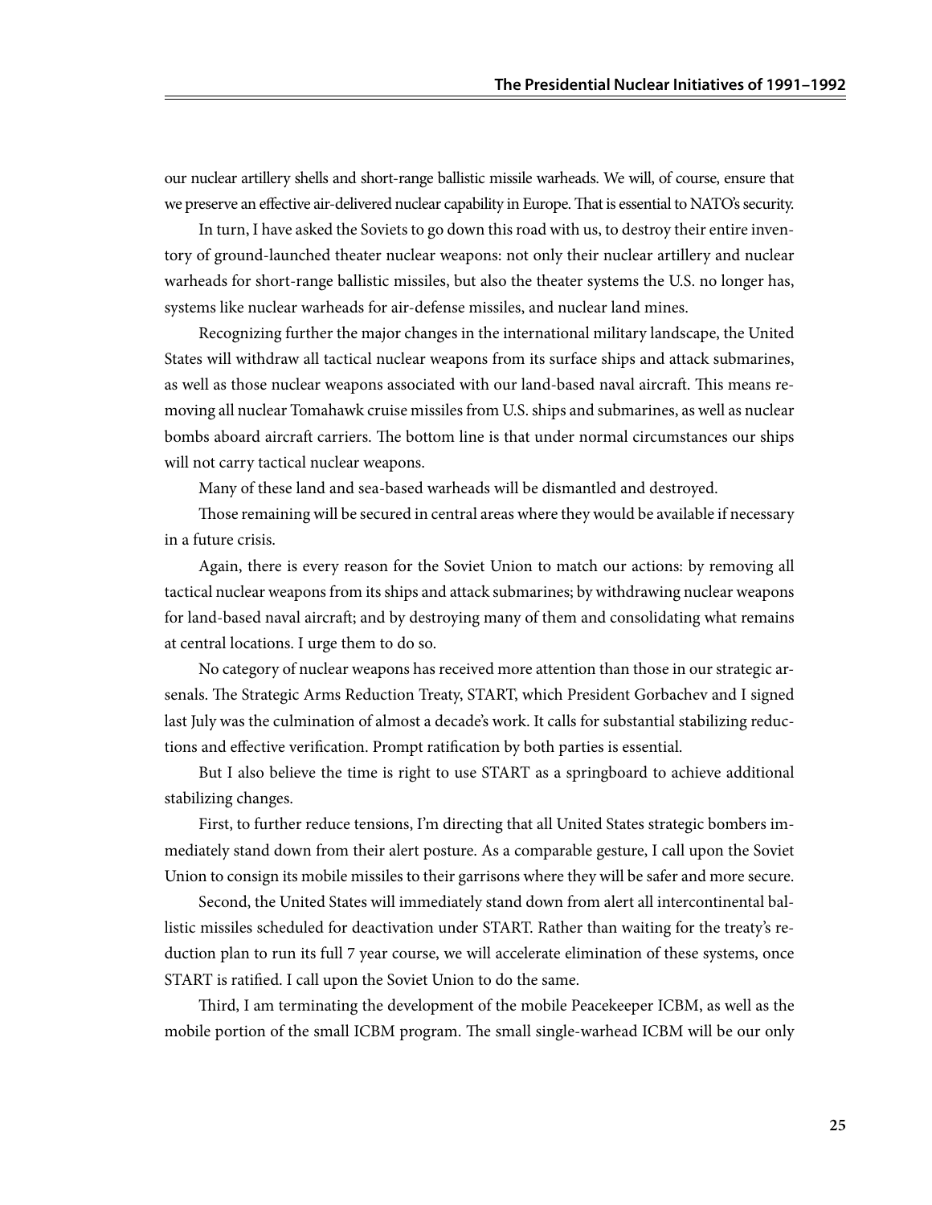our nuclear artillery shells and short-range ballistic missile warheads. We will, of course, ensure that we preserve an effective air-delivered nuclear capability in Europe. That is essential to NATO's security.

In turn, I have asked the Soviets to go down this road with us, to destroy their entire inventory of ground-launched theater nuclear weapons: not only their nuclear artillery and nuclear warheads for short-range ballistic missiles, but also the theater systems the U.S. no longer has, systems like nuclear warheads for air-defense missiles, and nuclear land mines.

Recognizing further the major changes in the international military landscape, the United States will withdraw all tactical nuclear weapons from its surface ships and attack submarines, as well as those nuclear weapons associated with our land-based naval aircraft. This means removing all nuclear Tomahawk cruise missiles from U.S. ships and submarines, as well as nuclear bombs aboard aircraft carriers. The bottom line is that under normal circumstances our ships will not carry tactical nuclear weapons.

Many of these land and sea-based warheads will be dismantled and destroyed.

Those remaining will be secured in central areas where they would be available if necessary in a future crisis.

Again, there is every reason for the Soviet Union to match our actions: by removing all tactical nuclear weapons from its ships and attack submarines; by withdrawing nuclear weapons for land-based naval aircraft; and by destroying many of them and consolidating what remains at central locations. I urge them to do so.

No category of nuclear weapons has received more attention than those in our strategic arsenals. The Strategic Arms Reduction Treaty, START, which President Gorbachev and I signed last July was the culmination of almost a decade's work. It calls for substantial stabilizing reductions and effective verification. Prompt ratification by both parties is essential.

But I also believe the time is right to use START as a springboard to achieve additional stabilizing changes.

First, to further reduce tensions, I'm directing that all United States strategic bombers immediately stand down from their alert posture. As a comparable gesture, I call upon the Soviet Union to consign its mobile missiles to their garrisons where they will be safer and more secure.

Second, the United States will immediately stand down from alert all intercontinental ballistic missiles scheduled for deactivation under START. Rather than waiting for the treaty's reduction plan to run its full 7 year course, we will accelerate elimination of these systems, once START is ratified. I call upon the Soviet Union to do the same.

Third, I am terminating the development of the mobile Peacekeeper ICBM, as well as the mobile portion of the small ICBM program. The small single-warhead ICBM will be our only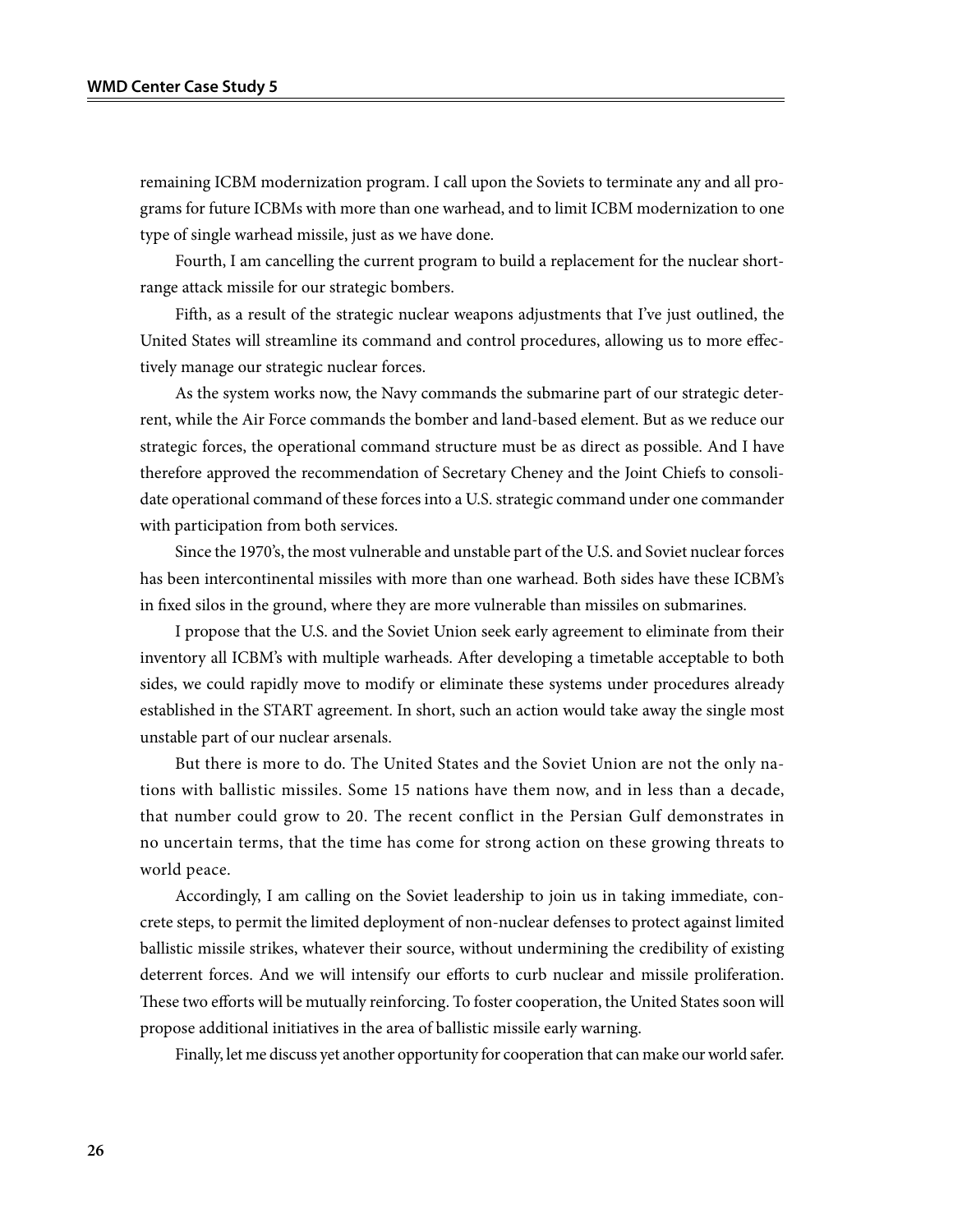remaining ICBM modernization program. I call upon the Soviets to terminate any and all programs for future ICBMs with more than one warhead, and to limit ICBM modernization to one type of single warhead missile, just as we have done.

Fourth, I am cancelling the current program to build a replacement for the nuclear short-range attack missile for our strategic bombers.

Fifth, as a result of the strategic nuclear weapons adjustments that I've just outlined, the United States will streamline its command and control procedures, allowing us to more effectively manage our strategic nuclear forces.

As the system works now, the Navy commands the submarine part of our strategic deterrent, while the Air Force commands the bomber and land-based element. But as we reduce our strategic forces, the operational command structure must be as direct as possible. And I have therefore approved the recommendation of Secretary Cheney and the Joint Chiefs to consolidate operational command of these forces into a U.S. strategic command under one commander with participation from both services.

Since the 1970's, the most vulnerable and unstable part of the U.S. and Soviet nuclear forces has been intercontinental missiles with more than one warhead. Both sides have these ICBM's in fixed silos in the ground, where they are more vulnerable than missiles on submarines.

I propose that the U.S. and the Soviet Union seek early agreement to eliminate from their inventory all ICBM's with multiple warheads. After developing a timetable acceptable to both sides, we could rapidly move to modify or eliminate these systems under procedures already established in the START agreement. In short, such an action would take away the single most unstable part of our nuclear arsenals.

But there is more to do. The United States and the Soviet Union are not the only nations with ballistic missiles. Some 15 nations have them now, and in less than a decade, that number could grow to 20. The recent conflict in the Persian Gulf demonstrates in no uncertain terms, that the time has come for strong action on these growing threats to world peace.

Accordingly, I am calling on the Soviet leadership to join us in taking immediate, concrete steps, to permit the limited deployment of non-nuclear defenses to protect against limited ballistic missile strikes, whatever their source, without undermining the credibility of existing deterrent forces. And we will intensify our efforts to curb nuclear and missile proliferation. These two efforts will be mutually reinforcing. To foster cooperation, the United States soon will propose additional initiatives in the area of ballistic missile early warning.

Finally, let me discuss yet another opportunity for cooperation that can make our world safer.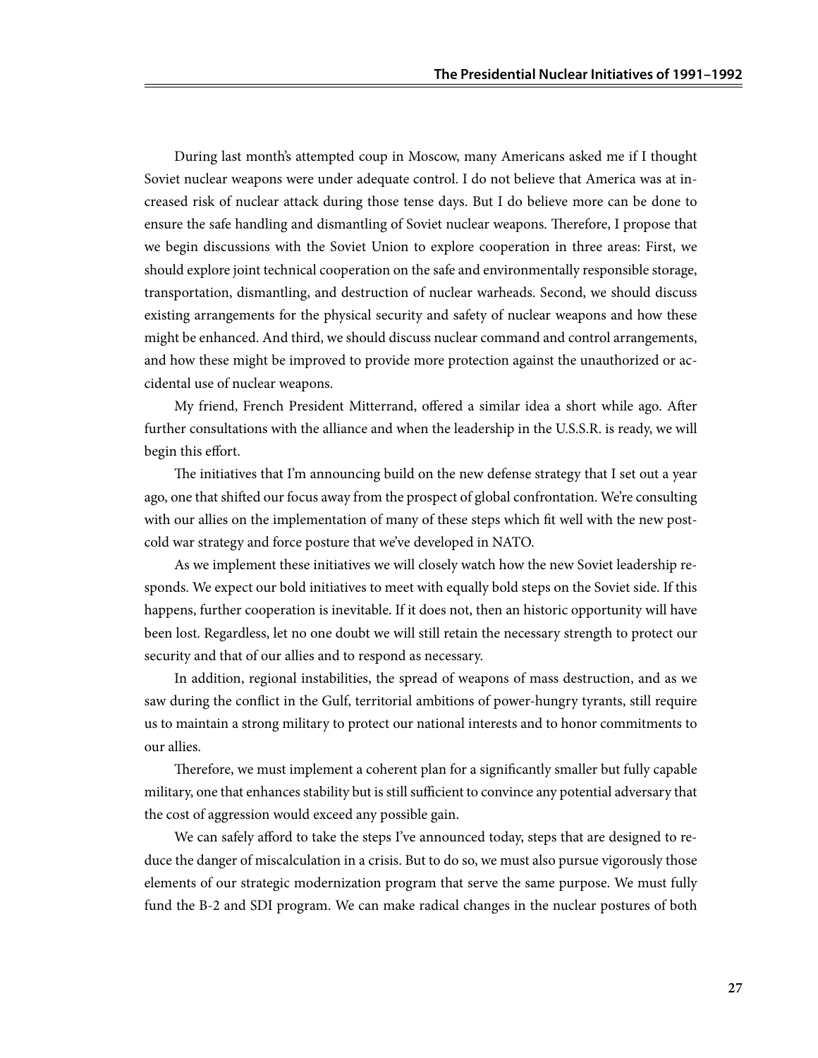During last month's attempted coup in Moscow, many Americans asked me if I thought Soviet nuclear weapons were under adequate control. I do not believe that America was at increased risk of nuclear attack during those tense days. But I do believe more can be done to ensure the safe handling and dismantling of Soviet nuclear weapons. Therefore, I propose that we begin discussions with the Soviet Union to explore cooperation in three areas: First, we should explore joint technical cooperation on the safe and environmentally responsible storage, transportation, dismantling, and destruction of nuclear warheads. Second, we should discuss existing arrangements for the physical security and safety of nuclear weapons and how these might be enhanced. And third, we should discuss nuclear command and control arrangements, and how these might be improved to provide more protection against the unauthorized or accidental use of nuclear weapons.

My friend, French President Mitterrand, offered a similar idea a short while ago. After further consultations with the alliance and when the leadership in the U.S.S.R. is ready, we will begin this effort.

The initiatives that I'm announcing build on the new defense strategy that I set out a year ago, one that shifted our focus away from the prospect of global confrontation. We're consulting with our allies on the implementation of many of these steps which fit well with the new post-cold war strategy and force posture that we've developed in NATO.

As we implement these initiatives we will closely watch how the new Soviet leadership responds. We expect our bold initiatives to meet with equally bold steps on the Soviet side. If this happens, further cooperation is inevitable. If it does not, then an historic opportunity will have been lost. Regardless, let no one doubt we will still retain the necessary strength to protect our security and that of our allies and to respond as necessary.

In addition, regional instabilities, the spread of weapons of mass destruction, and as we saw during the conflict in the Gulf, territorial ambitions of power-hungry tyrants, still require us to maintain a strong military to protect our national interests and to honor commitments to our allies.

Therefore, we must implement a coherent plan for a significantly smaller but fully capable military, one that enhances stability but is still sufficient to convince any potential adversary that the cost of aggression would exceed any possible gain.

We can safely afford to take the steps I've announced today, steps that are designed to reduce the danger of miscalculation in a crisis. But to do so, we must also pursue vigorously those elements of our strategic modernization program that serve the same purpose. We must fully fund the B-2 and SDI program. We can make radical changes in the nuclear postures of both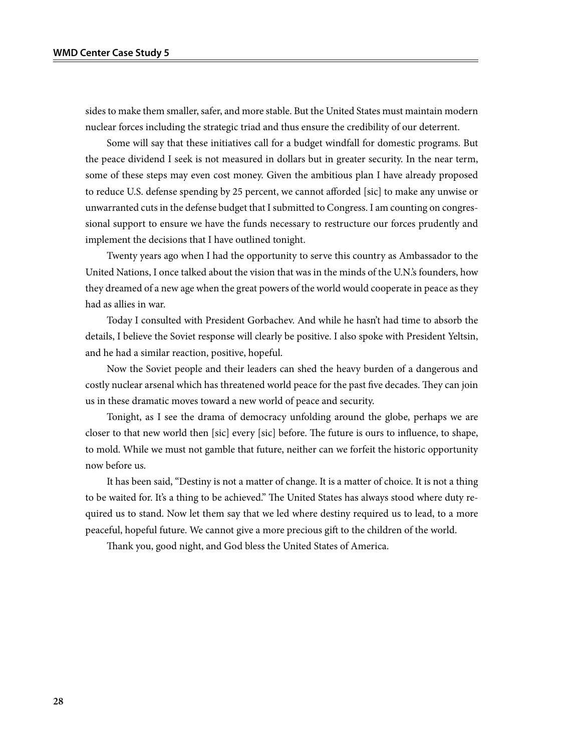sides to make them smaller, safer, and more stable. But the United States must maintain modern nuclear forces including the strategic triad and thus ensure the credibility of our deterrent.

Some will say that these initiatives call for a budget windfall for domestic programs. But the peace dividend I seek is not measured in dollars but in greater security. In the near term, some of these steps may even cost money. Given the ambitious plan I have already proposed to reduce U.S. defense spending by 25 percent, we cannot afforded [sic] to make any unwise or unwarranted cuts in the defense budget that I submitted to Congress. I am counting on congressional support to ensure we have the funds necessary to restructure our forces prudently and implement the decisions that I have outlined tonight.

Twenty years ago when I had the opportunity to serve this country as Ambassador to the United Nations, I once talked about the vision that was in the minds of the U.N.'s founders, how they dreamed of a new age when the great powers of the world would cooperate in peace as they had as allies in war.

Today I consulted with President Gorbachev. And while he hasn't had time to absorb the details, I believe the Soviet response will clearly be positive. I also spoke with President Yeltsin, and he had a similar reaction, positive, hopeful.

Now the Soviet people and their leaders can shed the heavy burden of a dangerous and costly nuclear arsenal which has threatened world peace for the past five decades. They can join us in these dramatic moves toward a new world of peace and security.

Tonight, as I see the drama of democracy unfolding around the globe, perhaps we are closer to that new world then [sic] every [sic] before. The future is ours to influence, to shape, to mold. While we must not gamble that future, neither can we forfeit the historic opportunity now before us.

It has been said, "Destiny is not a matter of change. It is a matter of choice. It is not a thing to be waited for. It's a thing to be achieved." The United States has always stood where duty required us to stand. Now let them say that we led where destiny required us to lead, to a more peaceful, hopeful future. We cannot give a more precious gift to the children of the world.

Thank you, good night, and God bless the United States of America.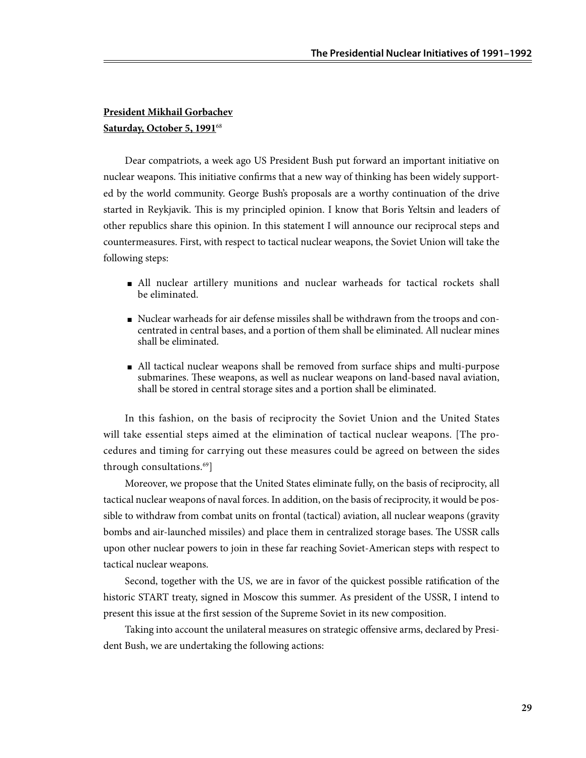**<u>President Mikhail Gorbachev</u>**
**<u>Saturday, October 5, 1991</u>**[68]

Dear compatriots, a week ago US President Bush put forward an important initiative on nuclear weapons. This initiative confirms that a new way of thinking has been widely supported by the world community. George Bush's proposals are a worthy continuation of the drive started in Reykjavik. This is my principled opinion. I know that Boris Yeltsin and leaders of other republics share this opinion. In this statement I will announce our reciprocal steps and countermeasures. First, with respect to tactical nuclear weapons, the Soviet Union will take the following steps:

- All nuclear artillery munitions and nuclear warheads for tactical rockets shall be eliminated.
- Nuclear warheads for air defense missiles shall be withdrawn from the troops and concentrated in central bases, and a portion of them shall be eliminated. All nuclear mines shall be eliminated.
- All tactical nuclear weapons shall be removed from surface ships and multi-purpose submarines. These weapons, as well as nuclear weapons on land-based naval aviation, shall be stored in central storage sites and a portion shall be eliminated.

In this fashion, on the basis of reciprocity the Soviet Union and the United States will take essential steps aimed at the elimination of tactical nuclear weapons. [The procedures and timing for carrying out these measures could be agreed on between the sides through consultations.[69]]

Moreover, we propose that the United States eliminate fully, on the basis of reciprocity, all tactical nuclear weapons of naval forces. In addition, on the basis of reciprocity, it would be possible to withdraw from combat units on frontal (tactical) aviation, all nuclear weapons (gravity bombs and air-launched missiles) and place them in centralized storage bases. The USSR calls upon other nuclear powers to join in these far reaching Soviet-American steps with respect to tactical nuclear weapons.

Second, together with the US, we are in favor of the quickest possible ratification of the historic START treaty, signed in Moscow this summer. As president of the USSR, I intend to present this issue at the first session of the Supreme Soviet in its new composition.

Taking into account the unilateral measures on strategic offensive arms, declared by President Bush, we are undertaking the following actions: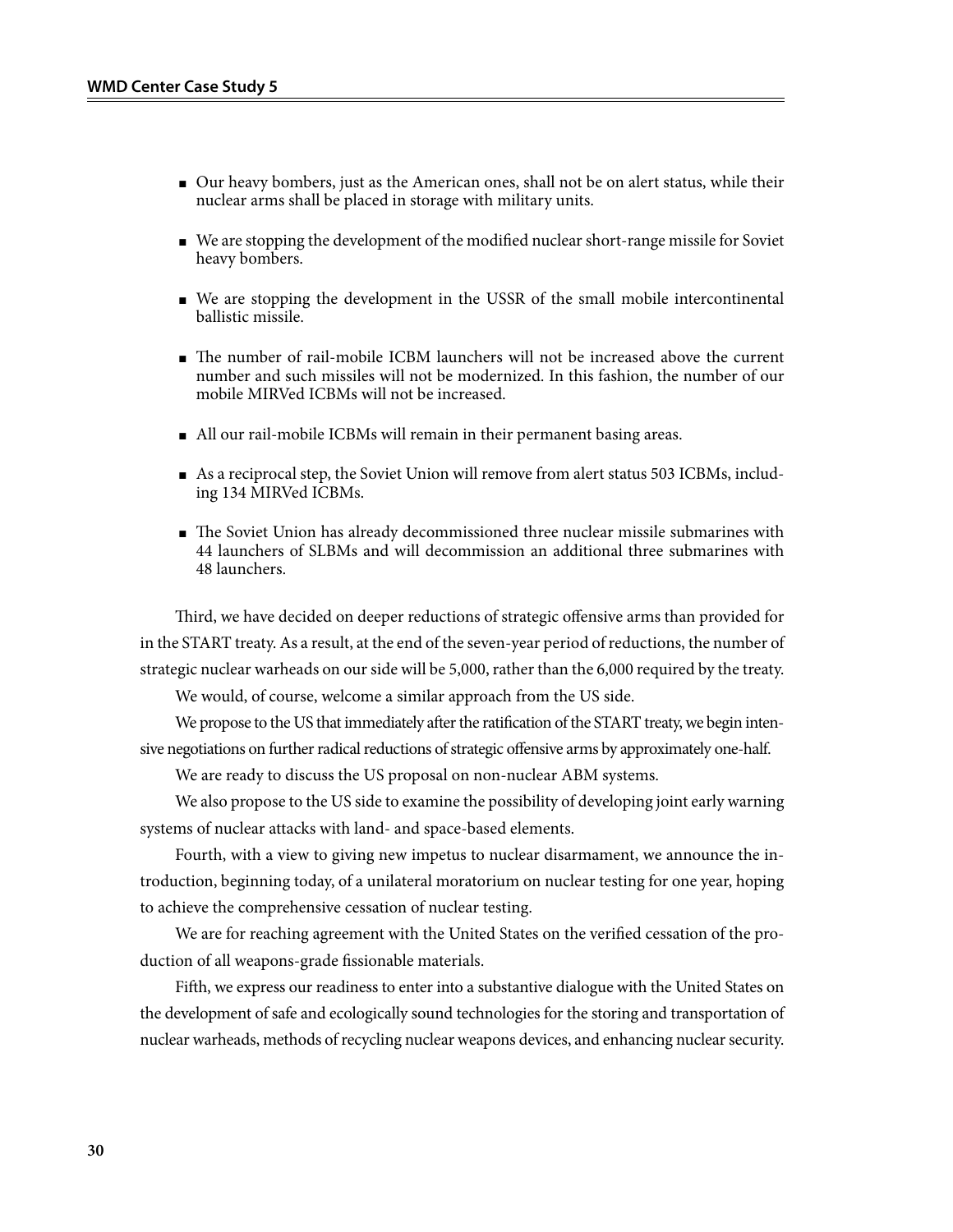- Our heavy bombers, just as the American ones, shall not be on alert status, while their nuclear arms shall be placed in storage with military units.
- We are stopping the development of the modified nuclear short-range missile for Soviet heavy bombers.
- We are stopping the development in the USSR of the small mobile intercontinental ballistic missile.
- The number of rail-mobile ICBM launchers will not be increased above the current number and such missiles will not be modernized. In this fashion, the number of our mobile MIRVed ICBMs will not be increased.
- All our rail-mobile ICBMs will remain in their permanent basing areas.
- As a reciprocal step, the Soviet Union will remove from alert status 503 ICBMs, including 134 MIRVed ICBMs.
- The Soviet Union has already decommissioned three nuclear missile submarines with 44 launchers of SLBMs and will decommission an additional three submarines with 48 launchers.

Third, we have decided on deeper reductions of strategic offensive arms than provided for in the START treaty. As a result, at the end of the seven-year period of reductions, the number of strategic nuclear warheads on our side will be 5,000, rather than the 6,000 required by the treaty.

We would, of course, welcome a similar approach from the US side.

We propose to the US that immediately after the ratification of the START treaty, we begin intensive negotiations on further radical reductions of strategic offensive arms by approximately one-half.

We are ready to discuss the US proposal on non-nuclear ABM systems.

We also propose to the US side to examine the possibility of developing joint early warning systems of nuclear attacks with land- and space-based elements.

Fourth, with a view to giving new impetus to nuclear disarmament, we announce the introduction, beginning today, of a unilateral moratorium on nuclear testing for one year, hoping to achieve the comprehensive cessation of nuclear testing.

We are for reaching agreement with the United States on the verified cessation of the production of all weapons-grade fissionable materials.

Fifth, we express our readiness to enter into a substantive dialogue with the United States on the development of safe and ecologically sound technologies for the storing and transportation of nuclear warheads, methods of recycling nuclear weapons devices, and enhancing nuclear security.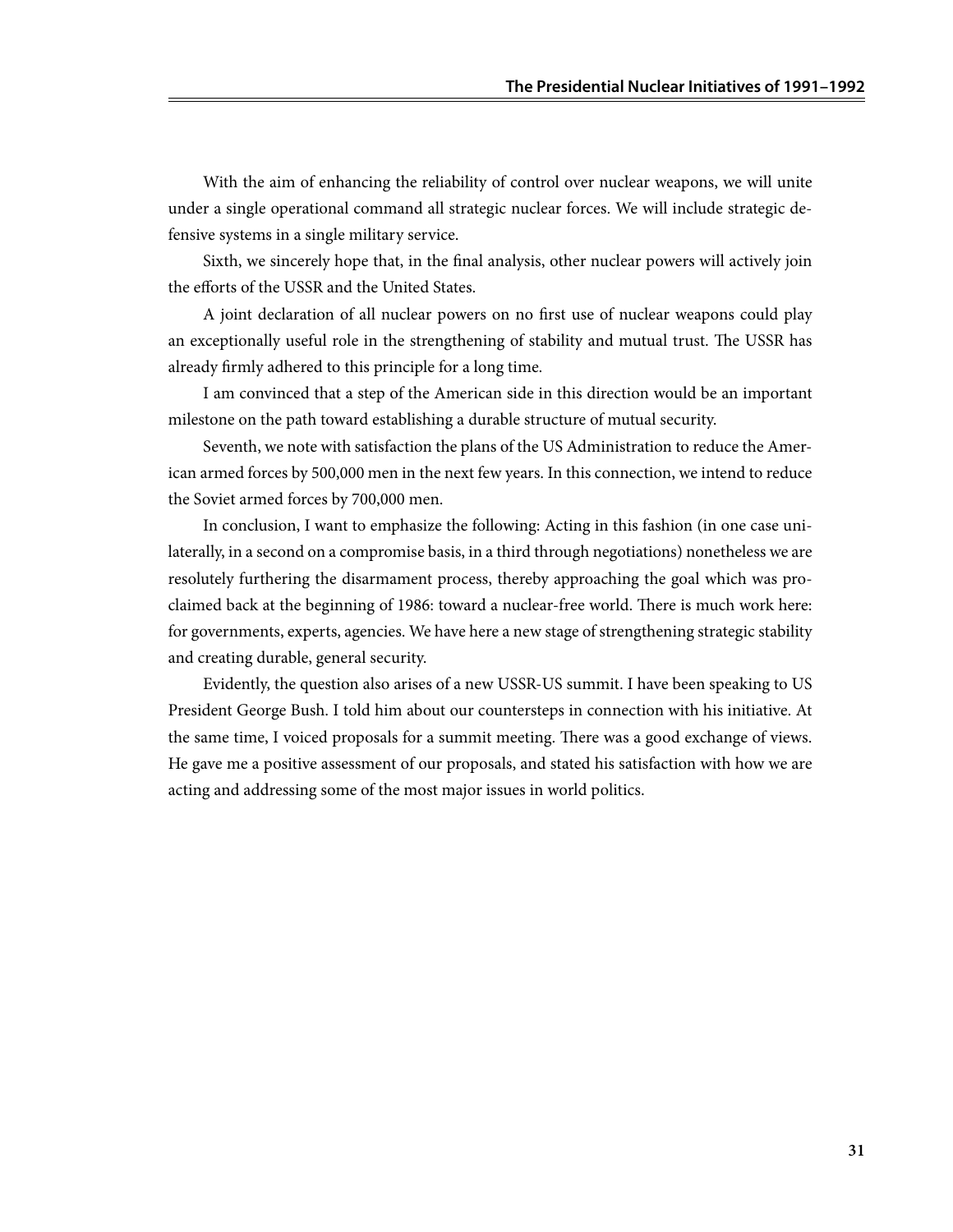With the aim of enhancing the reliability of control over nuclear weapons, we will unite under a single operational command all strategic nuclear forces. We will include strategic defensive systems in a single military service.

Sixth, we sincerely hope that, in the final analysis, other nuclear powers will actively join the efforts of the USSR and the United States.

A joint declaration of all nuclear powers on no first use of nuclear weapons could play an exceptionally useful role in the strengthening of stability and mutual trust. The USSR has already firmly adhered to this principle for a long time.

I am convinced that a step of the American side in this direction would be an important milestone on the path toward establishing a durable structure of mutual security.

Seventh, we note with satisfaction the plans of the US Administration to reduce the American armed forces by 500,000 men in the next few years. In this connection, we intend to reduce the Soviet armed forces by 700,000 men.

In conclusion, I want to emphasize the following: Acting in this fashion (in one case unilaterally, in a second on a compromise basis, in a third through negotiations) nonetheless we are resolutely furthering the disarmament process, thereby approaching the goal which was proclaimed back at the beginning of 1986: toward a nuclear-free world. There is much work here: for governments, experts, agencies. We have here a new stage of strengthening strategic stability and creating durable, general security.

Evidently, the question also arises of a new USSR-US summit. I have been speaking to US President George Bush. I told him about our countersteps in connection with his initiative. At the same time, I voiced proposals for a summit meeting. There was a good exchange of views. He gave me a positive assessment of our proposals, and stated his satisfaction with how we are acting and addressing some of the most major issues in world politics.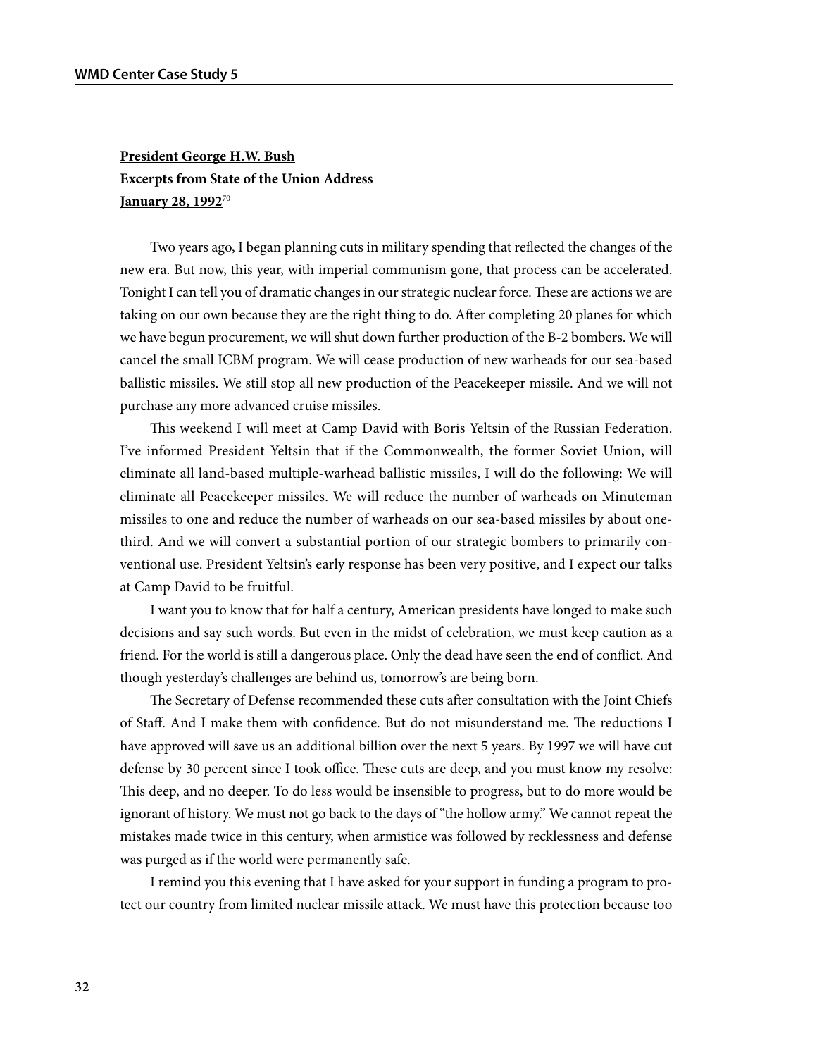**President George H.W. Bush**
**Excerpts from State of the Union Address**
**January 28, 1992**[70]

Two years ago, I began planning cuts in military spending that reflected the changes of the new era. But now, this year, with imperial communism gone, that process can be accelerated. Tonight I can tell you of dramatic changes in our strategic nuclear force. These are actions we are taking on our own because they are the right thing to do. After completing 20 planes for which we have begun procurement, we will shut down further production of the B-2 bombers. We will cancel the small ICBM program. We will cease production of new warheads for our sea-based ballistic missiles. We still stop all new production of the Peacekeeper missile. And we will not purchase any more advanced cruise missiles.

This weekend I will meet at Camp David with Boris Yeltsin of the Russian Federation. I've informed President Yeltsin that if the Commonwealth, the former Soviet Union, will eliminate all land-based multiple-warhead ballistic missiles, I will do the following: We will eliminate all Peacekeeper missiles. We will reduce the number of warheads on Minuteman missiles to one and reduce the number of warheads on our sea-based missiles by about one-third. And we will convert a substantial portion of our strategic bombers to primarily conventional use. President Yeltsin's early response has been very positive, and I expect our talks at Camp David to be fruitful.

I want you to know that for half a century, American presidents have longed to make such decisions and say such words. But even in the midst of celebration, we must keep caution as a friend. For the world is still a dangerous place. Only the dead have seen the end of conflict. And though yesterday's challenges are behind us, tomorrow's are being born.

The Secretary of Defense recommended these cuts after consultation with the Joint Chiefs of Staff. And I make them with confidence. But do not misunderstand me. The reductions I have approved will save us an additional billion over the next 5 years. By 1997 we will have cut defense by 30 percent since I took office. These cuts are deep, and you must know my resolve: This deep, and no deeper. To do less would be insensible to progress, but to do more would be ignorant of history. We must not go back to the days of "the hollow army." We cannot repeat the mistakes made twice in this century, when armistice was followed by recklessness and defense was purged as if the world were permanently safe.

I remind you this evening that I have asked for your support in funding a program to protect our country from limited nuclear missile attack. We must have this protection because too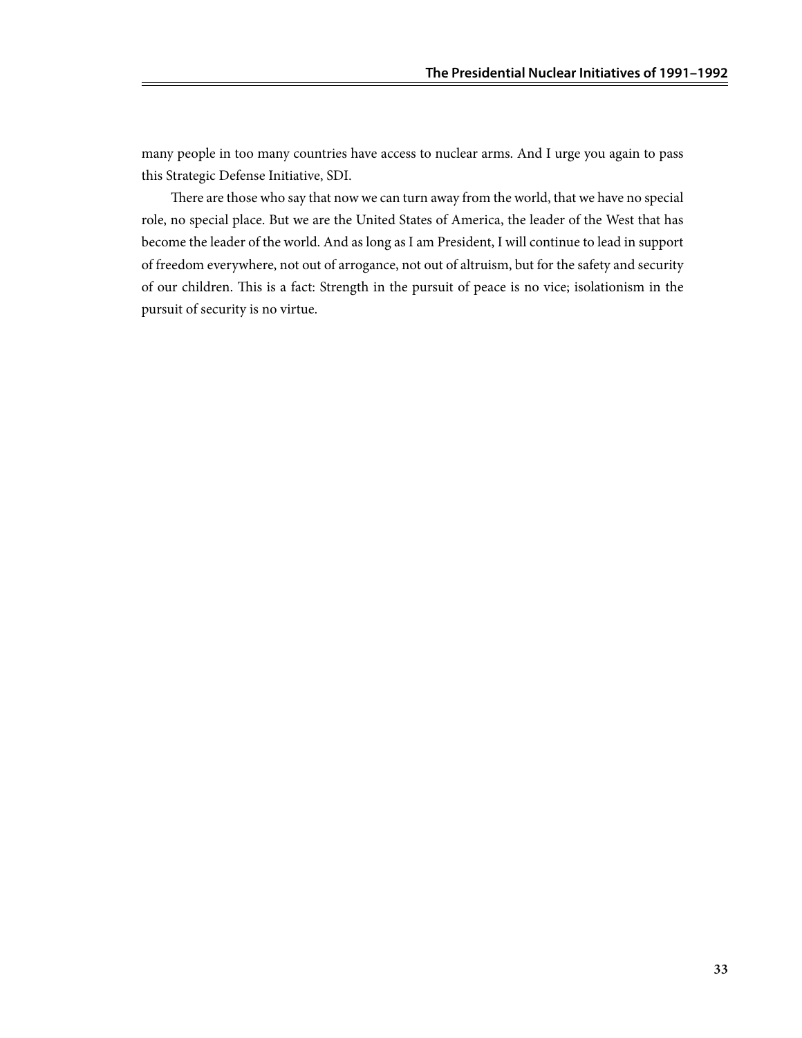many people in too many countries have access to nuclear arms. And I urge you again to pass this Strategic Defense Initiative, SDI.

There are those who say that now we can turn away from the world, that we have no special role, no special place. But we are the United States of America, the leader of the West that has become the leader of the world. And as long as I am President, I will continue to lead in support of freedom everywhere, not out of arrogance, not out of altruism, but for the safety and security of our children. This is a fact: Strength in the pursuit of peace is no vice; isolationism in the pursuit of security is no virtue.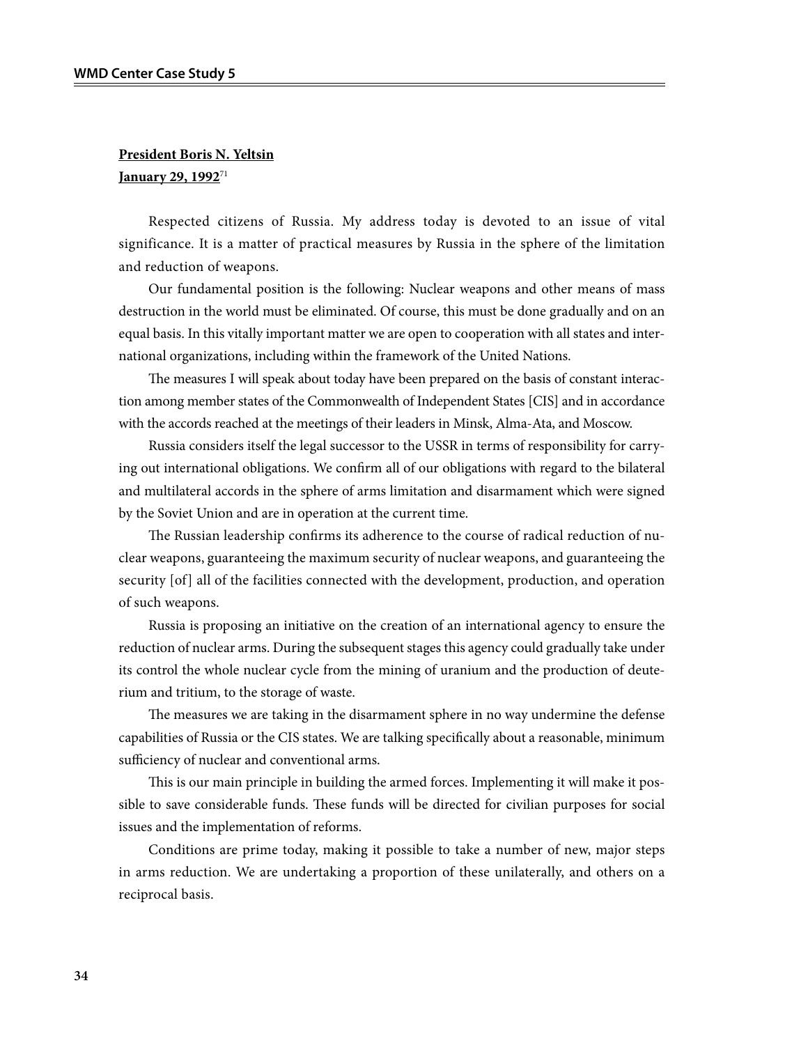**President Boris N. Yeltsin**
**January 29, 1992**[71]

Respected citizens of Russia. My address today is devoted to an issue of vital significance. It is a matter of practical measures by Russia in the sphere of the limitation and reduction of weapons.

Our fundamental position is the following: Nuclear weapons and other means of mass destruction in the world must be eliminated. Of course, this must be done gradually and on an equal basis. In this vitally important matter we are open to cooperation with all states and international organizations, including within the framework of the United Nations.

The measures I will speak about today have been prepared on the basis of constant interaction among member states of the Commonwealth of Independent States [CIS] and in accordance with the accords reached at the meetings of their leaders in Minsk, Alma-Ata, and Moscow.

Russia considers itself the legal successor to the USSR in terms of responsibility for carrying out international obligations. We confirm all of our obligations with regard to the bilateral and multilateral accords in the sphere of arms limitation and disarmament which were signed by the Soviet Union and are in operation at the current time.

The Russian leadership confirms its adherence to the course of radical reduction of nuclear weapons, guaranteeing the maximum security of nuclear weapons, and guaranteeing the security [of] all of the facilities connected with the development, production, and operation of such weapons.

Russia is proposing an initiative on the creation of an international agency to ensure the reduction of nuclear arms. During the subsequent stages this agency could gradually take under its control the whole nuclear cycle from the mining of uranium and the production of deuterium and tritium, to the storage of waste.

The measures we are taking in the disarmament sphere in no way undermine the defense capabilities of Russia or the CIS states. We are talking specifically about a reasonable, minimum sufficiency of nuclear and conventional arms.

This is our main principle in building the armed forces. Implementing it will make it possible to save considerable funds. These funds will be directed for civilian purposes for social issues and the implementation of reforms.

Conditions are prime today, making it possible to take a number of new, major steps in arms reduction. We are undertaking a proportion of these unilaterally, and others on a reciprocal basis.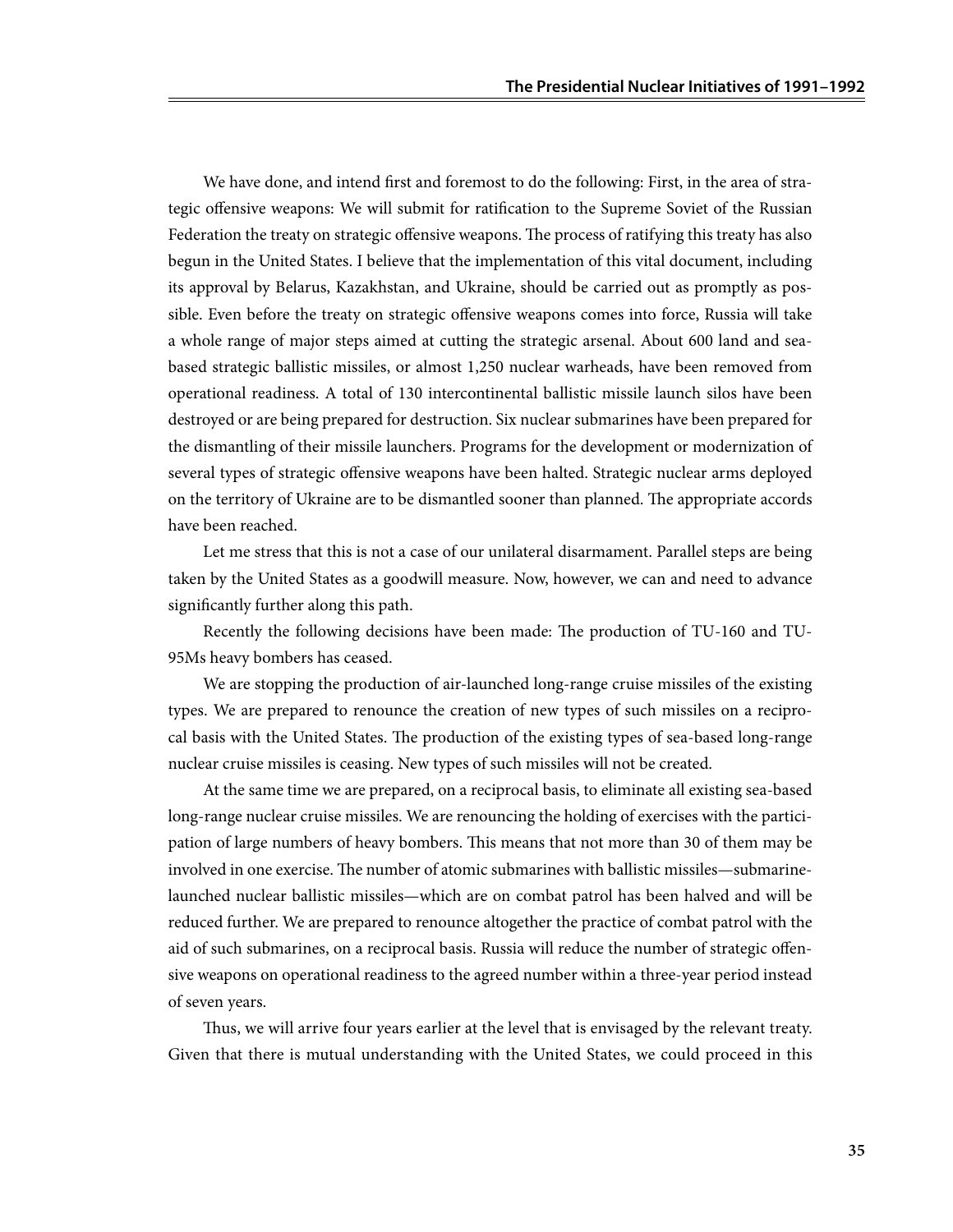We have done, and intend first and foremost to do the following: First, in the area of strategic offensive weapons: We will submit for ratification to the Supreme Soviet of the Russian Federation the treaty on strategic offensive weapons. The process of ratifying this treaty has also begun in the United States. I believe that the implementation of this vital document, including its approval by Belarus, Kazakhstan, and Ukraine, should be carried out as promptly as possible. Even before the treaty on strategic offensive weapons comes into force, Russia will take a whole range of major steps aimed at cutting the strategic arsenal. About 600 land and sea-based strategic ballistic missiles, or almost 1,250 nuclear warheads, have been removed from operational readiness. A total of 130 intercontinental ballistic missile launch silos have been destroyed or are being prepared for destruction. Six nuclear submarines have been prepared for the dismantling of their missile launchers. Programs for the development or modernization of several types of strategic offensive weapons have been halted. Strategic nuclear arms deployed on the territory of Ukraine are to be dismantled sooner than planned. The appropriate accords have been reached.

Let me stress that this is not a case of our unilateral disarmament. Parallel steps are being taken by the United States as a goodwill measure. Now, however, we can and need to advance significantly further along this path.

Recently the following decisions have been made: The production of TU-160 and TU-95Ms heavy bombers has ceased.

We are stopping the production of air-launched long-range cruise missiles of the existing types. We are prepared to renounce the creation of new types of such missiles on a reciprocal basis with the United States. The production of the existing types of sea-based long-range nuclear cruise missiles is ceasing. New types of such missiles will not be created.

At the same time we are prepared, on a reciprocal basis, to eliminate all existing sea-based long-range nuclear cruise missiles. We are renouncing the holding of exercises with the participation of large numbers of heavy bombers. This means that not more than 30 of them may be involved in one exercise. The number of atomic submarines with ballistic missiles—submarine-launched nuclear ballistic missiles—which are on combat patrol has been halved and will be reduced further. We are prepared to renounce altogether the practice of combat patrol with the aid of such submarines, on a reciprocal basis. Russia will reduce the number of strategic offensive weapons on operational readiness to the agreed number within a three-year period instead of seven years.

Thus, we will arrive four years earlier at the level that is envisaged by the relevant treaty. Given that there is mutual understanding with the United States, we could proceed in this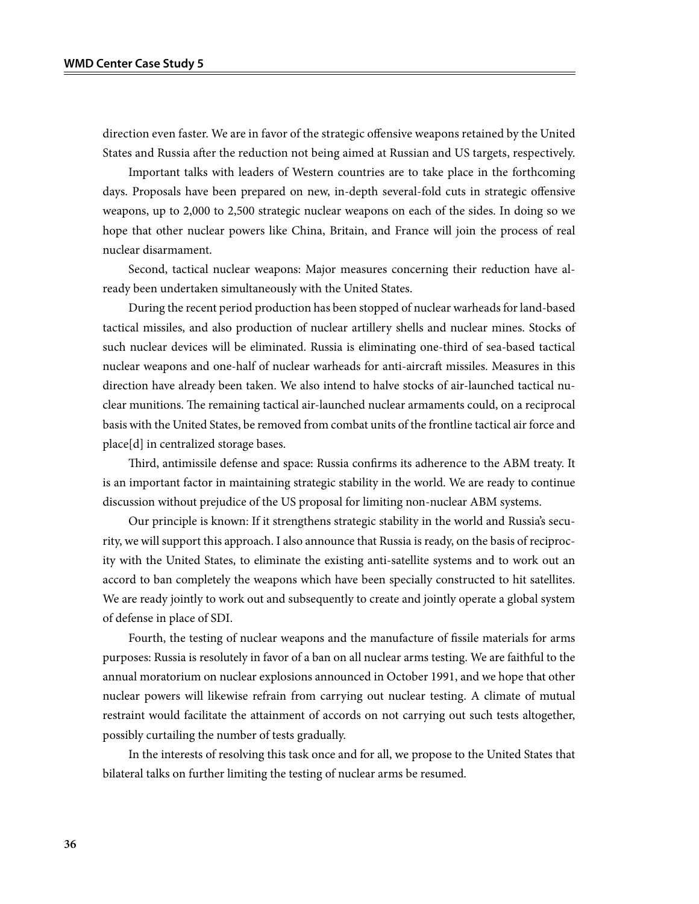direction even faster. We are in favor of the strategic offensive weapons retained by the United States and Russia after the reduction not being aimed at Russian and US targets, respectively.

Important talks with leaders of Western countries are to take place in the forthcoming days. Proposals have been prepared on new, in-depth several-fold cuts in strategic offensive weapons, up to 2,000 to 2,500 strategic nuclear weapons on each of the sides. In doing so we hope that other nuclear powers like China, Britain, and France will join the process of real nuclear disarmament.

Second, tactical nuclear weapons: Major measures concerning their reduction have already been undertaken simultaneously with the United States.

During the recent period production has been stopped of nuclear warheads for land-based tactical missiles, and also production of nuclear artillery shells and nuclear mines. Stocks of such nuclear devices will be eliminated. Russia is eliminating one-third of sea-based tactical nuclear weapons and one-half of nuclear warheads for anti-aircraft missiles. Measures in this direction have already been taken. We also intend to halve stocks of air-launched tactical nuclear munitions. The remaining tactical air-launched nuclear armaments could, on a reciprocal basis with the United States, be removed from combat units of the frontline tactical air force and place[d] in centralized storage bases.

Third, antimissile defense and space: Russia confirms its adherence to the ABM treaty. It is an important factor in maintaining strategic stability in the world. We are ready to continue discussion without prejudice of the US proposal for limiting non-nuclear ABM systems.

Our principle is known: If it strengthens strategic stability in the world and Russia's security, we will support this approach. I also announce that Russia is ready, on the basis of reciprocity with the United States, to eliminate the existing anti-satellite systems and to work out an accord to ban completely the weapons which have been specially constructed to hit satellites. We are ready jointly to work out and subsequently to create and jointly operate a global system of defense in place of SDI.

Fourth, the testing of nuclear weapons and the manufacture of fissile materials for arms purposes: Russia is resolutely in favor of a ban on all nuclear arms testing. We are faithful to the annual moratorium on nuclear explosions announced in October 1991, and we hope that other nuclear powers will likewise refrain from carrying out nuclear testing. A climate of mutual restraint would facilitate the attainment of accords on not carrying out such tests altogether, possibly curtailing the number of tests gradually.

In the interests of resolving this task once and for all, we propose to the United States that bilateral talks on further limiting the testing of nuclear arms be resumed.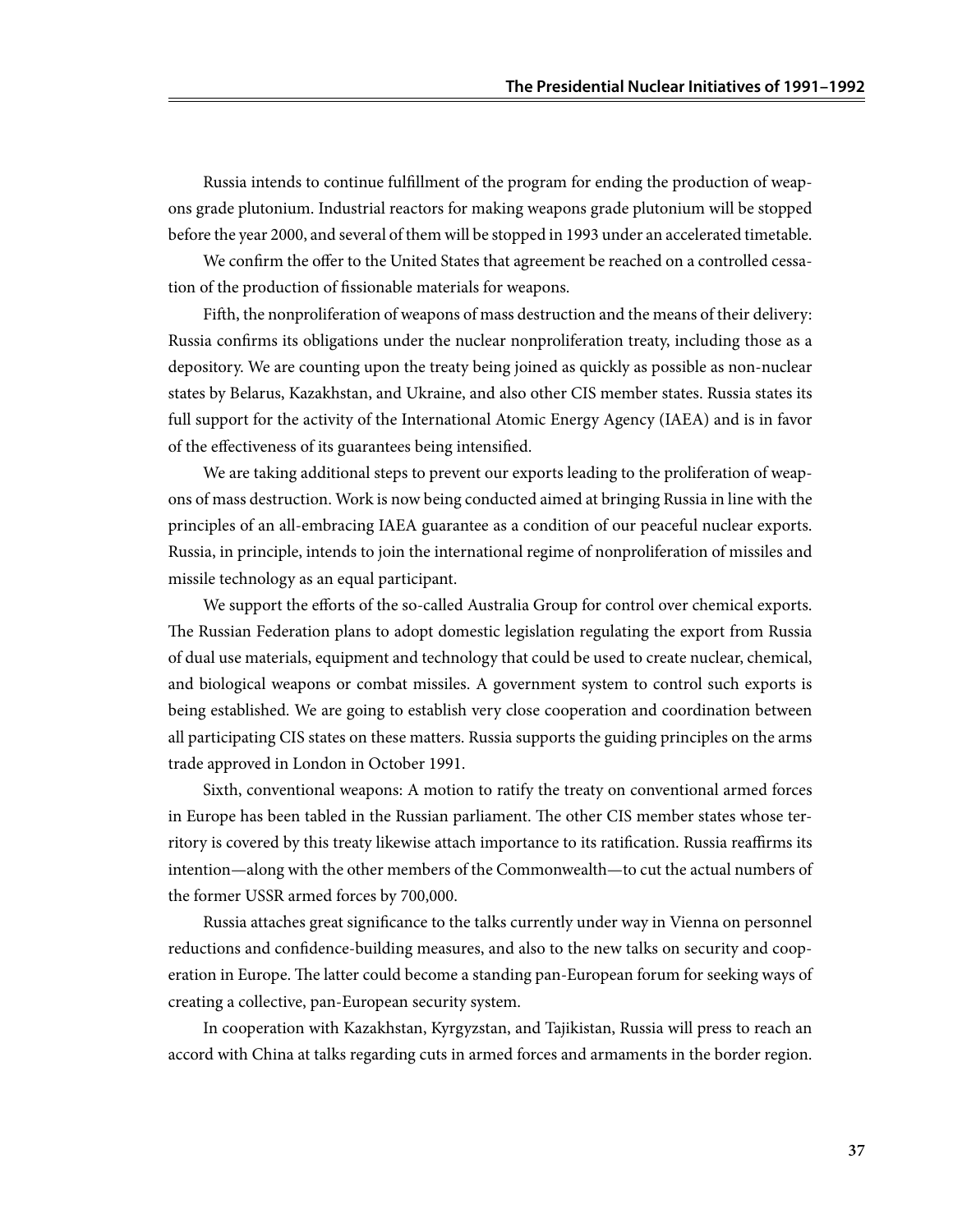Russia intends to continue fulfillment of the program for ending the production of weapons grade plutonium. Industrial reactors for making weapons grade plutonium will be stopped before the year 2000, and several of them will be stopped in 1993 under an accelerated timetable.

We confirm the offer to the United States that agreement be reached on a controlled cessation of the production of fissionable materials for weapons.

Fifth, the nonproliferation of weapons of mass destruction and the means of their delivery: Russia confirms its obligations under the nuclear nonproliferation treaty, including those as a depository. We are counting upon the treaty being joined as quickly as possible as non-nuclear states by Belarus, Kazakhstan, and Ukraine, and also other CIS member states. Russia states its full support for the activity of the International Atomic Energy Agency (IAEA) and is in favor of the effectiveness of its guarantees being intensified.

We are taking additional steps to prevent our exports leading to the proliferation of weapons of mass destruction. Work is now being conducted aimed at bringing Russia in line with the principles of an all-embracing IAEA guarantee as a condition of our peaceful nuclear exports. Russia, in principle, intends to join the international regime of nonproliferation of missiles and missile technology as an equal participant.

We support the efforts of the so-called Australia Group for control over chemical exports. The Russian Federation plans to adopt domestic legislation regulating the export from Russia of dual use materials, equipment and technology that could be used to create nuclear, chemical, and biological weapons or combat missiles. A government system to control such exports is being established. We are going to establish very close cooperation and coordination between all participating CIS states on these matters. Russia supports the guiding principles on the arms trade approved in London in October 1991.

Sixth, conventional weapons: A motion to ratify the treaty on conventional armed forces in Europe has been tabled in the Russian parliament. The other CIS member states whose territory is covered by this treaty likewise attach importance to its ratification. Russia reaffirms its intention—along with the other members of the Commonwealth—to cut the actual numbers of the former USSR armed forces by 700,000.

Russia attaches great significance to the talks currently under way in Vienna on personnel reductions and confidence-building measures, and also to the new talks on security and cooperation in Europe. The latter could become a standing pan-European forum for seeking ways of creating a collective, pan-European security system.

In cooperation with Kazakhstan, Kyrgyzstan, and Tajikistan, Russia will press to reach an accord with China at talks regarding cuts in armed forces and armaments in the border region.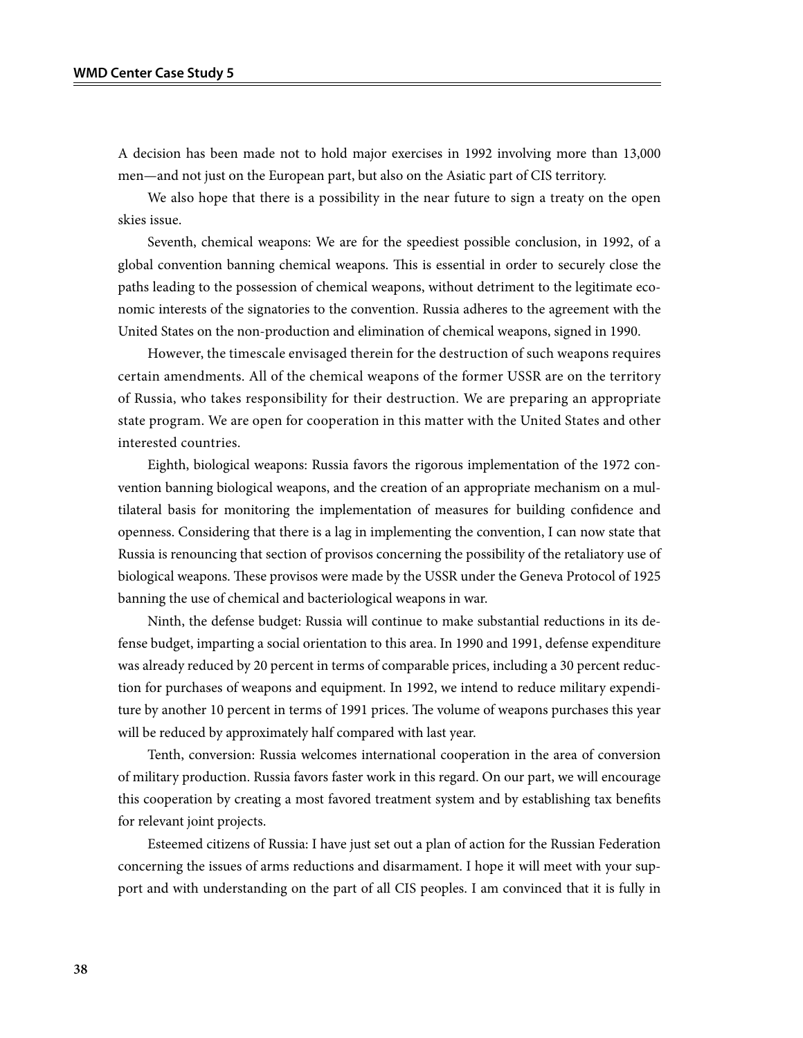A decision has been made not to hold major exercises in 1992 involving more than 13,000 men—and not just on the European part, but also on the Asiatic part of CIS territory.

We also hope that there is a possibility in the near future to sign a treaty on the open skies issue.

Seventh, chemical weapons: We are for the speediest possible conclusion, in 1992, of a global convention banning chemical weapons. This is essential in order to securely close the paths leading to the possession of chemical weapons, without detriment to the legitimate economic interests of the signatories to the convention. Russia adheres to the agreement with the United States on the non-production and elimination of chemical weapons, signed in 1990.

However, the timescale envisaged therein for the destruction of such weapons requires certain amendments. All of the chemical weapons of the former USSR are on the territory of Russia, who takes responsibility for their destruction. We are preparing an appropriate state program. We are open for cooperation in this matter with the United States and other interested countries.

Eighth, biological weapons: Russia favors the rigorous implementation of the 1972 convention banning biological weapons, and the creation of an appropriate mechanism on a multilateral basis for monitoring the implementation of measures for building confidence and openness. Considering that there is a lag in implementing the convention, I can now state that Russia is renouncing that section of provisos concerning the possibility of the retaliatory use of biological weapons. These provisos were made by the USSR under the Geneva Protocol of 1925 banning the use of chemical and bacteriological weapons in war.

Ninth, the defense budget: Russia will continue to make substantial reductions in its defense budget, imparting a social orientation to this area. In 1990 and 1991, defense expenditure was already reduced by 20 percent in terms of comparable prices, including a 30 percent reduction for purchases of weapons and equipment. In 1992, we intend to reduce military expenditure by another 10 percent in terms of 1991 prices. The volume of weapons purchases this year will be reduced by approximately half compared with last year.

Tenth, conversion: Russia welcomes international cooperation in the area of conversion of military production. Russia favors faster work in this regard. On our part, we will encourage this cooperation by creating a most favored treatment system and by establishing tax benefits for relevant joint projects.

Esteemed citizens of Russia: I have just set out a plan of action for the Russian Federation concerning the issues of arms reductions and disarmament. I hope it will meet with your support and with understanding on the part of all CIS peoples. I am convinced that it is fully in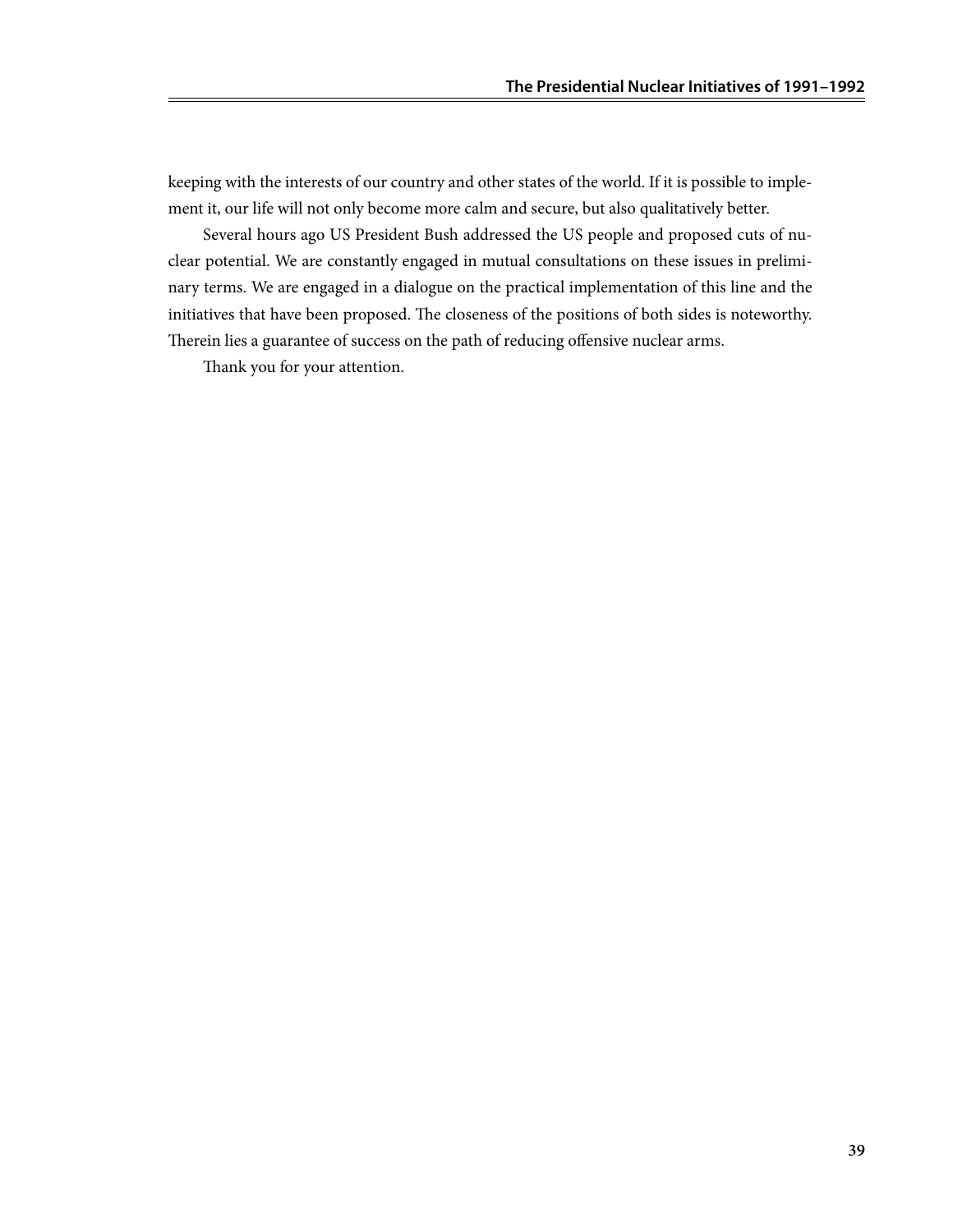keeping with the interests of our country and other states of the world. If it is possible to implement it, our life will not only become more calm and secure, but also qualitatively better.

Several hours ago US President Bush addressed the US people and proposed cuts of nuclear potential. We are constantly engaged in mutual consultations on these issues in preliminary terms. We are engaged in a dialogue on the practical implementation of this line and the initiatives that have been proposed. The closeness of the positions of both sides is noteworthy. Therein lies a guarantee of success on the path of reducing offensive nuclear arms.

Thank you for your attention.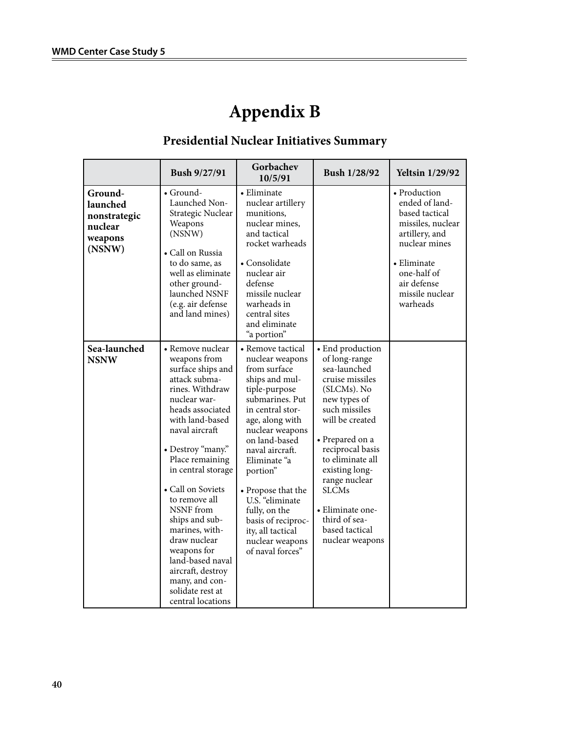# Appendix B

## Presidential Nuclear Initiatives Summary

| | Bush 9/27/91 | Gorbachev 10/5/91 | Bush 1/28/92 | Yeltsin 1/29/92 |
|---|---|---|---|---|
| **Ground-launched nonstrategic nuclear weapons (NSNW)** | • Ground-Launched Non-Strategic Nuclear Weapons (NSNW)<br>• Call on Russia to do same, as well as eliminate other ground-launched NSNF (e.g. air defense and land mines) | • Eliminate nuclear artillery munitions, nuclear mines, and tactical rocket warheads<br>• Consolidate nuclear air defense missile nuclear warheads in central sites and eliminate "a portion" | | • Production ended of land-based tactical missiles, nuclear artillery, and nuclear mines<br>• Eliminate one-half of air defense missile nuclear warheads |
| **Sea-launched NSNW** | • Remove nuclear weapons from surface ships and attack submarines. Withdraw nuclear warheads associated with land-based naval aircraft<br>• Destroy "many." Place remaining in central storage<br>• Call on Soviets to remove all NSNF from ships and submarines, withdraw nuclear weapons for land-based naval aircraft, destroy many, and consolidate rest at central locations | • Remove tactical nuclear weapons from surface ships and multiple-purpose submarines. Put in central storage, along with nuclear weapons on land-based naval aircraft. Eliminate "a portion"<br>• Propose that the U.S. "eliminate fully, on the basis of reciprocity, all tactical nuclear weapons of naval forces" | • End production of long-range sea-launched cruise missiles (SLCMs). No new types of such missiles will be created<br>• Prepared on a reciprocal basis to eliminate all existing long-range nuclear SLCMs<br>• Eliminate one-third of sea-based tactical nuclear weapons | |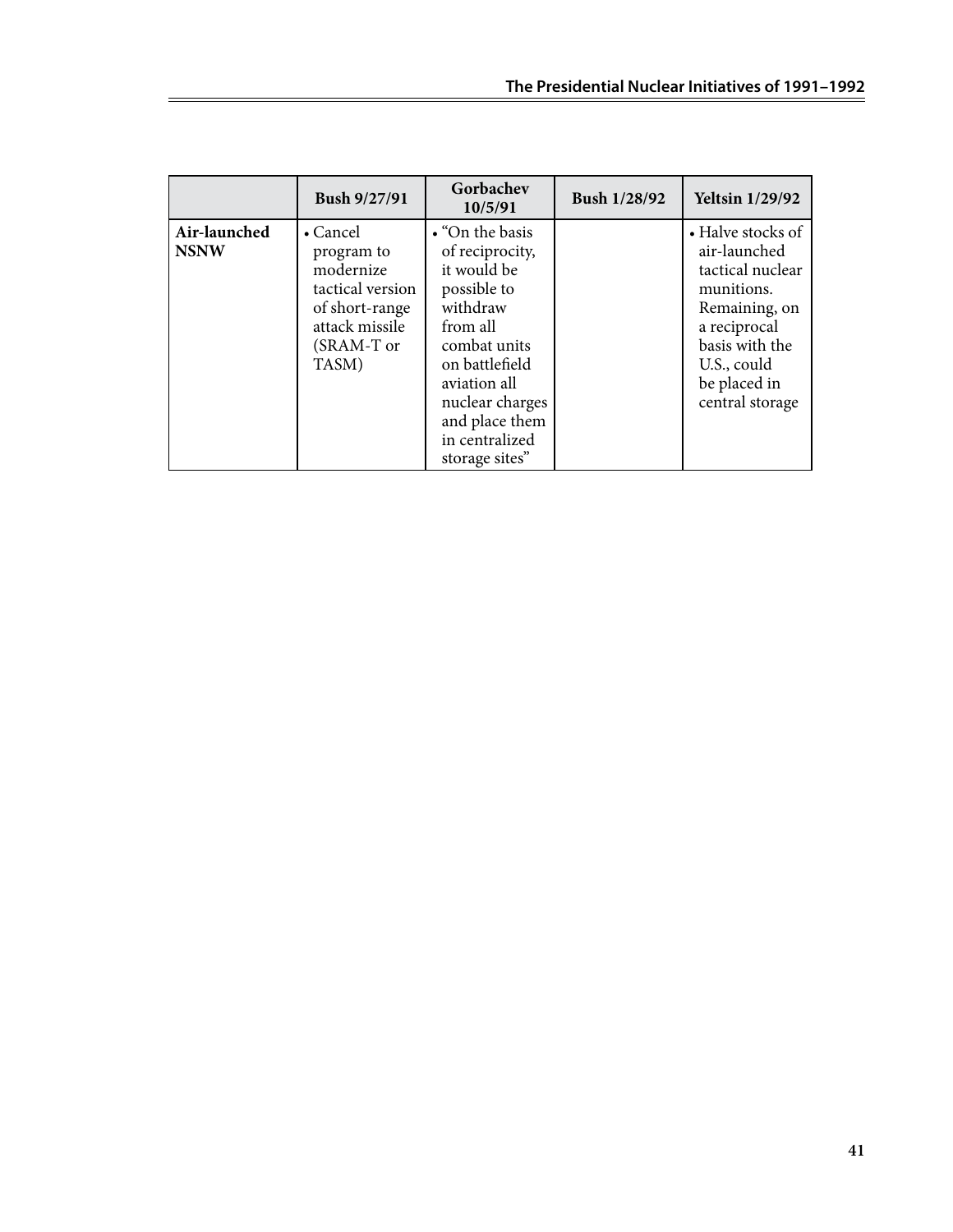| | Bush 9/27/91 | Gorbachev 10/5/91 | Bush 1/28/92 | Yeltsin 1/29/92 |
|---|---|---|---|---|
| **Air-launched NSNW** | • Cancel program to modernize tactical version of short-range attack missile (SRAM-T or TASM) | • "On the basis of reciprocity, it would be possible to withdraw from all combat units on battlefield aviation all nuclear charges and place them in centralized storage sites" | | • Halve stocks of air-launched tactical nuclear munitions. Remaining, on a reciprocal basis with the U.S., could be placed in central storage |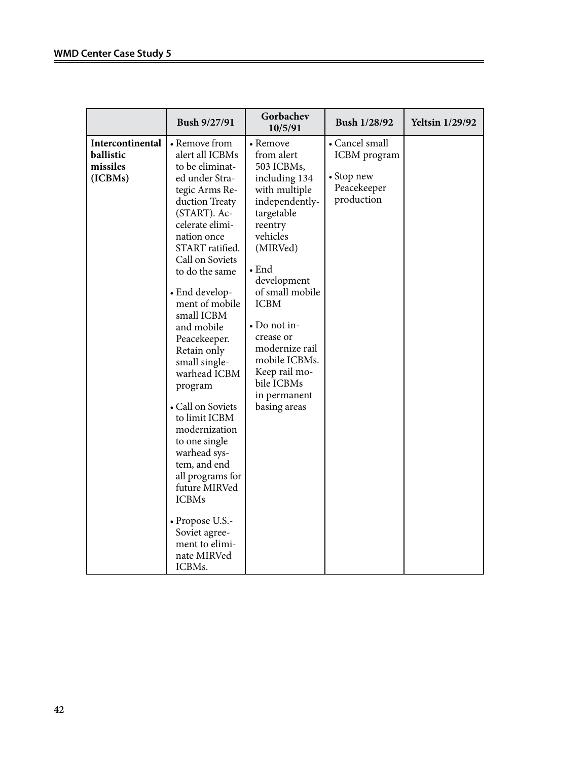| | Bush 9/27/91 | Gorbachev 10/5/91 | Bush 1/28/92 | Yeltsin 1/29/92 |
|---|---|---|---|---|
| **Intercontinental ballistic missiles (ICBMs)** | • Remove from alert all ICBMs to be eliminated under Strategic Arms Reduction Treaty (START). Accelerate elimination once START ratified. Call on Soviets to do the same<br><br>• End development of mobile small ICBM and mobile Peacekeeper. Retain only small single-warhead ICBM program<br><br>• Call on Soviets to limit ICBM modernization to one single warhead system, and end all programs for future MIRVed ICBMs<br><br>• Propose U.S.-Soviet agreement to eliminate MIRVed ICBMs. | • Remove from alert 503 ICBMs, including 134 with multiple independently-targetable reentry vehicles (MIRVed)<br><br>• End development of small mobile ICBM<br><br>• Do not increase or modernize rail mobile ICBMs. Keep rail mobile ICBMs in permanent basing areas | • Cancel small ICBM program<br><br>• Stop new Peacekeeper production | |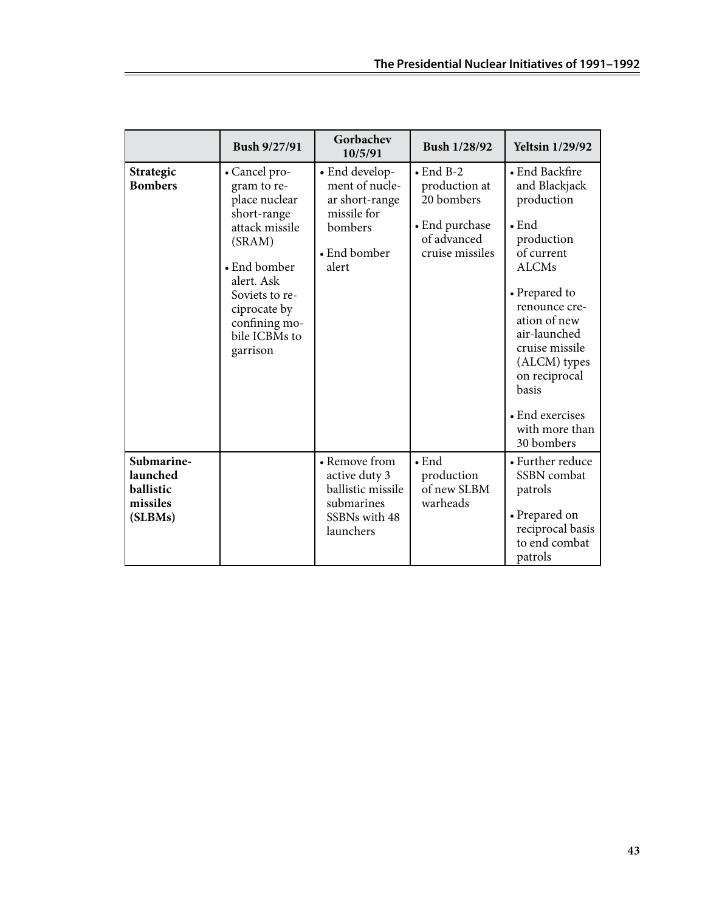| | Bush 9/27/91 | Gorbachev 10/5/91 | Bush 1/28/92 | Yeltsin 1/29/92 |
|---|---|---|---|---|
| **Strategic Bombers** | • Cancel program to replace nuclear short-range attack missile (SRAM)<br>• End bomber alert. Ask Soviets to reciprocate by confining mobile ICBMs to garrison | • End development of nuclear short-range missile for bombers<br>• End bomber alert | • End B-2 production at 20 bombers<br>• End purchase of advanced cruise missiles | • End Backfire and Blackjack production<br>• End production of current ALCMs<br>• Prepared to renounce creation of new air-launched cruise missile (ALCM) types on reciprocal basis<br>• End exercises with more than 30 bombers |
| **Submarine-launched ballistic missiles (SLBMs)** | | • Remove from active duty 3 ballistic missile submarines SSBNs with 48 launchers | • End production of new SLBM warheads | • Further reduce SSBN combat patrols<br>• Prepared on reciprocal basis to end combat patrols |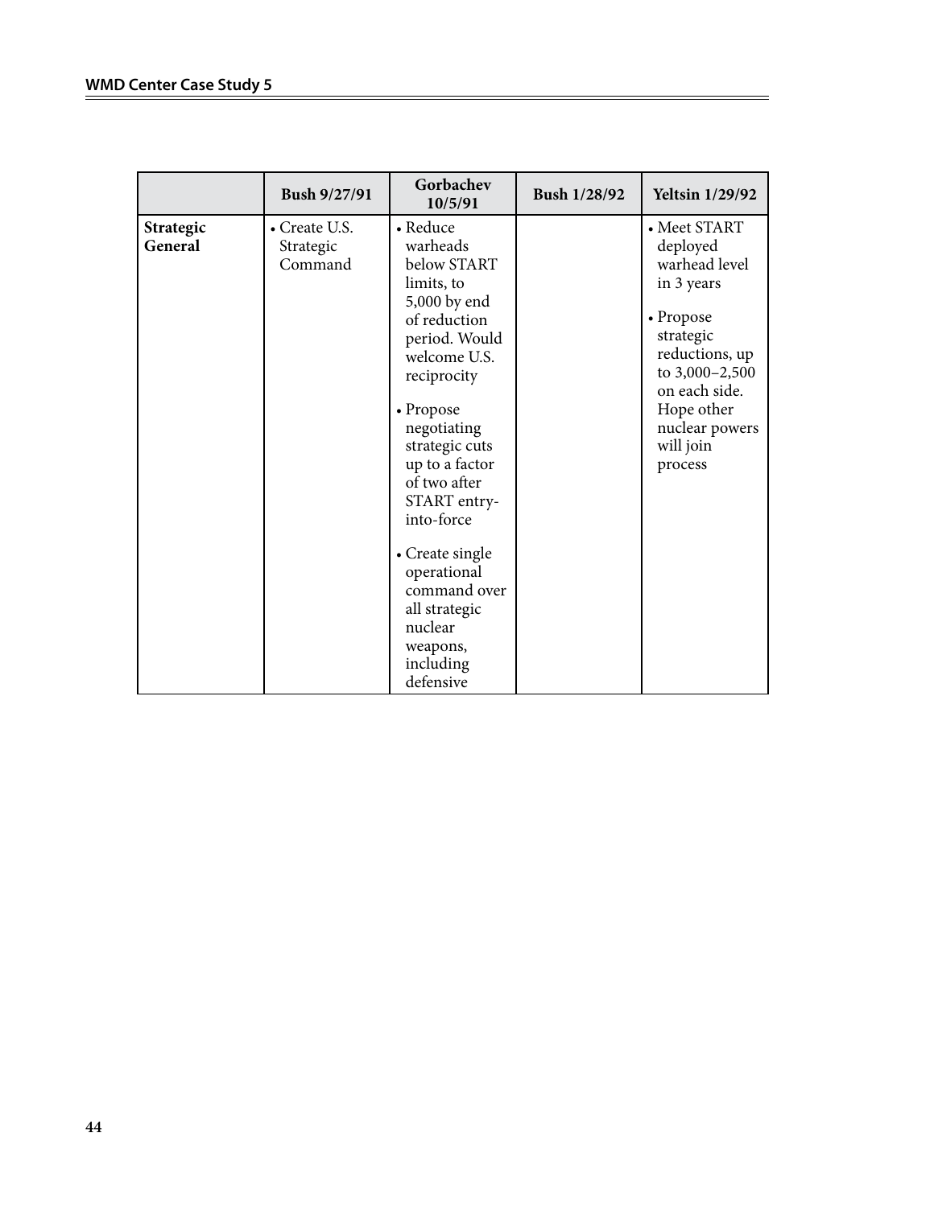| | Bush 9/27/91 | Gorbachev 10/5/91 | Bush 1/28/92 | Yeltsin 1/29/92 |
|---|---|---|---|---|
| **Strategic General** | • Create U.S. Strategic Command | • Reduce warheads below START limits, to 5,000 by end of reduction period. Would welcome U.S. reciprocity<br><br>• Propose negotiating strategic cuts up to a factor of two after START entry-into-force<br><br>• Create single operational command over all strategic nuclear weapons, including defensive | | • Meet START deployed warhead level in 3 years<br><br>• Propose strategic reductions, up to 3,000–2,500 on each side. Hope other nuclear powers will join process |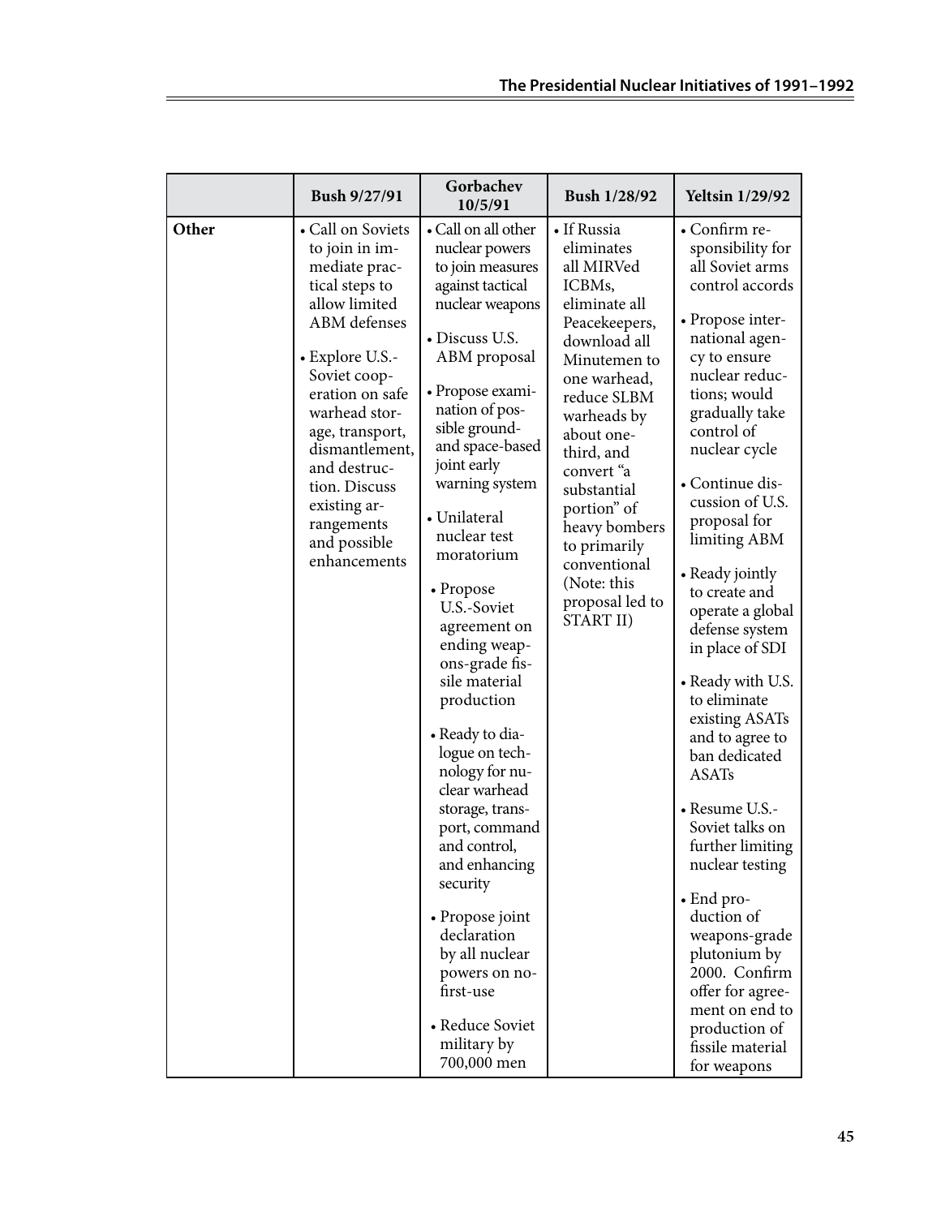| | Bush 9/27/91 | Gorbachev 10/5/91 | Bush 1/28/92 | Yeltsin 1/29/92 |
|---|---|---|---|---|
| **Other** | • Call on Soviets to join in immediate practical steps to allow limited ABM defenses<br><br>• Explore U.S.-Soviet cooperation on safe warhead storage, transport, dismantlement, and destruction. Discuss existing arrangements and possible enhancements | • Call on all other nuclear powers to join measures against tactical nuclear weapons<br><br>• Discuss U.S. ABM proposal<br><br>• Propose examination of possible ground- and space-based joint early warning system<br><br>• Unilateral nuclear test moratorium<br><br>• Propose U.S.-Soviet agreement on ending weapons-grade fissile material production<br><br>• Ready to dialogue on technology for nuclear warhead storage, transport, command and control, and enhancing security<br><br>• Propose joint declaration by all nuclear powers on no-first-use<br><br>• Reduce Soviet military by 700,000 men | • If Russia eliminates all MIRVed ICBMs, eliminate all Peacekeepers, download all Minutemen to one warhead, reduce SLBM warheads by about one-third, and convert "a substantial portion" of heavy bombers to primarily conventional (Note: this proposal led to START II) | • Confirm responsibility for all Soviet arms control accords<br><br>• Propose international agency to ensure nuclear reductions; would gradually take control of nuclear cycle<br><br>• Continue discussion of U.S. proposal for limiting ABM<br><br>• Ready jointly to create and operate a global defense system in place of SDI<br><br>• Ready with U.S. to eliminate existing ASATs and to agree to ban dedicated ASATs<br><br>• Resume U.S.-Soviet talks on further limiting nuclear testing<br><br>• End production of weapons-grade plutonium by 2000. Confirm offer for agreement on end to production of fissile material for weapons |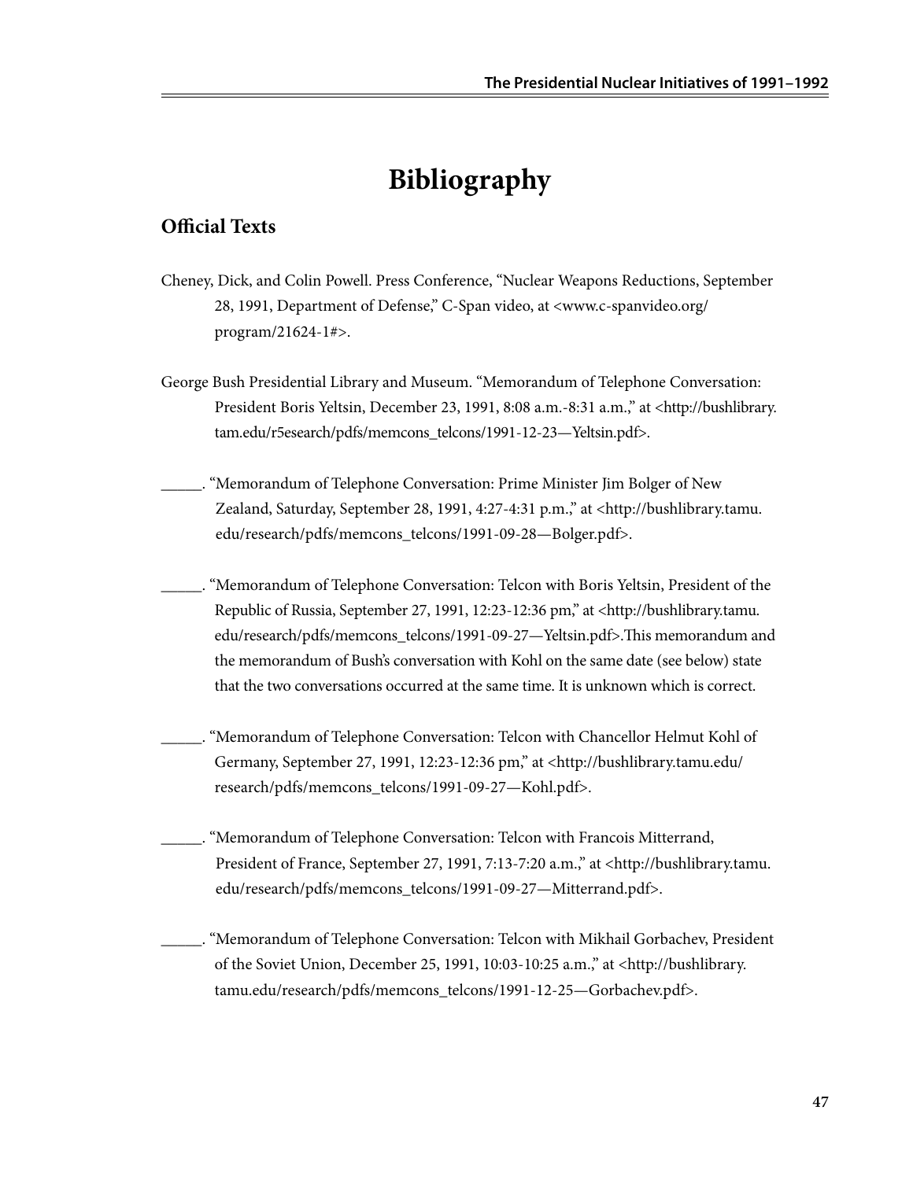# Bibliography

## Official Texts

Cheney, Dick, and Colin Powell. Press Conference, "Nuclear Weapons Reductions, September 28, 1991, Department of Defense," C-Span video, at <www.c-spanvideo.org/program/21624-1#>.

George Bush Presidential Library and Museum. "Memorandum of Telephone Conversation: President Boris Yeltsin, December 23, 1991, 8:08 a.m.-8:31 a.m.," at <http://bushlibrary.tam.edu/r5esearch/pdfs/memcons_telcons/1991-12-23—Yeltsin.pdf>.

_____. "Memorandum of Telephone Conversation: Prime Minister Jim Bolger of New Zealand, Saturday, September 28, 1991, 4:27-4:31 p.m.," at <http://bushlibrary.tamu.edu/research/pdfs/memcons_telcons/1991-09-28—Bolger.pdf>.

_____. "Memorandum of Telephone Conversation: Telcon with Boris Yeltsin, President of the Republic of Russia, September 27, 1991, 12:23-12:36 pm," at <http://bushlibrary.tamu.edu/research/pdfs/memcons_telcons/1991-09-27—Yeltsin.pdf>.This memorandum and the memorandum of Bush's conversation with Kohl on the same date (see below) state that the two conversations occurred at the same time. It is unknown which is correct.

_____. "Memorandum of Telephone Conversation: Telcon with Chancellor Helmut Kohl of Germany, September 27, 1991, 12:23-12:36 pm," at <http://bushlibrary.tamu.edu/research/pdfs/memcons_telcons/1991-09-27—Kohl.pdf>.

_____. "Memorandum of Telephone Conversation: Telcon with Francois Mitterrand, President of France, September 27, 1991, 7:13-7:20 a.m.," at <http://bushlibrary.tamu.edu/research/pdfs/memcons_telcons/1991-09-27—Mitterrand.pdf>.

_____. "Memorandum of Telephone Conversation: Telcon with Mikhail Gorbachev, President of the Soviet Union, December 25, 1991, 10:03-10:25 a.m.," at <http://bushlibrary.tamu.edu/research/pdfs/memcons_telcons/1991-12-25—Gorbachev.pdf>.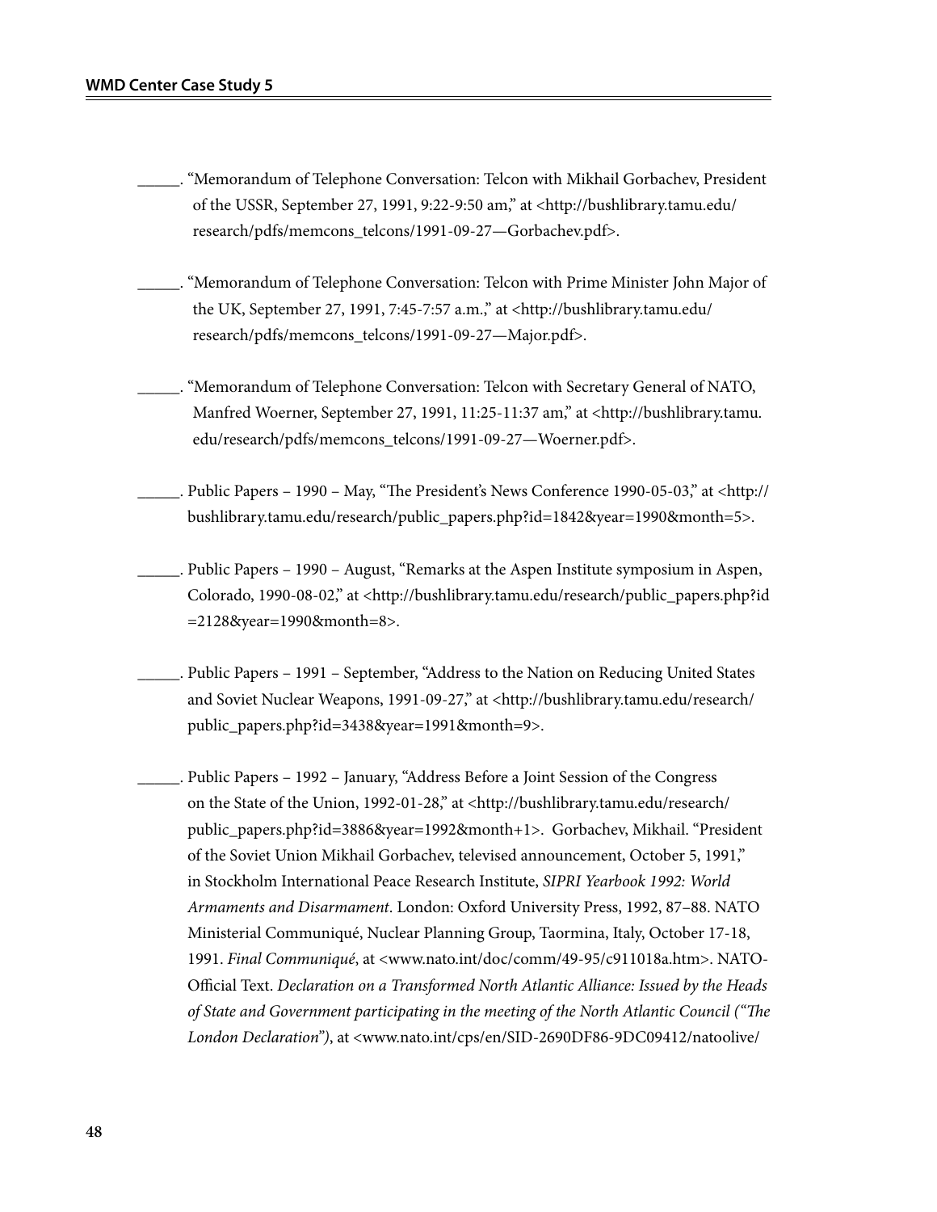_____. "Memorandum of Telephone Conversation: Telcon with Mikhail Gorbachev, President of the USSR, September 27, 1991, 9:22-9:50 am," at <http://bushlibrary.tamu.edu/research/pdfs/memcons_telcons/1991-09-27—Gorbachev.pdf>.

_____. "Memorandum of Telephone Conversation: Telcon with Prime Minister John Major of the UK, September 27, 1991, 7:45-7:57 a.m.," at <http://bushlibrary.tamu.edu/research/pdfs/memcons_telcons/1991-09-27—Major.pdf>.

_____. "Memorandum of Telephone Conversation: Telcon with Secretary General of NATO, Manfred Woerner, September 27, 1991, 11:25-11:37 am," at <http://bushlibrary.tamu.edu/research/pdfs/memcons_telcons/1991-09-27—Woerner.pdf>.

_____. Public Papers – 1990 – May, "The President's News Conference 1990-05-03," at <http://bushlibrary.tamu.edu/research/public_papers.php?id=1842&year=1990&month=5>.

_____. Public Papers – 1990 – August, "Remarks at the Aspen Institute symposium in Aspen, Colorado, 1990-08-02," at <http://bushlibrary.tamu.edu/research/public_papers.php?id=2128&year=1990&month=8>.

_____. Public Papers – 1991 – September, "Address to the Nation on Reducing United States and Soviet Nuclear Weapons, 1991-09-27," at <http://bushlibrary.tamu.edu/research/public_papers.php?id=3438&year=1991&month=9>.

_____. Public Papers – 1992 – January, "Address Before a Joint Session of the Congress on the State of the Union, 1992-01-28," at <http://bushlibrary.tamu.edu/research/public_papers.php?id=3886&year=1992&month+1>. Gorbachev, Mikhail. "President of the Soviet Union Mikhail Gorbachev, televised announcement, October 5, 1991," in Stockholm International Peace Research Institute, *SIPRI Yearbook 1992: World Armaments and Disarmament*. London: Oxford University Press, 1992, 87–88. NATO Ministerial Communiqué, Nuclear Planning Group, Taormina, Italy, October 17-18, 1991. *Final Communiqué*, at <www.nato.int/doc/comm/49-95/c911018a.htm>. NATO-Official Text. *Declaration on a Transformed North Atlantic Alliance: Issued by the Heads of State and Government participating in the meeting of the North Atlantic Council ("The London Declaration")*, at <www.nato.int/cps/en/SID-2690DF86-9DC09412/natoolive/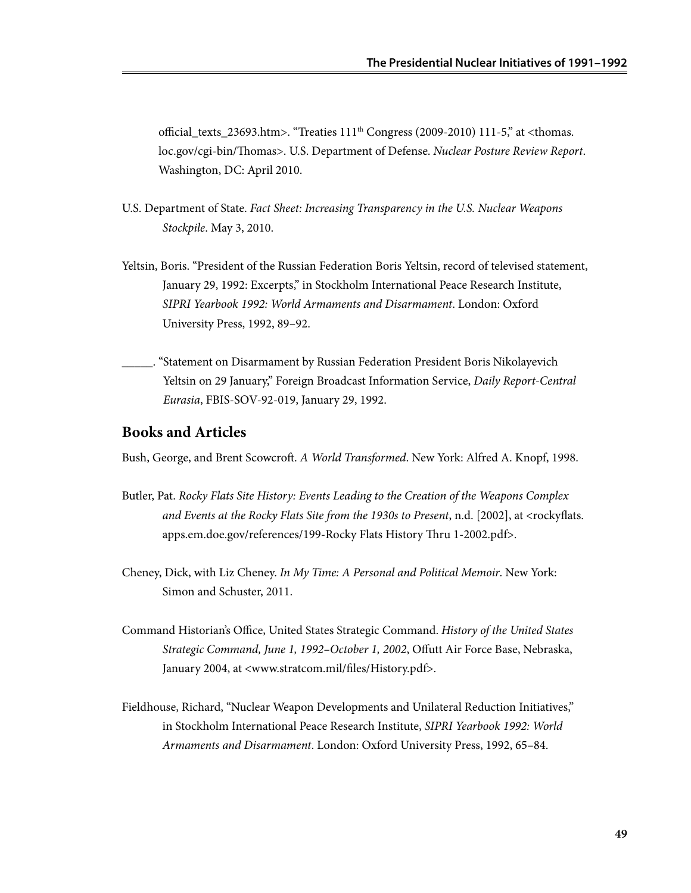official_texts_23693.htm>. "Treaties 111th Congress (2009-2010) 111-5," at <thomas.loc.gov/cgi-bin/Thomas>. U.S. Department of Defense. *Nuclear Posture Review Report*. Washington, DC: April 2010.

U.S. Department of State. *Fact Sheet: Increasing Transparency in the U.S. Nuclear Weapons Stockpile*. May 3, 2010.

Yeltsin, Boris. "President of the Russian Federation Boris Yeltsin, record of televised statement, January 29, 1992: Excerpts," in Stockholm International Peace Research Institute, *SIPRI Yearbook 1992: World Armaments and Disarmament*. London: Oxford University Press, 1992, 89–92.

_____. "Statement on Disarmament by Russian Federation President Boris Nikolayevich Yeltsin on 29 January," Foreign Broadcast Information Service, *Daily Report-Central Eurasia*, FBIS-SOV-92-019, January 29, 1992.

## Books and Articles

Bush, George, and Brent Scowcroft. *A World Transformed*. New York: Alfred A. Knopf, 1998.

Butler, Pat. *Rocky Flats Site History: Events Leading to the Creation of the Weapons Complex and Events at the Rocky Flats Site from the 1930s to Present*, n.d. [2002], at <rockyflats.apps.em.doe.gov/references/199-Rocky Flats History Thru 1-2002.pdf>.

Cheney, Dick, with Liz Cheney. *In My Time: A Personal and Political Memoir*. New York: Simon and Schuster, 2011.

Command Historian's Office, United States Strategic Command. *History of the United States Strategic Command, June 1, 1992–October 1, 2002*, Offutt Air Force Base, Nebraska, January 2004, at <www.stratcom.mil/files/History.pdf>.

Fieldhouse, Richard, "Nuclear Weapon Developments and Unilateral Reduction Initiatives," in Stockholm International Peace Research Institute, *SIPRI Yearbook 1992: World Armaments and Disarmament*. London: Oxford University Press, 1992, 65–84.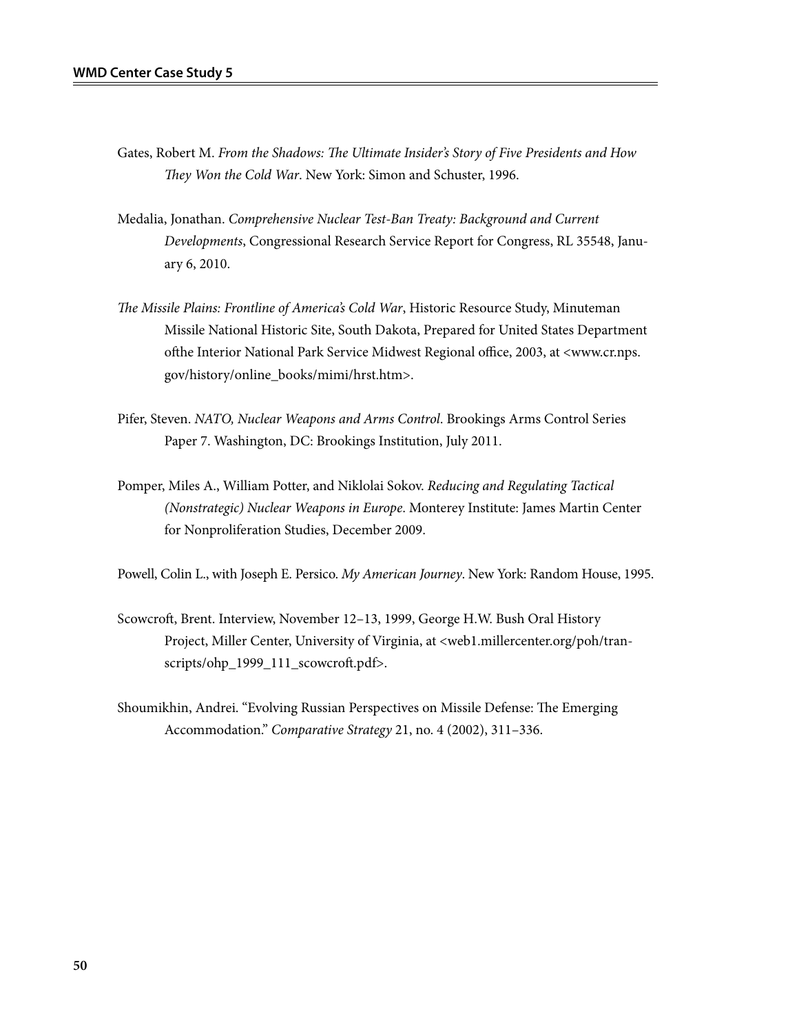Gates, Robert M. *From the Shadows: The Ultimate Insider's Story of Five Presidents and How They Won the Cold War*. New York: Simon and Schuster, 1996.

Medalia, Jonathan. *Comprehensive Nuclear Test-Ban Treaty: Background and Current Developments*, Congressional Research Service Report for Congress, RL 35548, January 6, 2010.

*The Missile Plains: Frontline of America's Cold War*, Historic Resource Study, Minuteman Missile National Historic Site, South Dakota, Prepared for United States Department ofthe Interior National Park Service Midwest Regional office, 2003, at <www.cr.nps.gov/history/online_books/mimi/hrst.htm>.

Pifer, Steven. *NATO, Nuclear Weapons and Arms Control*. Brookings Arms Control Series Paper 7. Washington, DC: Brookings Institution, July 2011.

Pomper, Miles A., William Potter, and Niklolai Sokov. *Reducing and Regulating Tactical (Nonstrategic) Nuclear Weapons in Europe*. Monterey Institute: James Martin Center for Nonproliferation Studies, December 2009.

Powell, Colin L., with Joseph E. Persico. *My American Journey*. New York: Random House, 1995.

Scowcroft, Brent. Interview, November 12–13, 1999, George H.W. Bush Oral History Project, Miller Center, University of Virginia, at <web1.millercenter.org/poh/transcripts/ohp_1999_111_scowcroft.pdf>.

Shoumikhin, Andrei. "Evolving Russian Perspectives on Missile Defense: The Emerging Accommodation." *Comparative Strategy* 21, no. 4 (2002), 311–336.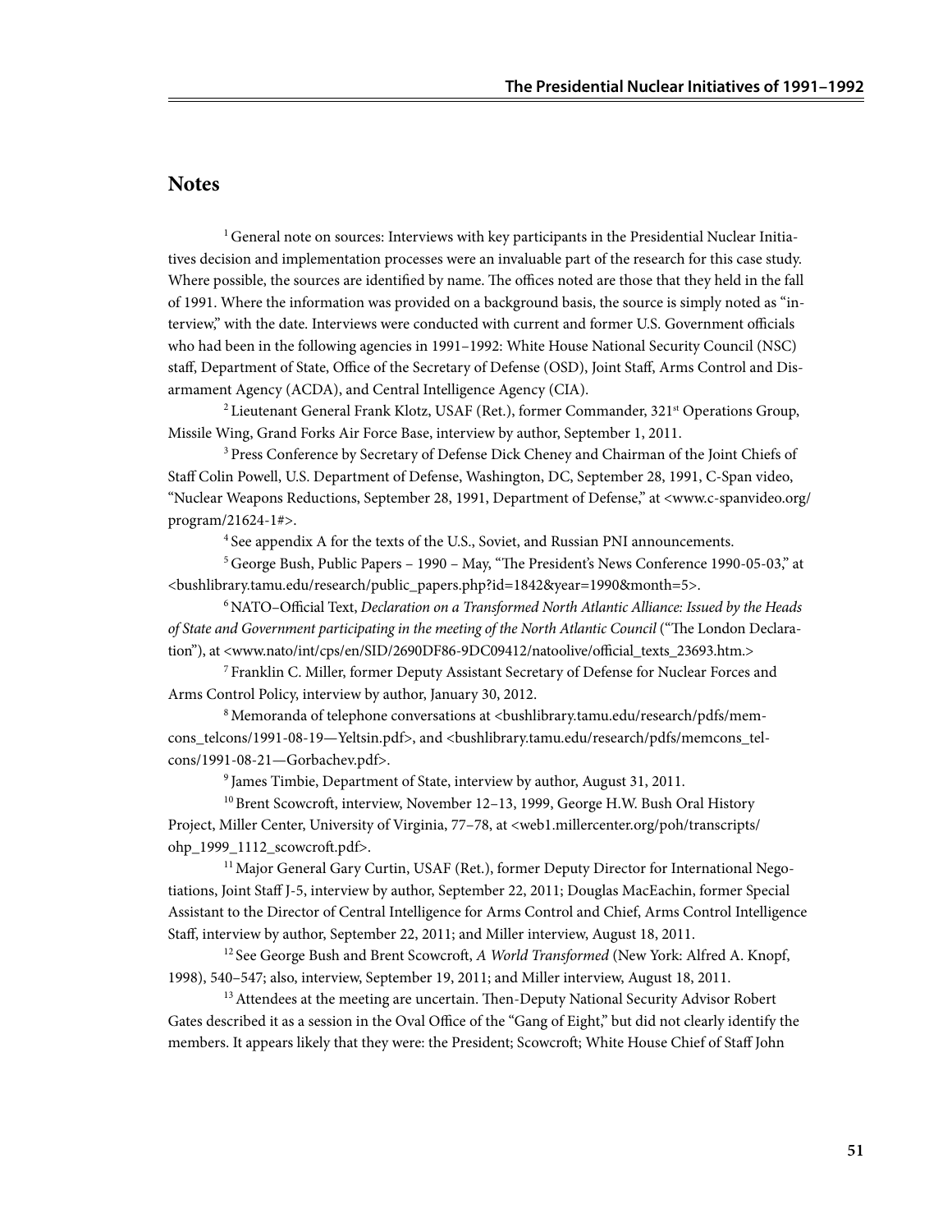## Notes

[1] General note on sources: Interviews with key participants in the Presidential Nuclear Initiatives decision and implementation processes were an invaluable part of the research for this case study. Where possible, the sources are identified by name. The offices noted are those that they held in the fall of 1991. Where the information was provided on a background basis, the source is simply noted as "interview," with the date. Interviews were conducted with current and former U.S. Government officials who had been in the following agencies in 1991–1992: White House National Security Council (NSC) staff, Department of State, Office of the Secretary of Defense (OSD), Joint Staff, Arms Control and Disarmament Agency (ACDA), and Central Intelligence Agency (CIA).

[2] Lieutenant General Frank Klotz, USAF (Ret.), former Commander, 321st Operations Group, Missile Wing, Grand Forks Air Force Base, interview by author, September 1, 2011.

[3] Press Conference by Secretary of Defense Dick Cheney and Chairman of the Joint Chiefs of Staff Colin Powell, U.S. Department of Defense, Washington, DC, September 28, 1991, C-Span video, "Nuclear Weapons Reductions, September 28, 1991, Department of Defense," at <www.c-spanvideo.org/program/21624-1#>.

[4] See appendix A for the texts of the U.S., Soviet, and Russian PNI announcements.

[5] George Bush, Public Papers – 1990 – May, "The President's News Conference 1990-05-03," at <bushlibrary.tamu.edu/research/public_papers.php?id=1842&year=1990&month=5>.

[6] NATO–Official Text, *Declaration on a Transformed North Atlantic Alliance: Issued by the Heads of State and Government participating in the meeting of the North Atlantic Council* ("The London Declaration"), at <www.nato/int/cps/en/SID/2690DF86-9DC09412/natoolive/official_texts_23693.htm.>

[7] Franklin C. Miller, former Deputy Assistant Secretary of Defense for Nuclear Forces and Arms Control Policy, interview by author, January 30, 2012.

[8] Memoranda of telephone conversations at <bushlibrary.tamu.edu/research/pdfs/memcons_telcons/1991-08-19—Yeltsin.pdf>, and <bushlibrary.tamu.edu/research/pdfs/memcons_telcons/1991-08-21—Gorbachev.pdf>.

[9] James Timbie, Department of State, interview by author, August 31, 2011.

[10] Brent Scowcroft, interview, November 12–13, 1999, George H.W. Bush Oral History Project, Miller Center, University of Virginia, 77–78, at <web1.millercenter.org/poh/transcripts/ohp_1999_1112_scowcroft.pdf>.

[11] Major General Gary Curtin, USAF (Ret.), former Deputy Director for International Negotiations, Joint Staff J-5, interview by author, September 22, 2011; Douglas MacEachin, former Special Assistant to the Director of Central Intelligence for Arms Control and Chief, Arms Control Intelligence Staff, interview by author, September 22, 2011; and Miller interview, August 18, 2011.

[12] See George Bush and Brent Scowcroft, *A World Transformed* (New York: Alfred A. Knopf, 1998), 540–547; also, interview, September 19, 2011; and Miller interview, August 18, 2011.

[13] Attendees at the meeting are uncertain. Then-Deputy National Security Advisor Robert Gates described it as a session in the Oval Office of the "Gang of Eight," but did not clearly identify the members. It appears likely that they were: the President; Scowcroft; White House Chief of Staff John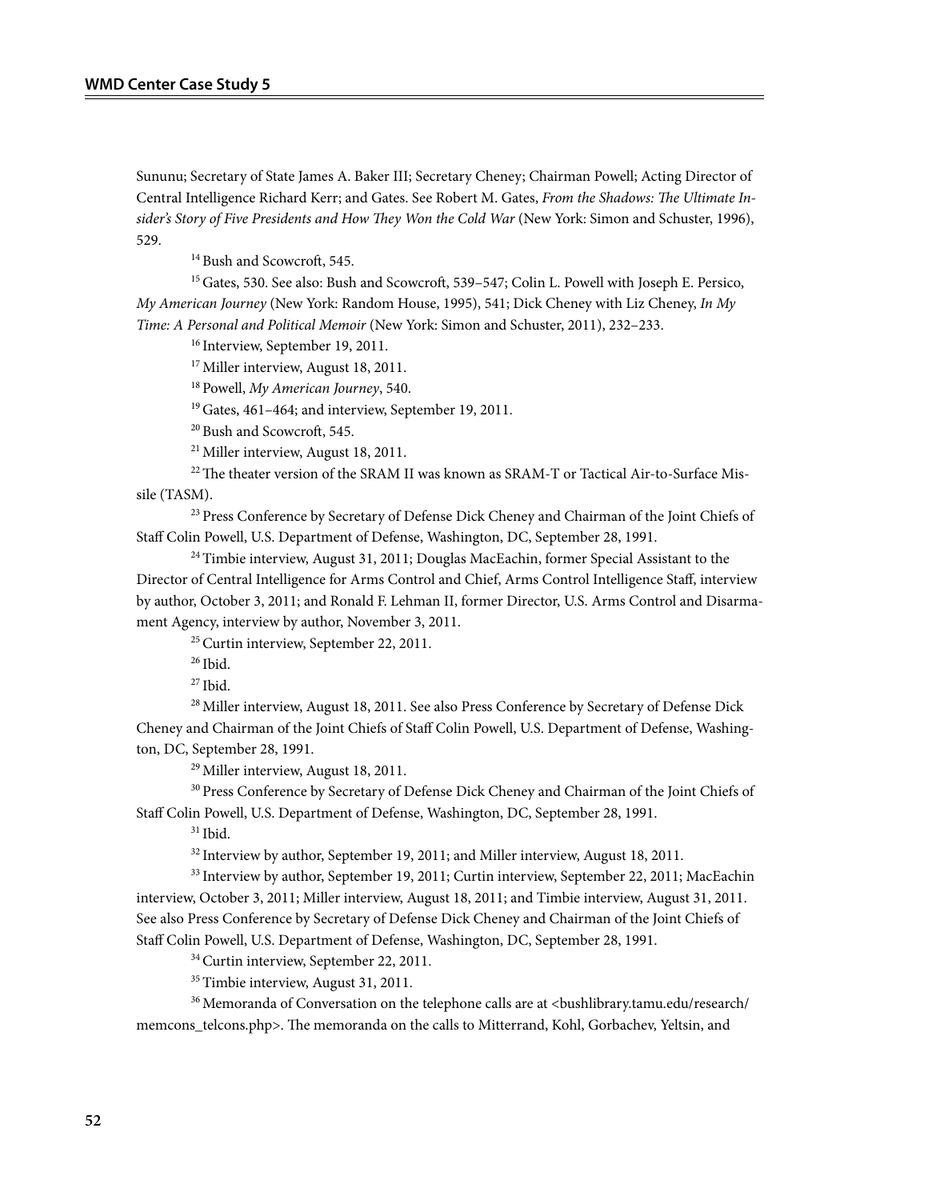Sununu; Secretary of State James A. Baker III; Secretary Cheney; Chairman Powell; Acting Director of Central Intelligence Richard Kerr; and Gates. See Robert M. Gates, *From the Shadows: The Ultimate Insider's Story of Five Presidents and How They Won the Cold War* (New York: Simon and Schuster, 1996), 529.

[14] Bush and Scowcroft, 545.

[15] Gates, 530. See also: Bush and Scowcroft, 539–547; Colin L. Powell with Joseph E. Persico, *My American Journey* (New York: Random House, 1995), 541; Dick Cheney with Liz Cheney, *In My Time: A Personal and Political Memoir* (New York: Simon and Schuster, 2011), 232–233.

[16] Interview, September 19, 2011.

[17] Miller interview, August 18, 2011.

[18] Powell, *My American Journey*, 540.

[19] Gates, 461–464; and interview, September 19, 2011.

[20] Bush and Scowcroft, 545.

[21] Miller interview, August 18, 2011.

[22] The theater version of the SRAM II was known as SRAM-T or Tactical Air-to-Surface Missile (TASM).

[23] Press Conference by Secretary of Defense Dick Cheney and Chairman of the Joint Chiefs of Staff Colin Powell, U.S. Department of Defense, Washington, DC, September 28, 1991.

[24] Timbie interview, August 31, 2011; Douglas MacEachin, former Special Assistant to the Director of Central Intelligence for Arms Control and Chief, Arms Control Intelligence Staff, interview by author, October 3, 2011; and Ronald F. Lehman II, former Director, U.S. Arms Control and Disarmament Agency, interview by author, November 3, 2011.

[25] Curtin interview, September 22, 2011.

[26] Ibid.

[27] Ibid.

[28] Miller interview, August 18, 2011. See also Press Conference by Secretary of Defense Dick Cheney and Chairman of the Joint Chiefs of Staff Colin Powell, U.S. Department of Defense, Washington, DC, September 28, 1991.

[29] Miller interview, August 18, 2011.

[30] Press Conference by Secretary of Defense Dick Cheney and Chairman of the Joint Chiefs of Staff Colin Powell, U.S. Department of Defense, Washington, DC, September 28, 1991.

[31] Ibid.

[32] Interview by author, September 19, 2011; and Miller interview, August 18, 2011.

[33] Interview by author, September 19, 2011; Curtin interview, September 22, 2011; MacEachin interview, October 3, 2011; Miller interview, August 18, 2011; and Timbie interview, August 31, 2011. See also Press Conference by Secretary of Defense Dick Cheney and Chairman of the Joint Chiefs of Staff Colin Powell, U.S. Department of Defense, Washington, DC, September 28, 1991.

[34] Curtin interview, September 22, 2011.

[35] Timbie interview, August 31, 2011.

[36] Memoranda of Conversation on the telephone calls are at <bushlibrary.tamu.edu/research/memcons_telcons.php>. The memoranda on the calls to Mitterrand, Kohl, Gorbachev, Yeltsin, and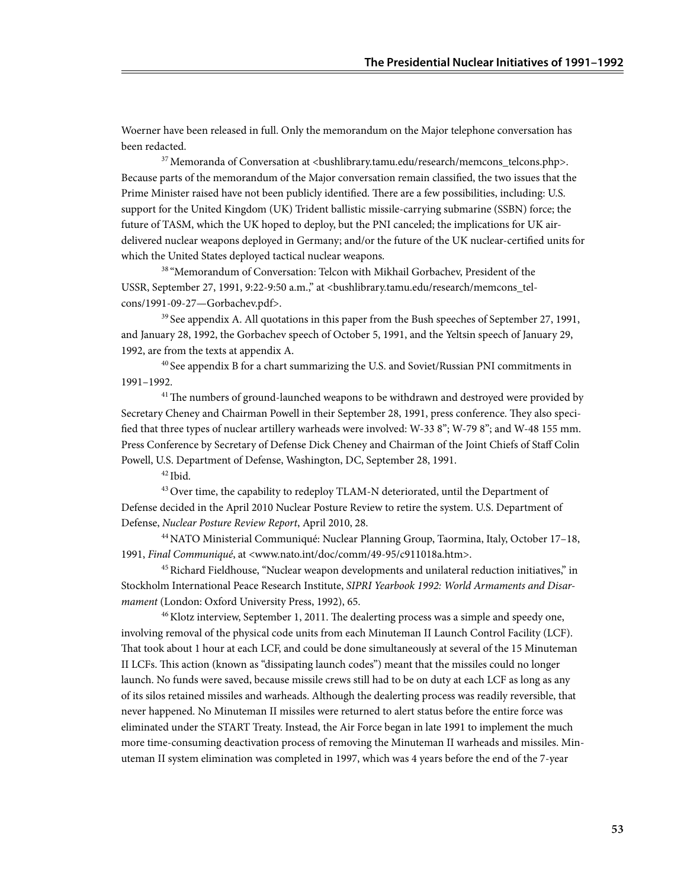Woerner have been released in full. Only the memorandum on the Major telephone conversation has been redacted.

[37] Memoranda of Conversation at <bushlibrary.tamu.edu/research/memcons_telcons.php>. Because parts of the memorandum of the Major conversation remain classified, the two issues that the Prime Minister raised have not been publicly identified. There are a few possibilities, including: U.S. support for the United Kingdom (UK) Trident ballistic missile-carrying submarine (SSBN) force; the future of TASM, which the UK hoped to deploy, but the PNI canceled; the implications for UK air-delivered nuclear weapons deployed in Germany; and/or the future of the UK nuclear-certified units for which the United States deployed tactical nuclear weapons.

[38] "Memorandum of Conversation: Telcon with Mikhail Gorbachev, President of the USSR, September 27, 1991, 9:22-9:50 a.m.," at <bushlibrary.tamu.edu/research/memcons_telcons/1991-09-27—Gorbachev.pdf>.

[39] See appendix A. All quotations in this paper from the Bush speeches of September 27, 1991, and January 28, 1992, the Gorbachev speech of October 5, 1991, and the Yeltsin speech of January 29, 1992, are from the texts at appendix A.

[40] See appendix B for a chart summarizing the U.S. and Soviet/Russian PNI commitments in 1991–1992.

[41] The numbers of ground-launched weapons to be withdrawn and destroyed were provided by Secretary Cheney and Chairman Powell in their September 28, 1991, press conference. They also specified that three types of nuclear artillery warheads were involved: W-33 8"; W-79 8"; and W-48 155 mm. Press Conference by Secretary of Defense Dick Cheney and Chairman of the Joint Chiefs of Staff Colin Powell, U.S. Department of Defense, Washington, DC, September 28, 1991.

[42] Ibid.

[43] Over time, the capability to redeploy TLAM-N deteriorated, until the Department of Defense decided in the April 2010 Nuclear Posture Review to retire the system. U.S. Department of Defense, *Nuclear Posture Review Report*, April 2010, 28.

[44] NATO Ministerial Communiqué: Nuclear Planning Group, Taormina, Italy, October 17–18, 1991, *Final Communiqué*, at <www.nato.int/doc/comm/49-95/c911018a.htm>.

[45] Richard Fieldhouse, "Nuclear weapon developments and unilateral reduction initiatives," in Stockholm International Peace Research Institute, *SIPRI Yearbook 1992: World Armaments and Disarmament* (London: Oxford University Press, 1992), 65.

[46] Klotz interview, September 1, 2011. The dealerting process was a simple and speedy one, involving removal of the physical code units from each Minuteman II Launch Control Facility (LCF). That took about 1 hour at each LCF, and could be done simultaneously at several of the 15 Minuteman II LCFs. This action (known as "dissipating launch codes") meant that the missiles could no longer launch. No funds were saved, because missile crews still had to be on duty at each LCF as long as any of its silos retained missiles and warheads. Although the dealerting process was readily reversible, that never happened. No Minuteman II missiles were returned to alert status before the entire force was eliminated under the START Treaty. Instead, the Air Force began in late 1991 to implement the much more time-consuming deactivation process of removing the Minuteman II warheads and missiles. Minuteman II system elimination was completed in 1997, which was 4 years before the end of the 7-year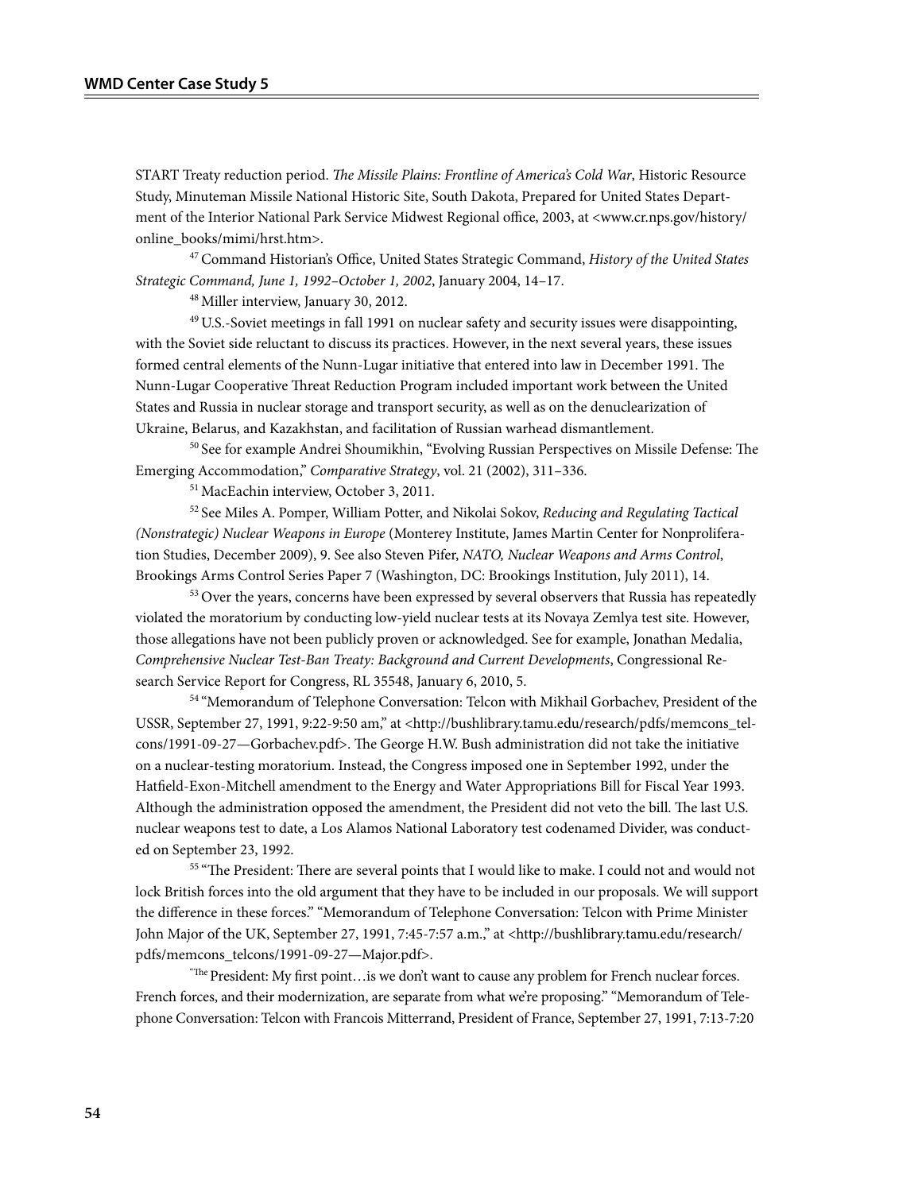START Treaty reduction period. *The Missile Plains: Frontline of America's Cold War*, Historic Resource Study, Minuteman Missile National Historic Site, South Dakota, Prepared for United States Department of the Interior National Park Service Midwest Regional office, 2003, at <www.cr.nps.gov/history/online_books/mimi/hrst.htm>.

[47] Command Historian's Office, United States Strategic Command, *History of the United States Strategic Command, June 1, 1992–October 1, 2002*, January 2004, 14–17.

[48] Miller interview, January 30, 2012.

[49] U.S.-Soviet meetings in fall 1991 on nuclear safety and security issues were disappointing, with the Soviet side reluctant to discuss its practices. However, in the next several years, these issues formed central elements of the Nunn-Lugar initiative that entered into law in December 1991. The Nunn-Lugar Cooperative Threat Reduction Program included important work between the United States and Russia in nuclear storage and transport security, as well as on the denuclearization of Ukraine, Belarus, and Kazakhstan, and facilitation of Russian warhead dismantlement.

[50] See for example Andrei Shoumikhin, "Evolving Russian Perspectives on Missile Defense: The Emerging Accommodation," *Comparative Strategy*, vol. 21 (2002), 311–336.

[51] MacEachin interview, October 3, 2011.

[52] See Miles A. Pomper, William Potter, and Nikolai Sokov, *Reducing and Regulating Tactical (Nonstrategic) Nuclear Weapons in Europe* (Monterey Institute, James Martin Center for Nonproliferation Studies, December 2009), 9. See also Steven Pifer, *NATO, Nuclear Weapons and Arms Control*, Brookings Arms Control Series Paper 7 (Washington, DC: Brookings Institution, July 2011), 14.

[53] Over the years, concerns have been expressed by several observers that Russia has repeatedly violated the moratorium by conducting low-yield nuclear tests at its Novaya Zemlya test site. However, those allegations have not been publicly proven or acknowledged. See for example, Jonathan Medalia, *Comprehensive Nuclear Test-Ban Treaty: Background and Current Developments*, Congressional Research Service Report for Congress, RL 35548, January 6, 2010, 5.

[54] "Memorandum of Telephone Conversation: Telcon with Mikhail Gorbachev, President of the USSR, September 27, 1991, 9:22-9:50 am," at <http://bushlibrary.tamu.edu/research/pdfs/memcons_telcons/1991-09-27—Gorbachev.pdf>. The George H.W. Bush administration did not take the initiative on a nuclear-testing moratorium. Instead, the Congress imposed one in September 1992, under the Hatfield-Exon-Mitchell amendment to the Energy and Water Appropriations Bill for Fiscal Year 1993. Although the administration opposed the amendment, the President did not veto the bill. The last U.S. nuclear weapons test to date, a Los Alamos National Laboratory test codenamed Divider, was conducted on September 23, 1992.

[55] "The President: There are several points that I would like to make. I could not and would not lock British forces into the old argument that they have to be included in our proposals. We will support the difference in these forces." "Memorandum of Telephone Conversation: Telcon with Prime Minister John Major of the UK, September 27, 1991, 7:45-7:57 a.m.," at <http://bushlibrary.tamu.edu/research/pdfs/memcons_telcons/1991-09-27—Major.pdf>.

"The President: My first point…is we don't want to cause any problem for French nuclear forces. French forces, and their modernization, are separate from what we're proposing." "Memorandum of Telephone Conversation: Telcon with Francois Mitterrand, President of France, September 27, 1991, 7:13-7:20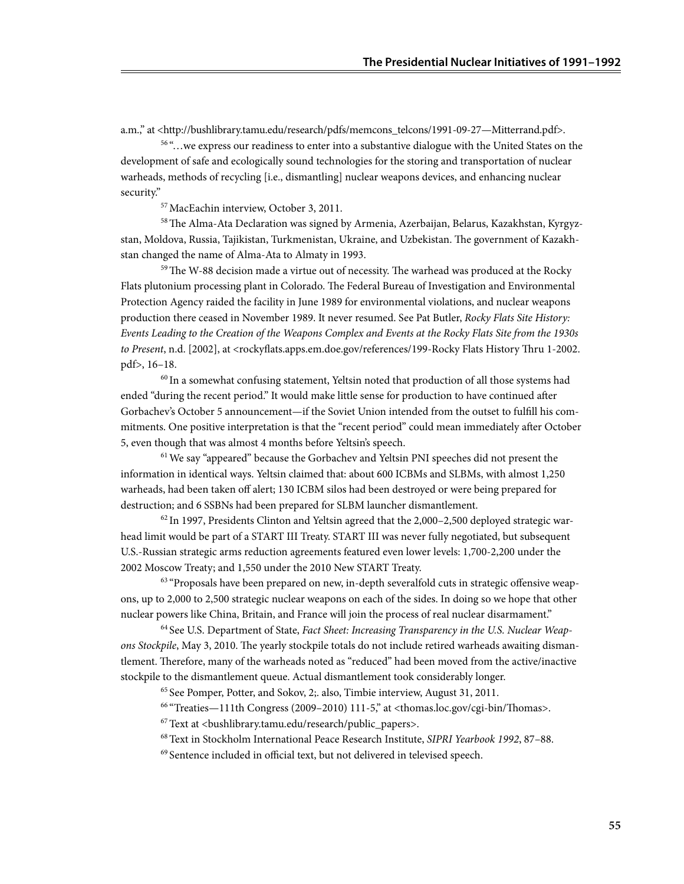a.m.," at <http://bushlibrary.tamu.edu/research/pdfs/memcons_telcons/1991-09-27—Mitterrand.pdf>.

[56] "…we express our readiness to enter into a substantive dialogue with the United States on the development of safe and ecologically sound technologies for the storing and transportation of nuclear warheads, methods of recycling [i.e., dismantling] nuclear weapons devices, and enhancing nuclear security."

[57] MacEachin interview, October 3, 2011.

[58] The Alma-Ata Declaration was signed by Armenia, Azerbaijan, Belarus, Kazakhstan, Kyrgyzstan, Moldova, Russia, Tajikistan, Turkmenistan, Ukraine, and Uzbekistan. The government of Kazakhstan changed the name of Alma-Ata to Almaty in 1993.

[59] The W-88 decision made a virtue out of necessity. The warhead was produced at the Rocky Flats plutonium processing plant in Colorado. The Federal Bureau of Investigation and Environmental Protection Agency raided the facility in June 1989 for environmental violations, and nuclear weapons production there ceased in November 1989. It never resumed. See Pat Butler, *Rocky Flats Site History: Events Leading to the Creation of the Weapons Complex and Events at the Rocky Flats Site from the 1930s to Present*, n.d. [2002], at <rockyflats.apps.em.doe.gov/references/199-Rocky Flats History Thru 1-2002.pdf>, 16–18.

[60] In a somewhat confusing statement, Yeltsin noted that production of all those systems had ended "during the recent period." It would make little sense for production to have continued after Gorbachev's October 5 announcement—if the Soviet Union intended from the outset to fulfill his commitments. One positive interpretation is that the "recent period" could mean immediately after October 5, even though that was almost 4 months before Yeltsin's speech.

[61] We say "appeared" because the Gorbachev and Yeltsin PNI speeches did not present the information in identical ways. Yeltsin claimed that: about 600 ICBMs and SLBMs, with almost 1,250 warheads, had been taken off alert; 130 ICBM silos had been destroyed or were being prepared for destruction; and 6 SSBNs had been prepared for SLBM launcher dismantlement.

[62] In 1997, Presidents Clinton and Yeltsin agreed that the 2,000–2,500 deployed strategic warhead limit would be part of a START III Treaty. START III was never fully negotiated, but subsequent U.S.-Russian strategic arms reduction agreements featured even lower levels: 1,700-2,200 under the 2002 Moscow Treaty; and 1,550 under the 2010 New START Treaty.

[63] "Proposals have been prepared on new, in-depth severalfold cuts in strategic offensive weapons, up to 2,000 to 2,500 strategic nuclear weapons on each of the sides. In doing so we hope that other nuclear powers like China, Britain, and France will join the process of real nuclear disarmament."

[64] See U.S. Department of State, *Fact Sheet: Increasing Transparency in the U.S. Nuclear Weapons Stockpile*, May 3, 2010. The yearly stockpile totals do not include retired warheads awaiting dismantlement. Therefore, many of the warheads noted as "reduced" had been moved from the active/inactive stockpile to the dismantlement queue. Actual dismantlement took considerably longer.

[65] See Pomper, Potter, and Sokov, 2;. also, Timbie interview, August 31, 2011.

[66] "Treaties—111th Congress (2009–2010) 111-5," at <thomas.loc.gov/cgi-bin/Thomas>.

[67] Text at <bushlibrary.tamu.edu/research/public_papers>.

[68] Text in Stockholm International Peace Research Institute, *SIPRI Yearbook 1992*, 87–88.

[69] Sentence included in official text, but not delivered in televised speech.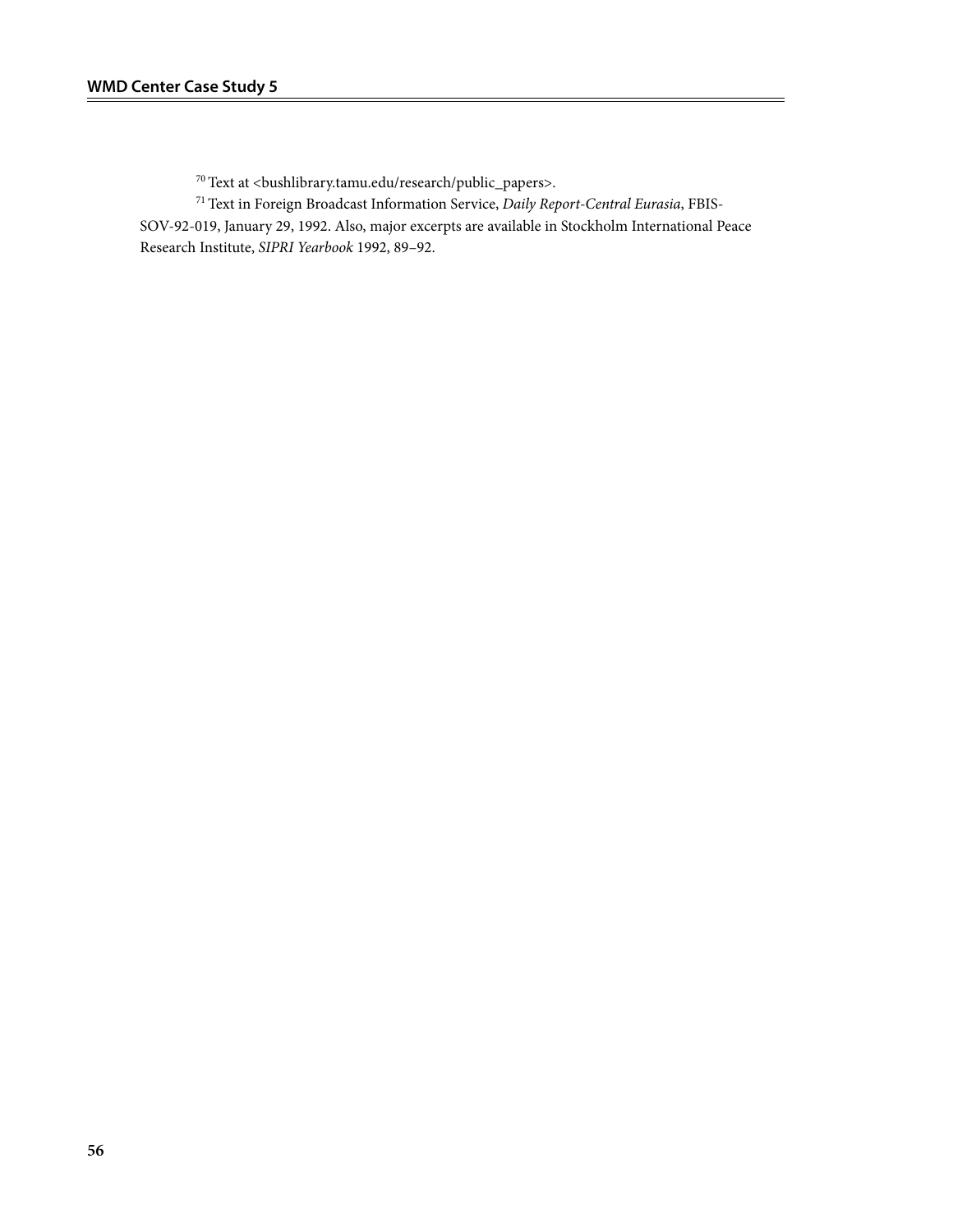[70] Text at <bushlibrary.tamu.edu/research/public_papers>.

[71] Text in Foreign Broadcast Information Service, *Daily Report-Central Eurasia*, FBIS-SOV-92-019, January 29, 1992. Also, major excerpts are available in Stockholm International Peace Research Institute, *SIPRI Yearbook* 1992, 89–92.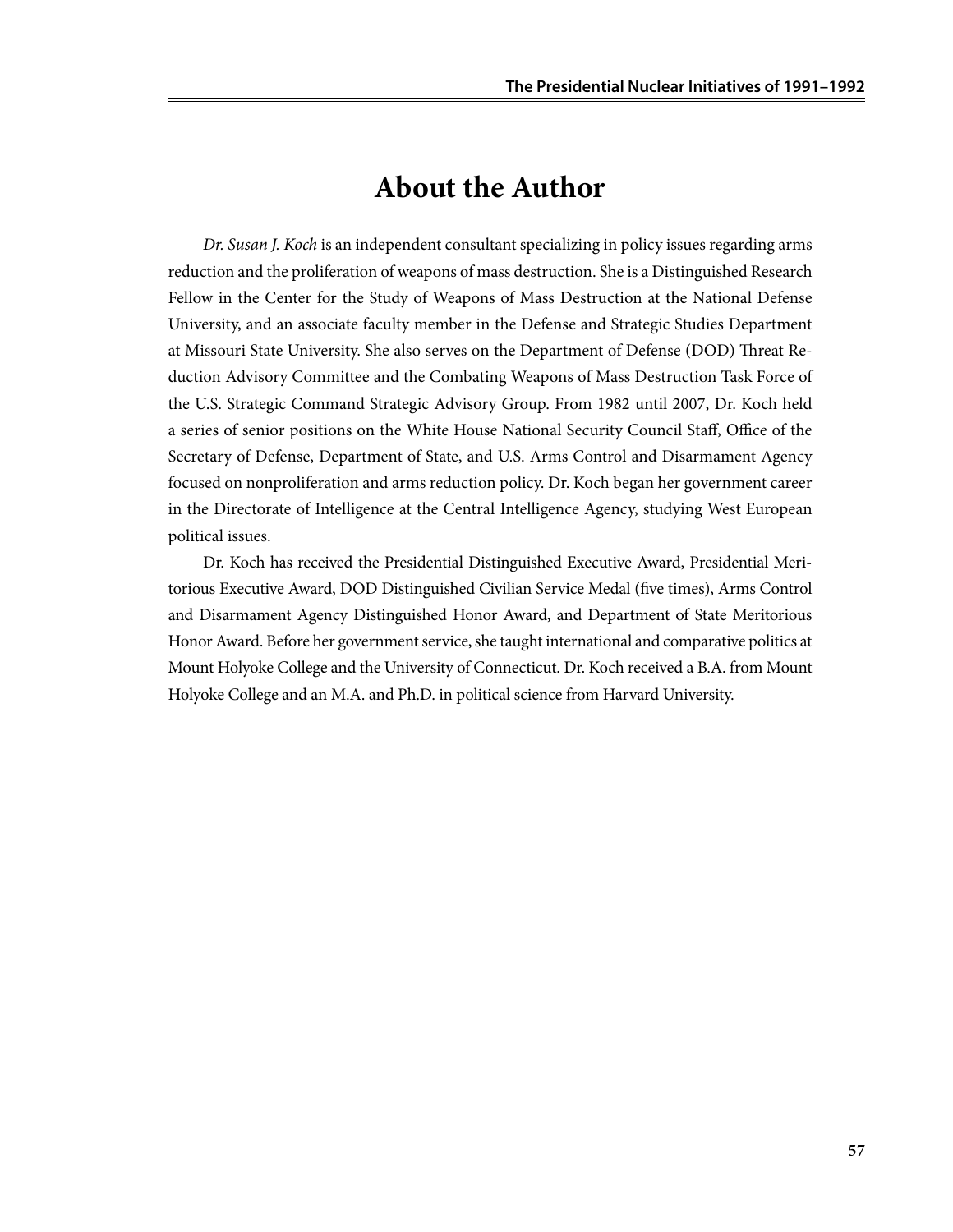# About the Author

*Dr. Susan J. Koch* is an independent consultant specializing in policy issues regarding arms reduction and the proliferation of weapons of mass destruction. She is a Distinguished Research Fellow in the Center for the Study of Weapons of Mass Destruction at the National Defense University, and an associate faculty member in the Defense and Strategic Studies Department at Missouri State University. She also serves on the Department of Defense (DOD) Threat Reduction Advisory Committee and the Combating Weapons of Mass Destruction Task Force of the U.S. Strategic Command Strategic Advisory Group. From 1982 until 2007, Dr. Koch held a series of senior positions on the White House National Security Council Staff, Office of the Secretary of Defense, Department of State, and U.S. Arms Control and Disarmament Agency focused on nonproliferation and arms reduction policy. Dr. Koch began her government career in the Directorate of Intelligence at the Central Intelligence Agency, studying West European political issues.

Dr. Koch has received the Presidential Distinguished Executive Award, Presidential Meritorious Executive Award, DOD Distinguished Civilian Service Medal (five times), Arms Control and Disarmament Agency Distinguished Honor Award, and Department of State Meritorious Honor Award. Before her government service, she taught international and comparative politics at Mount Holyoke College and the University of Connecticut. Dr. Koch received a B.A. from Mount Holyoke College and an M.A. and Ph.D. in political science from Harvard University.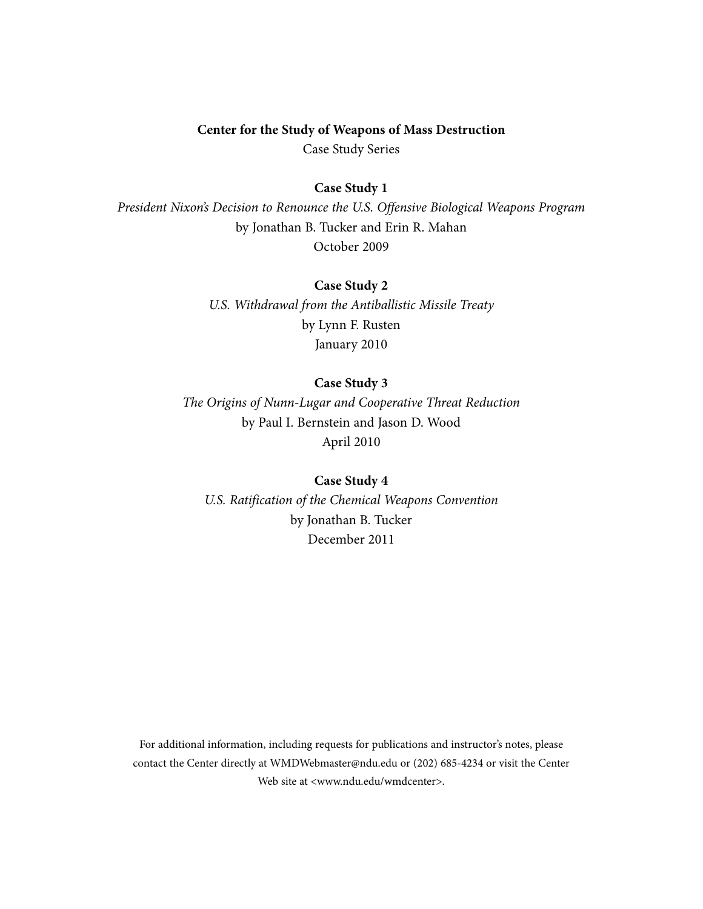**Center for the Study of Weapons of Mass Destruction**
Case Study Series

**Case Study 1**
*President Nixon's Decision to Renounce the U.S. Offensive Biological Weapons Program*
by Jonathan B. Tucker and Erin R. Mahan
October 2009

**Case Study 2**
*U.S. Withdrawal from the Antiballistic Missile Treaty*
by Lynn F. Rusten
January 2010

**Case Study 3**
*The Origins of Nunn-Lugar and Cooperative Threat Reduction*
by Paul I. Bernstein and Jason D. Wood
April 2010

**Case Study 4**
*U.S. Ratification of the Chemical Weapons Convention*
by Jonathan B. Tucker
December 2011

For additional information, including requests for publications and instructor's notes, please contact the Center directly at WMDWebmaster@ndu.edu or (202) 685-4234 or visit the Center Web site at <www.ndu.edu/wmdcenter>.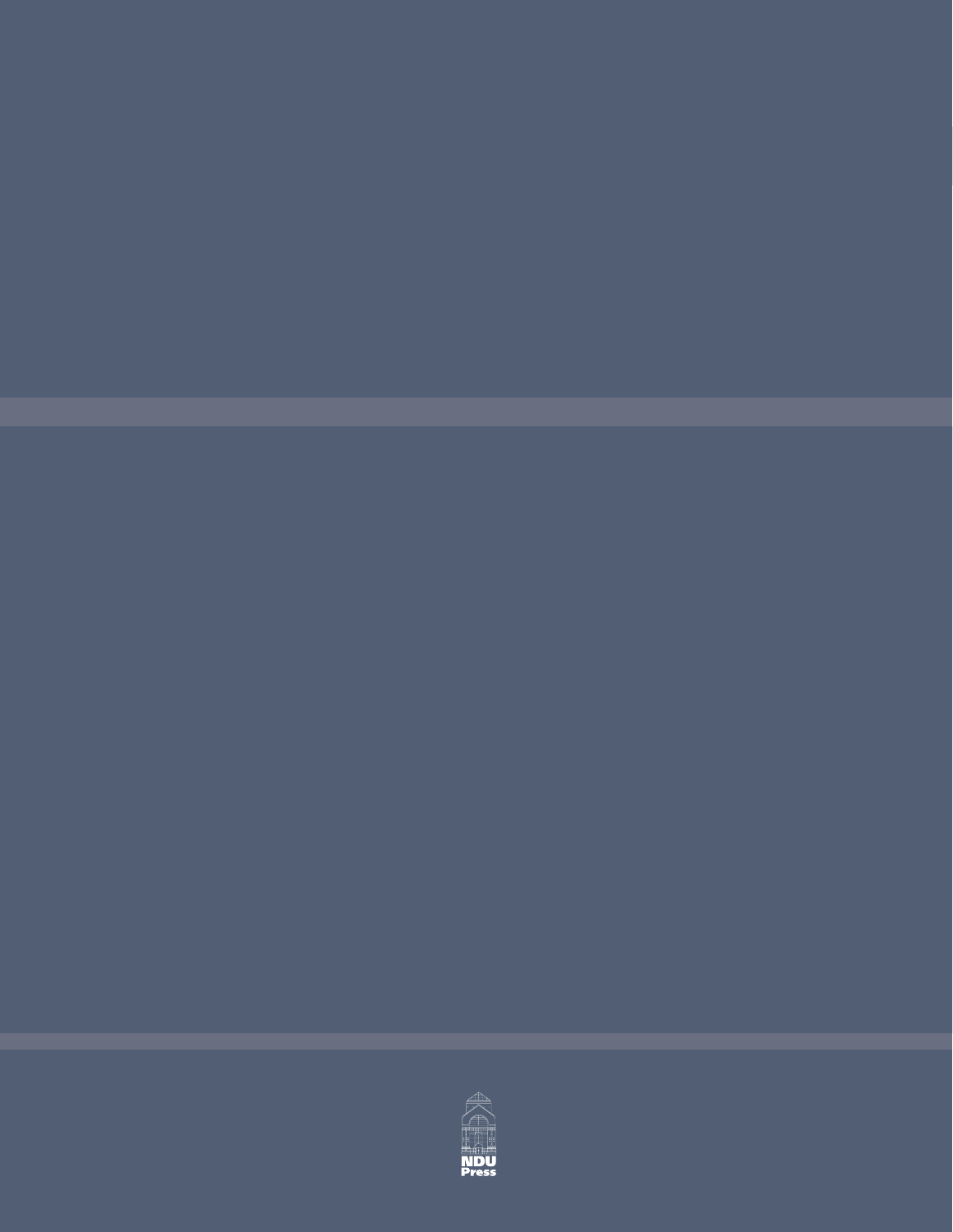NDU
Press